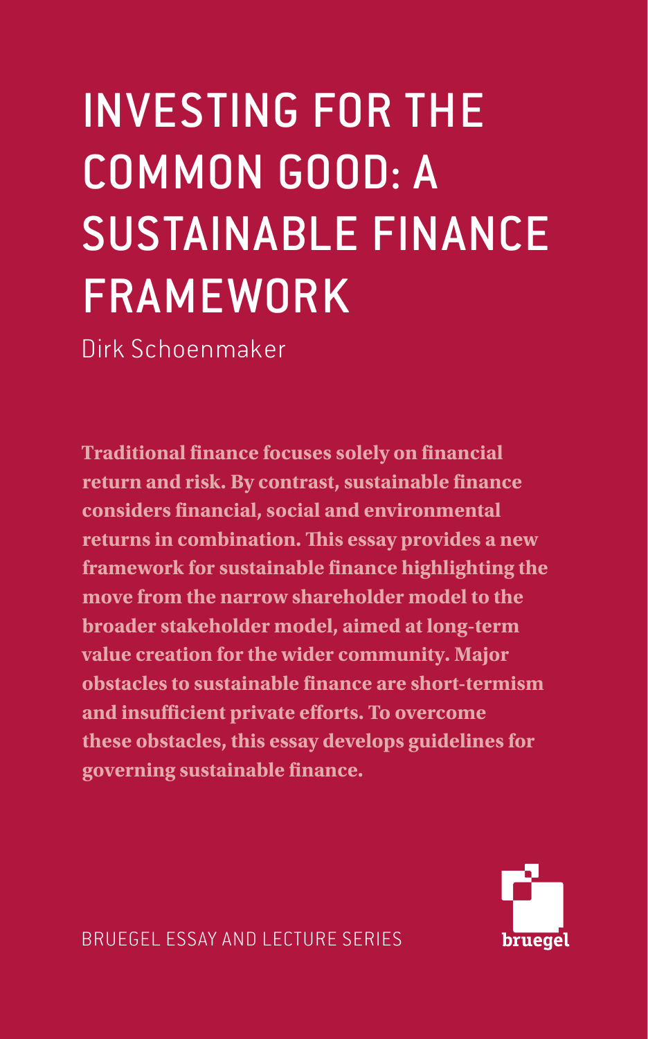# INVESTING FOR THE COMMON GOOD: A SUSTAINABLE FINANCE FRAMEWORK

Dirk Schoenmaker

**Traditional finance focuses solely on financial return and risk. By contrast, sustainable finance considers financial, social and environmental returns in combination. This essay provides a new framework for sustainable finance highlighting the move from the narrow shareholder model to the broader stakeholder model, aimed at long-term value creation for the wider community. Major obstacles to sustainable finance are short-termism and insufficient private efforts. To overcome these obstacles, this essay develops guidelines for governing sustainable finance.**

BRUEGEL ESSAY AND LECTURE SERIES

bruegel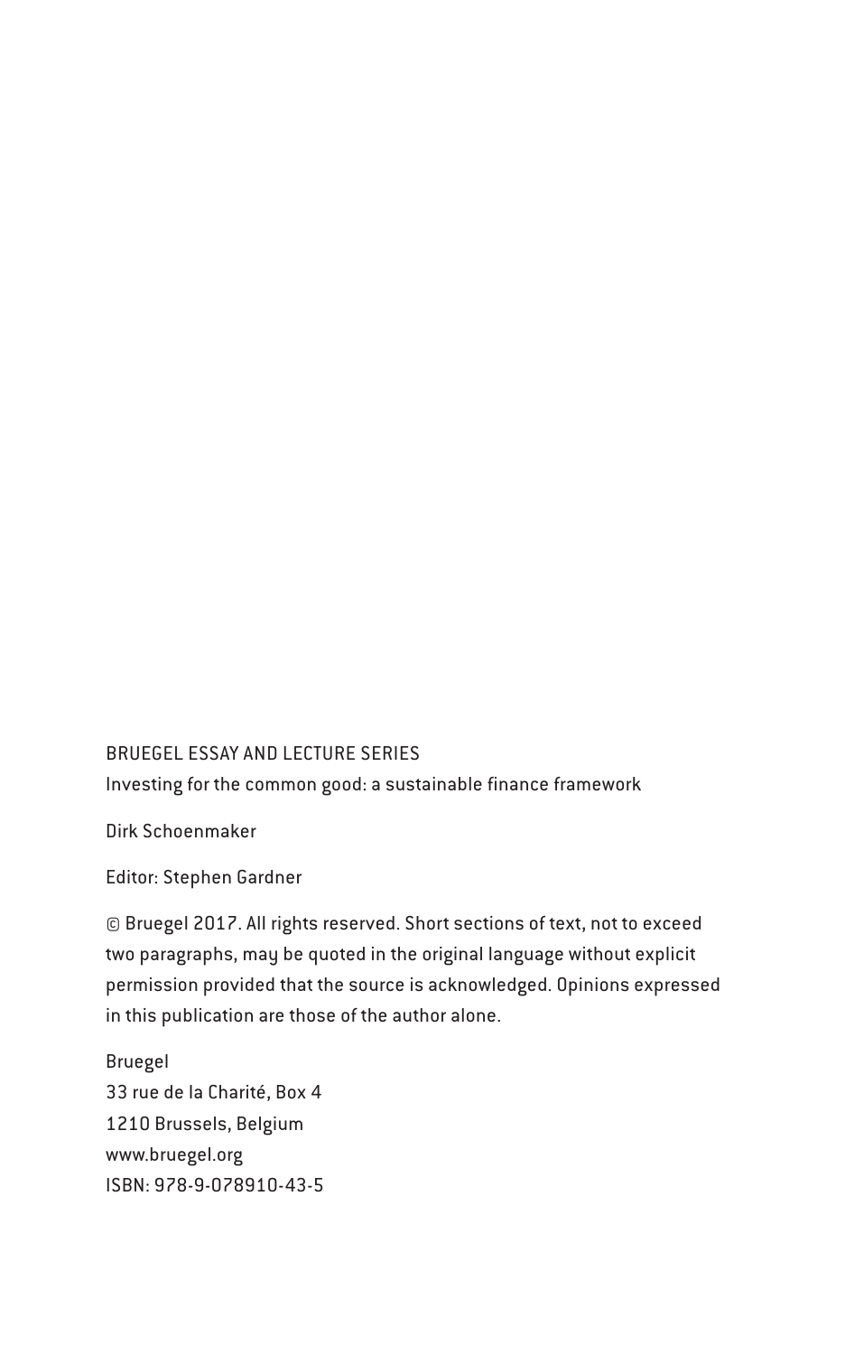BRUEGEL ESSAY AND LECTURE SERIES

Investing for the common good: a sustainable finance framework

Dirk Schoenmaker

Editor: Stephen Gardner

© Bruegel 2017. All rights reserved. Short sections of text, not to exceed two paragraphs, may be quoted in the original language without explicit permission provided that the source is acknowledged. Opinions expressed in this publication are those of the author alone.

Bruegel
33 rue de la Charité, Box 4
1210 Brussels, Belgium
www.bruegel.org
ISBN: 978-9-078910-43-5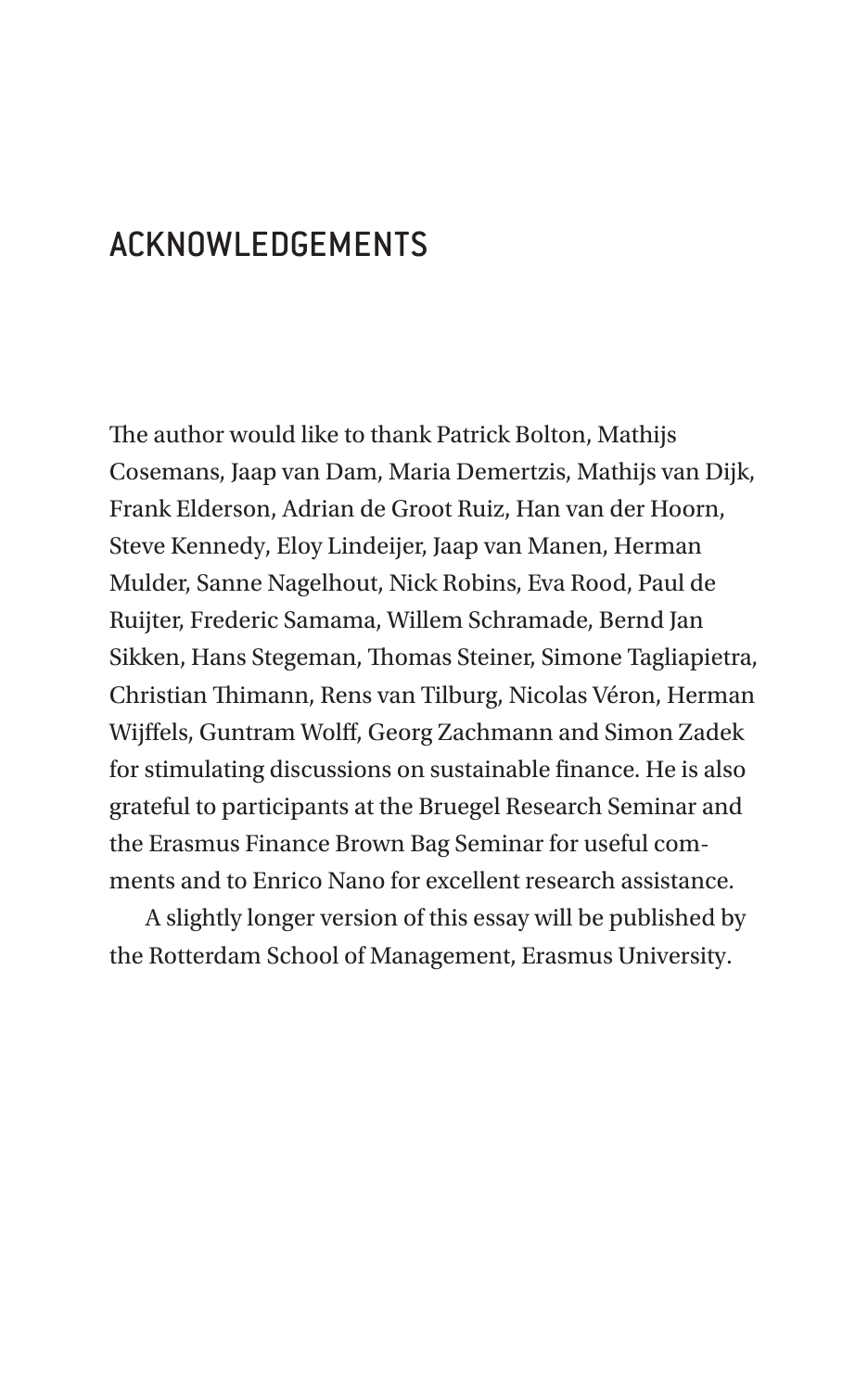# ACKNOWLEDGEMENTS

The author would like to thank Patrick Bolton, Mathijs Cosemans, Jaap van Dam, Maria Demertzis, Mathijs van Dijk, Frank Elderson, Adrian de Groot Ruiz, Han van der Hoorn, Steve Kennedy, Eloy Lindeijer, Jaap van Manen, Herman Mulder, Sanne Nagelhout, Nick Robins, Eva Rood, Paul de Ruijter, Frederic Samama, Willem Schramade, Bernd Jan Sikken, Hans Stegeman, Thomas Steiner, Simone Tagliapietra, Christian Thimann, Rens van Tilburg, Nicolas Véron, Herman Wijffels, Guntram Wolff, Georg Zachmann and Simon Zadek for stimulating discussions on sustainable finance. He is also grateful to participants at the Bruegel Research Seminar and the Erasmus Finance Brown Bag Seminar for useful comments and to Enrico Nano for excellent research assistance.

A slightly longer version of this essay will be published by the Rotterdam School of Management, Erasmus University.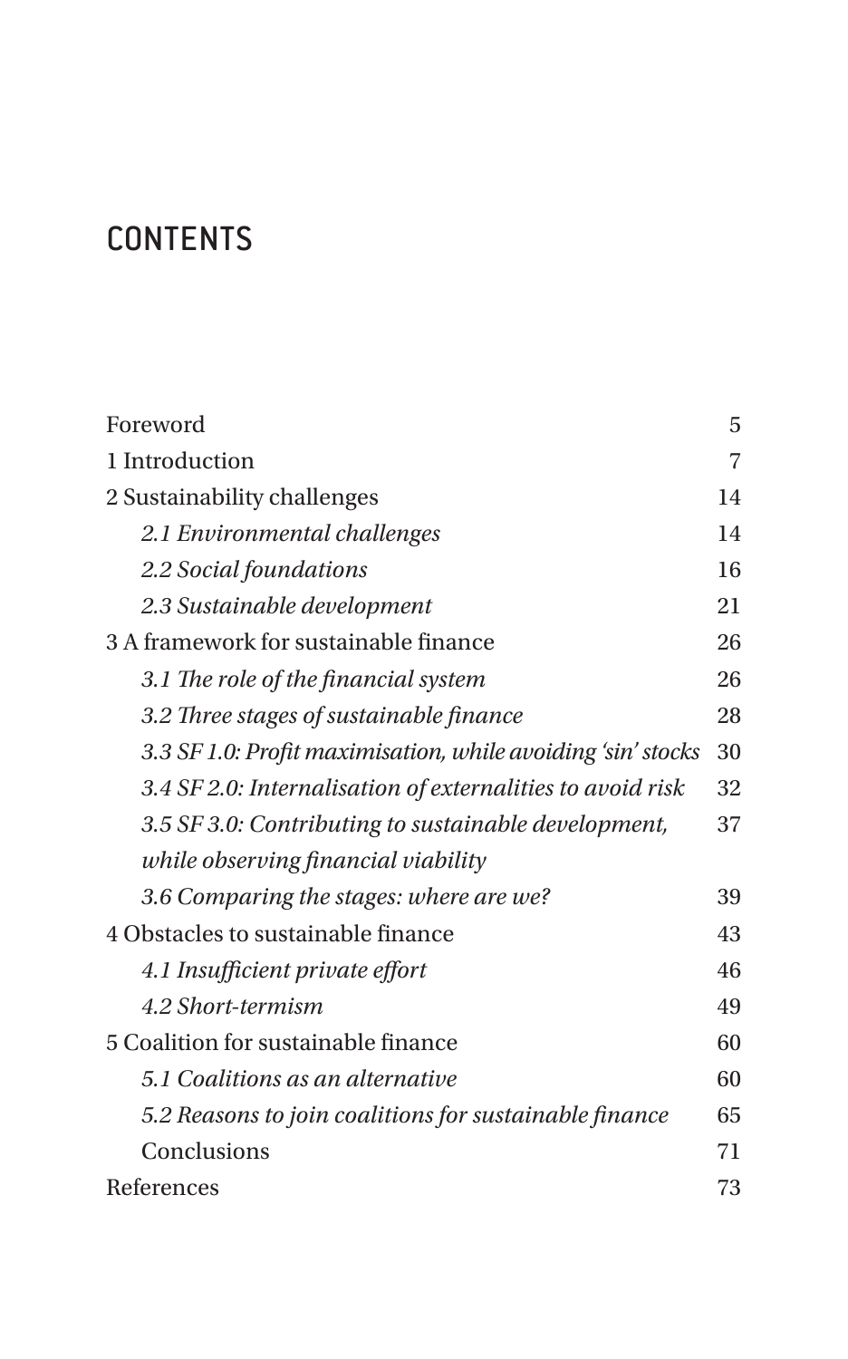# CONTENTS

| | |
|---|---|
| Foreword | 5 |
| 1 Introduction | 7 |
| 2 Sustainability challenges | 14 |
| *2.1 Environmental challenges* | 14 |
| *2.2 Social foundations* | 16 |
| *2.3 Sustainable development* | 21 |
| 3 A framework for sustainable finance | 26 |
| *3.1 The role of the financial system* | 26 |
| *3.2 Three stages of sustainable finance* | 28 |
| *3.3 SF 1.0: Profit maximisation, while avoiding 'sin' stocks* | 30 |
| *3.4 SF 2.0: Internalisation of externalities to avoid risk* | 32 |
| *3.5 SF 3.0: Contributing to sustainable development, while observing financial viability* | 37 |
| *3.6 Comparing the stages: where are we?* | 39 |
| 4 Obstacles to sustainable finance | 43 |
| *4.1 Insufficient private effort* | 46 |
| *4.2 Short-termism* | 49 |
| 5 Coalition for sustainable finance | 60 |
| *5.1 Coalitions as an alternative* | 60 |
| *5.2 Reasons to join coalitions for sustainable finance* | 65 |
| Conclusions | 71 |
| References | 73 |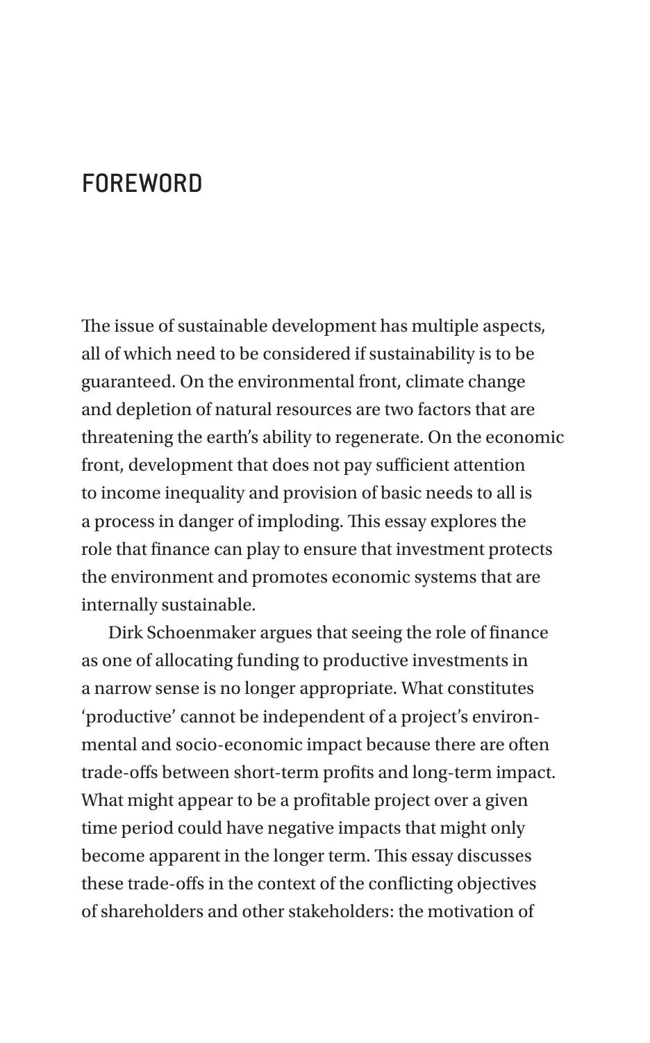# FOREWORD

The issue of sustainable development has multiple aspects, all of which need to be considered if sustainability is to be guaranteed. On the environmental front, climate change and depletion of natural resources are two factors that are threatening the earth's ability to regenerate. On the economic front, development that does not pay sufficient attention to income inequality and provision of basic needs to all is a process in danger of imploding. This essay explores the role that finance can play to ensure that investment protects the environment and promotes economic systems that are internally sustainable.

Dirk Schoenmaker argues that seeing the role of finance as one of allocating funding to productive investments in a narrow sense is no longer appropriate. What constitutes 'productive' cannot be independent of a project's environmental and socio-economic impact because there are often trade-offs between short-term profits and long-term impact. What might appear to be a profitable project over a given time period could have negative impacts that might only become apparent in the longer term. This essay discusses these trade-offs in the context of the conflicting objectives of shareholders and other stakeholders: the motivation of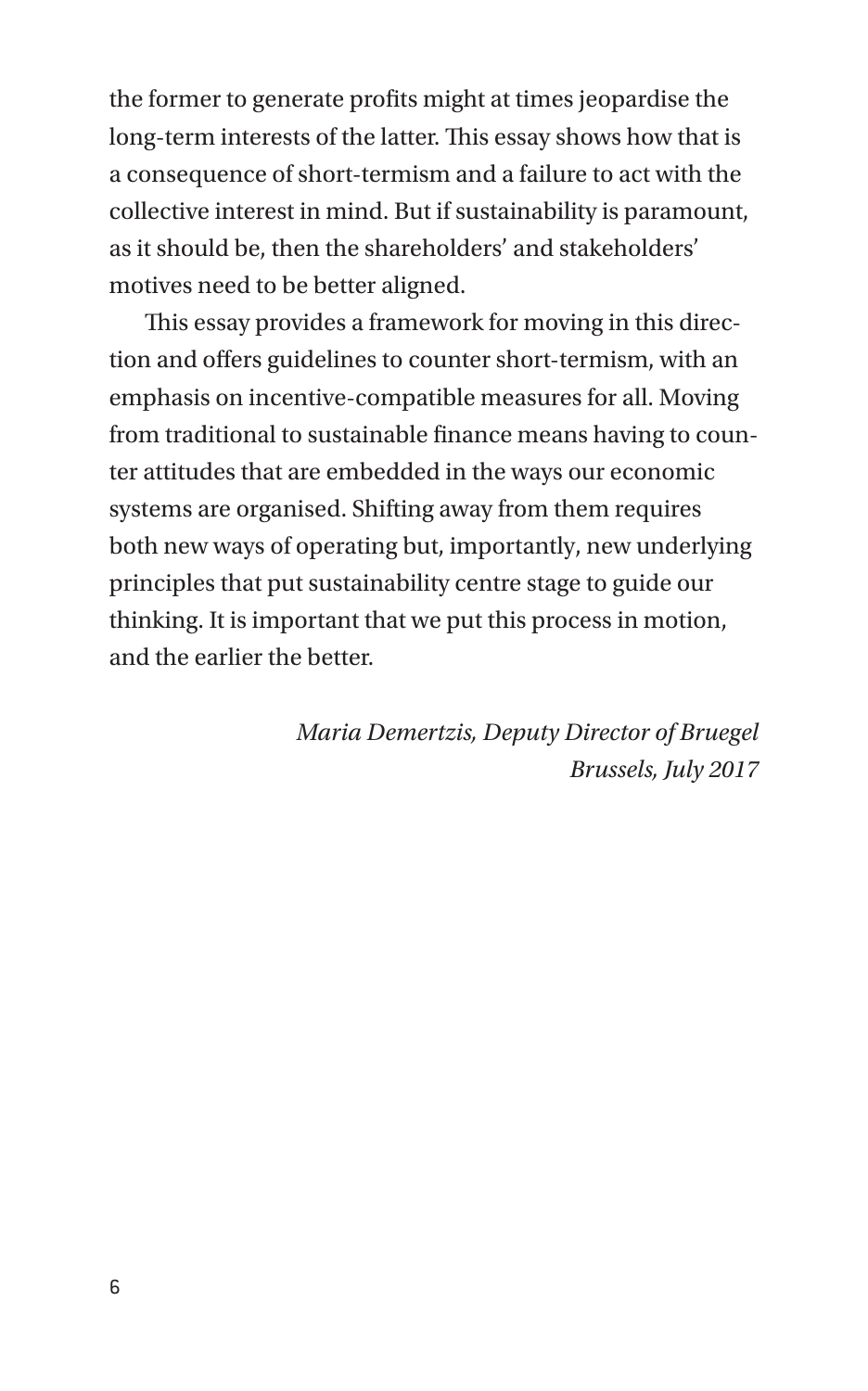the former to generate profits might at times jeopardise the long-term interests of the latter. This essay shows how that is a consequence of short-termism and a failure to act with the collective interest in mind. But if sustainability is paramount, as it should be, then the shareholders' and stakeholders' motives need to be better aligned.

This essay provides a framework for moving in this direction and offers guidelines to counter short-termism, with an emphasis on incentive-compatible measures for all. Moving from traditional to sustainable finance means having to counter attitudes that are embedded in the ways our economic systems are organised. Shifting away from them requires both new ways of operating but, importantly, new underlying principles that put sustainability centre stage to guide our thinking. It is important that we put this process in motion, and the earlier the better.

*Maria Demertzis, Deputy Director of Bruegel*
*Brussels, July 2017*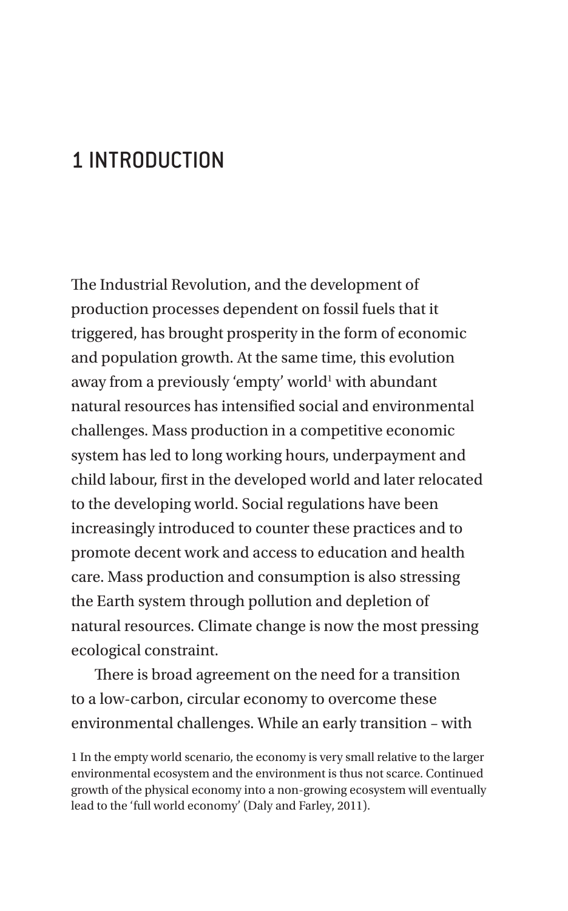# 1 INTRODUCTION

The Industrial Revolution, and the development of production processes dependent on fossil fuels that it triggered, has brought prosperity in the form of economic and population growth. At the same time, this evolution away from a previously 'empty' world[1] with abundant natural resources has intensified social and environmental challenges. Mass production in a competitive economic system has led to long working hours, underpayment and child labour, first in the developed world and later relocated to the developing world. Social regulations have been increasingly introduced to counter these practices and to promote decent work and access to education and health care. Mass production and consumption is also stressing the Earth system through pollution and depletion of natural resources. Climate change is now the most pressing ecological constraint.

There is broad agreement on the need for a transition to a low-carbon, circular economy to overcome these environmental challenges. While an early transition – with

1 In the empty world scenario, the economy is very small relative to the larger environmental ecosystem and the environment is thus not scarce. Continued growth of the physical economy into a non-growing ecosystem will eventually lead to the 'full world economy' (Daly and Farley, 2011).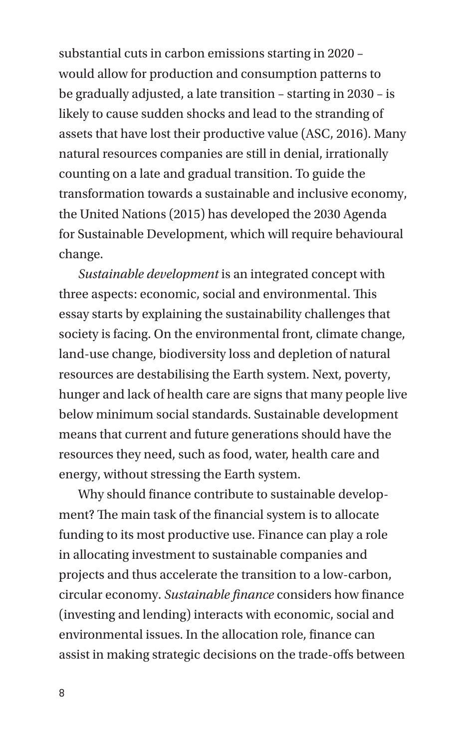substantial cuts in carbon emissions starting in 2020 – would allow for production and consumption patterns to be gradually adjusted, a late transition – starting in 2030 – is likely to cause sudden shocks and lead to the stranding of assets that have lost their productive value (ASC, 2016). Many natural resources companies are still in denial, irrationally counting on a late and gradual transition. To guide the transformation towards a sustainable and inclusive economy, the United Nations (2015) has developed the 2030 Agenda for Sustainable Development, which will require behavioural change.

*Sustainable development* is an integrated concept with three aspects: economic, social and environmental. This essay starts by explaining the sustainability challenges that society is facing. On the environmental front, climate change, land-use change, biodiversity loss and depletion of natural resources are destabilising the Earth system. Next, poverty, hunger and lack of health care are signs that many people live below minimum social standards. Sustainable development means that current and future generations should have the resources they need, such as food, water, health care and energy, without stressing the Earth system.

Why should finance contribute to sustainable development? The main task of the financial system is to allocate funding to its most productive use. Finance can play a role in allocating investment to sustainable companies and projects and thus accelerate the transition to a low-carbon, circular economy. *Sustainable finance* considers how finance (investing and lending) interacts with economic, social and environmental issues. In the allocation role, finance can assist in making strategic decisions on the trade-offs between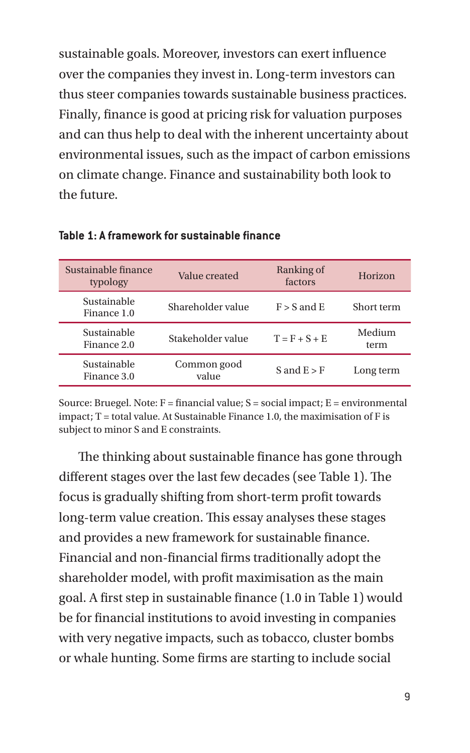sustainable goals. Moreover, investors can exert influence over the companies they invest in. Long-term investors can thus steer companies towards sustainable business practices. Finally, finance is good at pricing risk for valuation purposes and can thus help to deal with the inherent uncertainty about environmental issues, such as the impact of carbon emissions on climate change. Finance and sustainability both look to the future.

**Table 1: A framework for sustainable finance**

| Sustainable finance typology | Value created | Ranking of factors | Horizon |
|---|---|---|---|
| Sustainable Finance 1.0 | Shareholder value | F > S and E | Short term |
| Sustainable Finance 2.0 | Stakeholder value | T = F + S + E | Medium term |
| Sustainable Finance 3.0 | Common good value | S and E > F | Long term |

Source: Bruegel. Note: F = financial value; S = social impact; E = environmental impact; T = total value. At Sustainable Finance 1.0, the maximisation of F is subject to minor S and E constraints.

The thinking about sustainable finance has gone through different stages over the last few decades (see Table 1). The focus is gradually shifting from short-term profit towards long-term value creation. This essay analyses these stages and provides a new framework for sustainable finance. Financial and non-financial firms traditionally adopt the shareholder model, with profit maximisation as the main goal. A first step in sustainable finance (1.0 in Table 1) would be for financial institutions to avoid investing in companies with very negative impacts, such as tobacco, cluster bombs or whale hunting. Some firms are starting to include social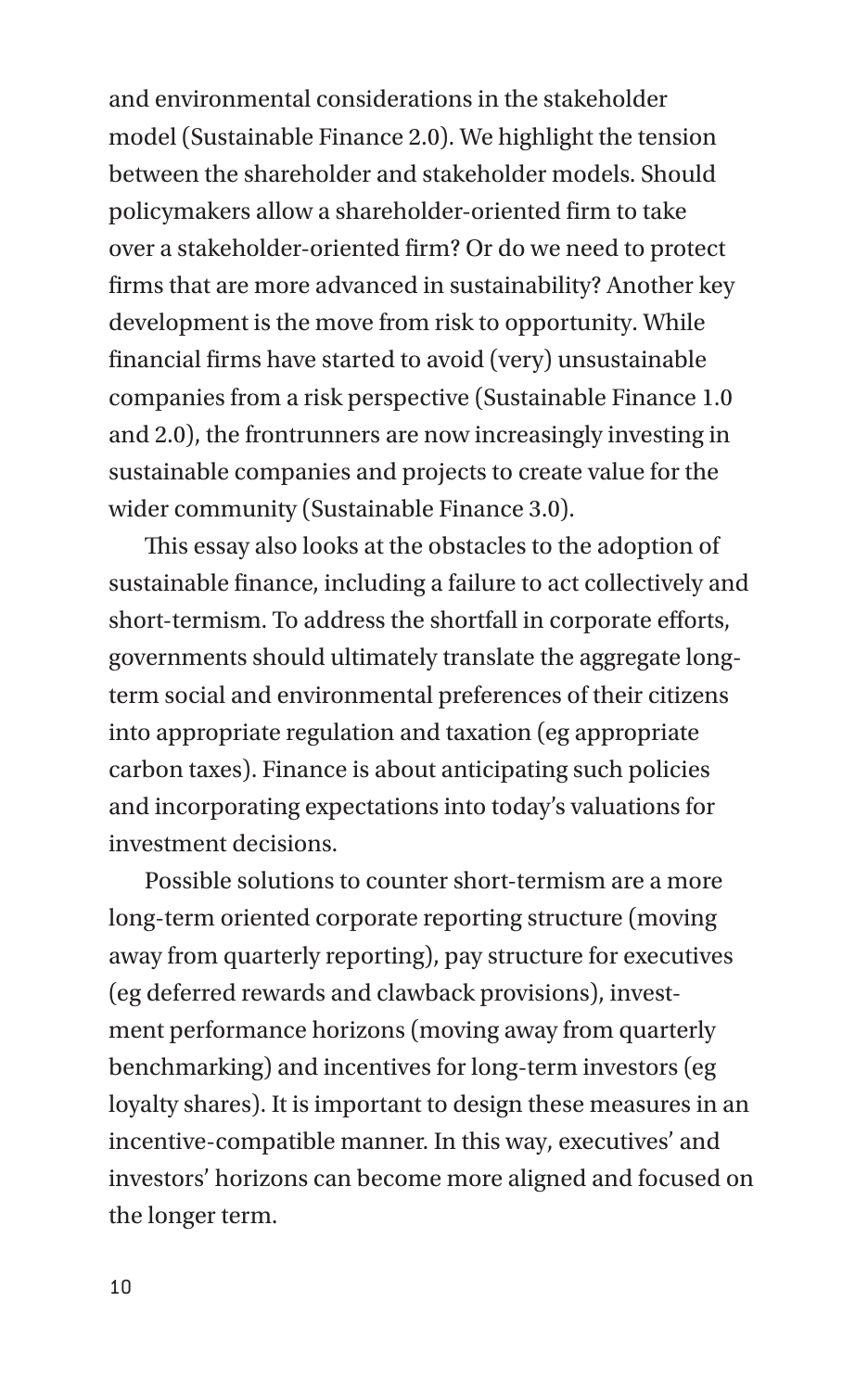and environmental considerations in the stakeholder model (Sustainable Finance 2.0). We highlight the tension between the shareholder and stakeholder models. Should policymakers allow a shareholder-oriented firm to take over a stakeholder-oriented firm? Or do we need to protect firms that are more advanced in sustainability? Another key development is the move from risk to opportunity. While financial firms have started to avoid (very) unsustainable companies from a risk perspective (Sustainable Finance 1.0 and 2.0), the frontrunners are now increasingly investing in sustainable companies and projects to create value for the wider community (Sustainable Finance 3.0).

This essay also looks at the obstacles to the adoption of sustainable finance, including a failure to act collectively and short-termism. To address the shortfall in corporate efforts, governments should ultimately translate the aggregate long-term social and environmental preferences of their citizens into appropriate regulation and taxation (eg appropriate carbon taxes). Finance is about anticipating such policies and incorporating expectations into today's valuations for investment decisions.

Possible solutions to counter short-termism are a more long-term oriented corporate reporting structure (moving away from quarterly reporting), pay structure for executives (eg deferred rewards and clawback provisions), investment performance horizons (moving away from quarterly benchmarking) and incentives for long-term investors (eg loyalty shares). It is important to design these measures in an incentive-compatible manner. In this way, executives' and investors' horizons can become more aligned and focused on the longer term.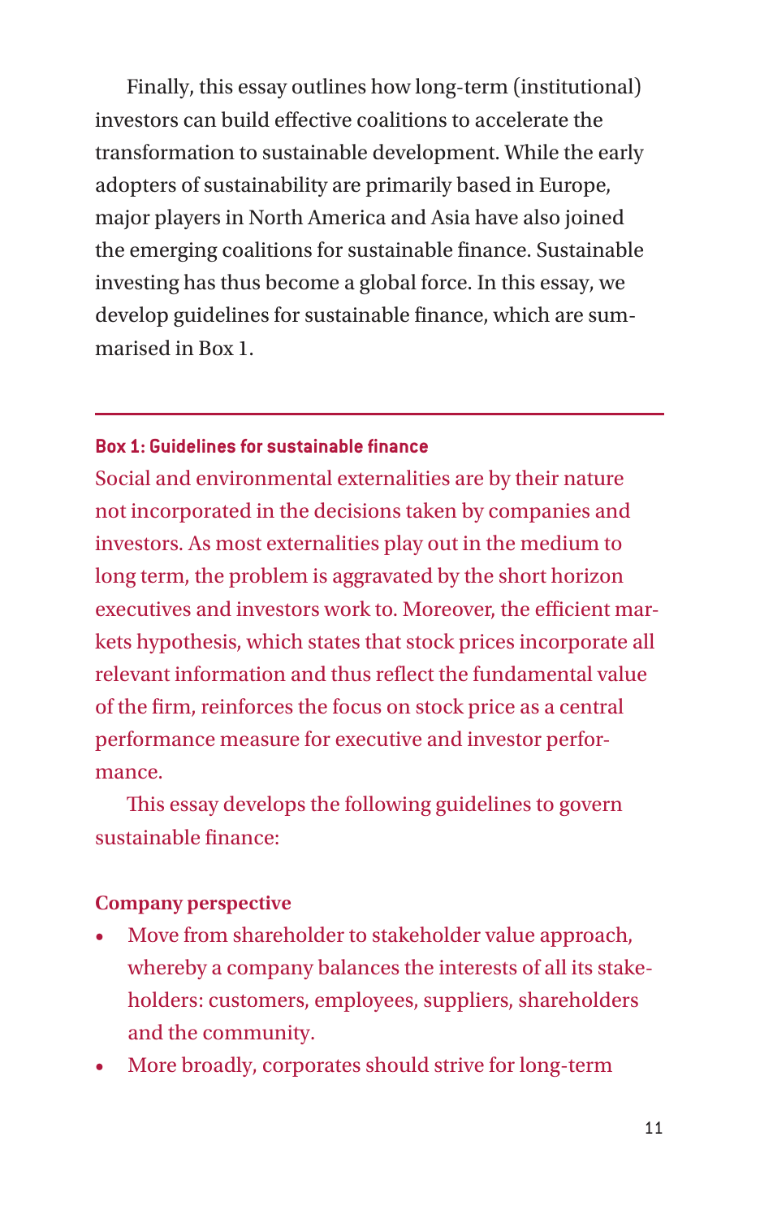Finally, this essay outlines how long-term (institutional) investors can build effective coalitions to accelerate the transformation to sustainable development. While the early adopters of sustainability are primarily based in Europe, major players in North America and Asia have also joined the emerging coalitions for sustainable finance. Sustainable investing has thus become a global force. In this essay, we develop guidelines for sustainable finance, which are summarised in Box 1.

---

**Box 1: Guidelines for sustainable finance**

Social and environmental externalities are by their nature not incorporated in the decisions taken by companies and investors. As most externalities play out in the medium to long term, the problem is aggravated by the short horizon executives and investors work to. Moreover, the efficient markets hypothesis, which states that stock prices incorporate all relevant information and thus reflect the fundamental value of the firm, reinforces the focus on stock price as a central performance measure for executive and investor performance.

This essay develops the following guidelines to govern sustainable finance:

**Company perspective**

- Move from shareholder to stakeholder value approach, whereby a company balances the interests of all its stakeholders: customers, employees, suppliers, shareholders and the community.
- More broadly, corporates should strive for long-term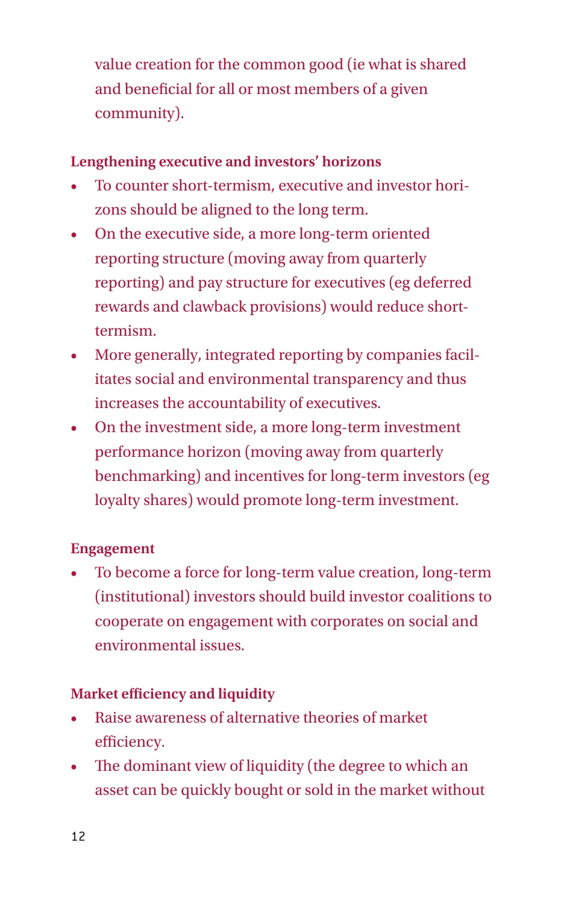value creation for the common good (ie what is shared and beneficial for all or most members of a given community).

**Lengthening executive and investors' horizons**

- To counter short-termism, executive and investor horizons should be aligned to the long term.
- On the executive side, a more long-term oriented reporting structure (moving away from quarterly reporting) and pay structure for executives (eg deferred rewards and clawback provisions) would reduce short-termism.
- More generally, integrated reporting by companies facilitates social and environmental transparency and thus increases the accountability of executives.
- On the investment side, a more long-term investment performance horizon (moving away from quarterly benchmarking) and incentives for long-term investors (eg loyalty shares) would promote long-term investment.

**Engagement**

- To become a force for long-term value creation, long-term (institutional) investors should build investor coalitions to cooperate on engagement with corporates on social and environmental issues.

**Market efficiency and liquidity**

- Raise awareness of alternative theories of market efficiency.
- The dominant view of liquidity (the degree to which an asset can be quickly bought or sold in the market without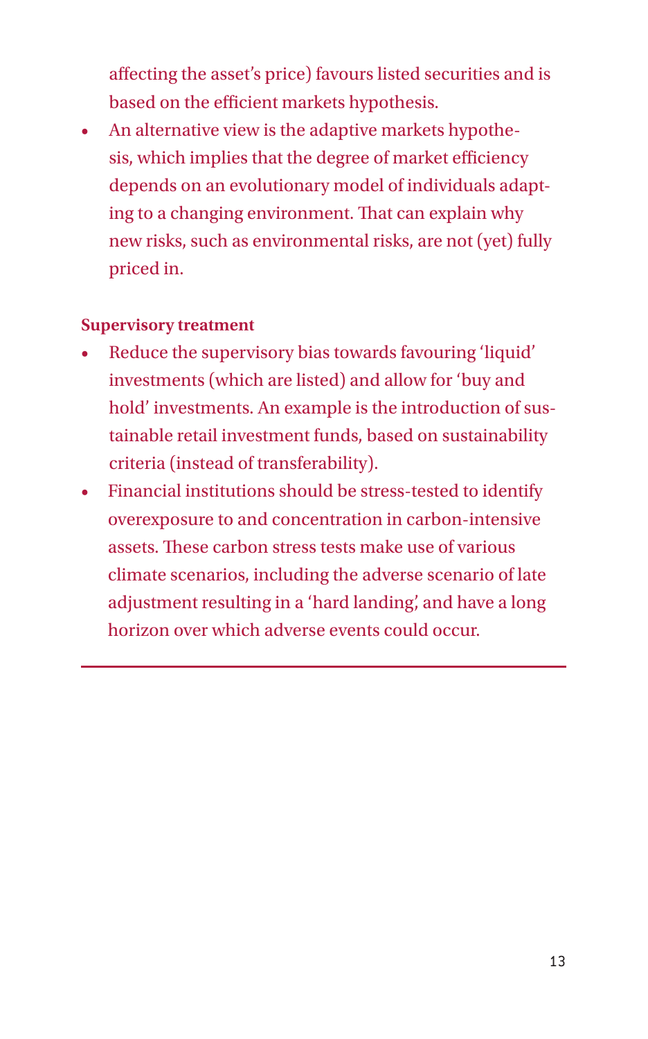affecting the asset's price) favours listed securities and is based on the efficient markets hypothesis.

- An alternative view is the adaptive markets hypothesis, which implies that the degree of market efficiency depends on an evolutionary model of individuals adapting to a changing environment. That can explain why new risks, such as environmental risks, are not (yet) fully priced in.

**Supervisory treatment**

- Reduce the supervisory bias towards favouring 'liquid' investments (which are listed) and allow for 'buy and hold' investments. An example is the introduction of sustainable retail investment funds, based on sustainability criteria (instead of transferability).
- Financial institutions should be stress-tested to identify overexposure to and concentration in carbon-intensive assets. These carbon stress tests make use of various climate scenarios, including the adverse scenario of late adjustment resulting in a 'hard landing', and have a long horizon over which adverse events could occur.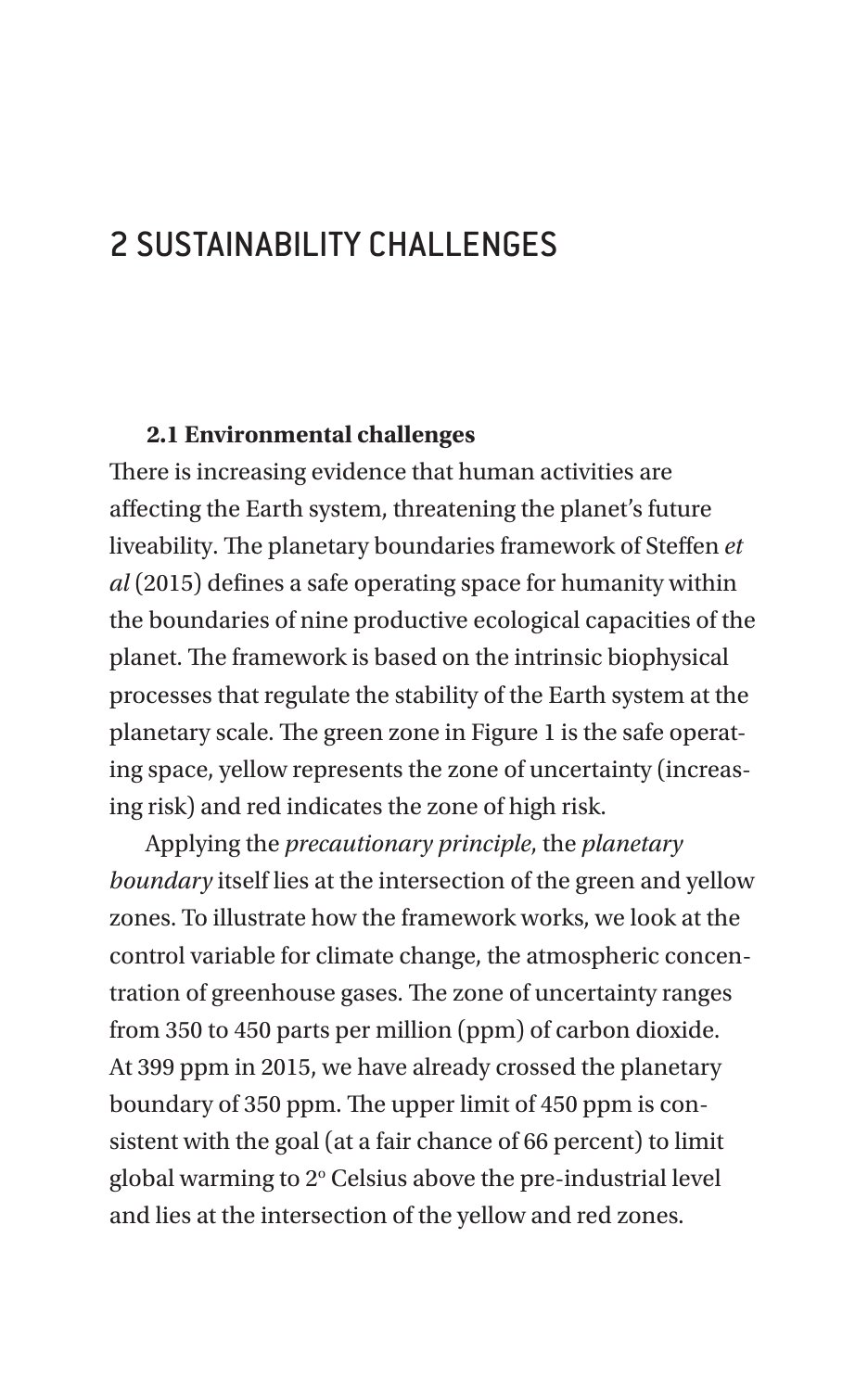# 2 SUSTAINABILITY CHALLENGES

### 2.1 Environmental challenges

There is increasing evidence that human activities are affecting the Earth system, threatening the planet's future liveability. The planetary boundaries framework of Steffen *et al* (2015) defines a safe operating space for humanity within the boundaries of nine productive ecological capacities of the planet. The framework is based on the intrinsic biophysical processes that regulate the stability of the Earth system at the planetary scale. The green zone in Figure 1 is the safe operating space, yellow represents the zone of uncertainty (increasing risk) and red indicates the zone of high risk.

Applying the *precautionary principle*, the *planetary boundary* itself lies at the intersection of the green and yellow zones. To illustrate how the framework works, we look at the control variable for climate change, the atmospheric concentration of greenhouse gases. The zone of uncertainty ranges from 350 to 450 parts per million (ppm) of carbon dioxide. At 399 ppm in 2015, we have already crossed the planetary boundary of 350 ppm. The upper limit of 450 ppm is consistent with the goal (at a fair chance of 66 percent) to limit global warming to 2° Celsius above the pre-industrial level and lies at the intersection of the yellow and red zones.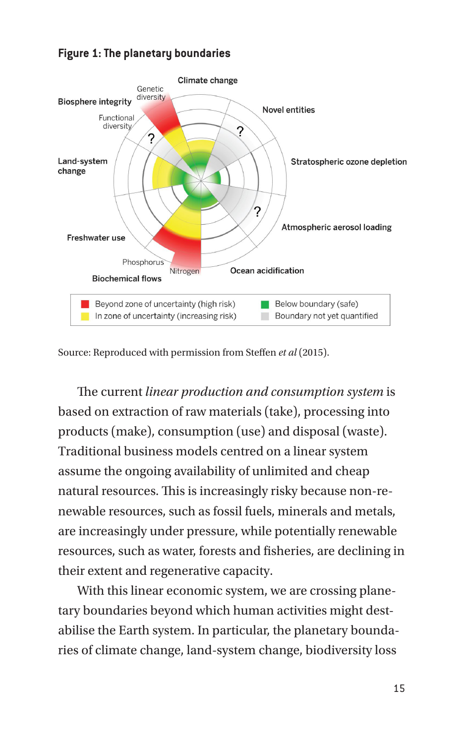**Figure 1: The planetary boundaries**

Source: Reproduced with permission from Steffen *et al* (2015).

The current *linear production and consumption system* is based on extraction of raw materials (take), processing into products (make), consumption (use) and disposal (waste). Traditional business models centred on a linear system assume the ongoing availability of unlimited and cheap natural resources. This is increasingly risky because non-renewable resources, such as fossil fuels, minerals and metals, are increasingly under pressure, while potentially renewable resources, such as water, forests and fisheries, are declining in their extent and regenerative capacity.

With this linear economic system, we are crossing planetary boundaries beyond which human activities might destabilise the Earth system. In particular, the planetary boundaries of climate change, land-system change, biodiversity loss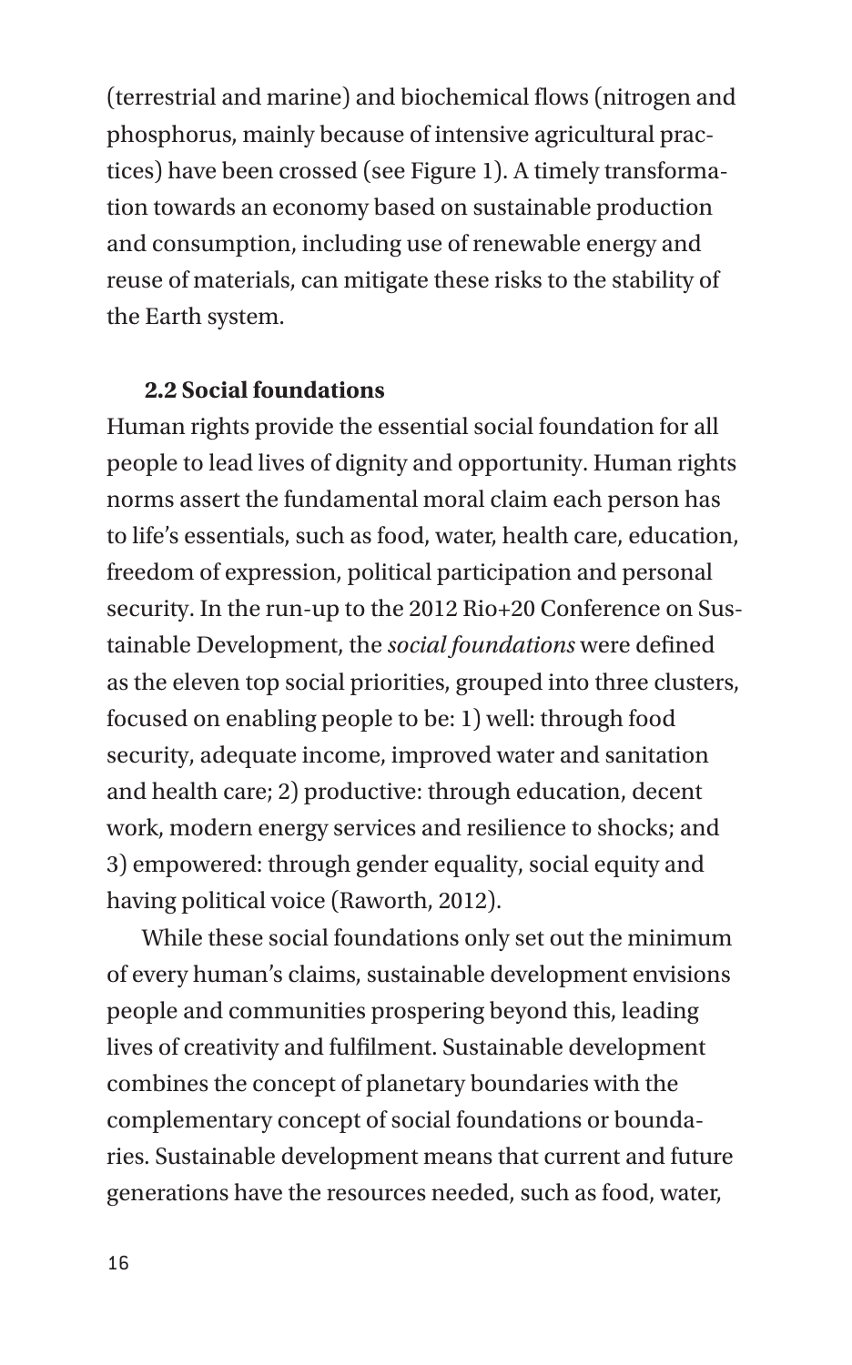(terrestrial and marine) and biochemical flows (nitrogen and phosphorus, mainly because of intensive agricultural practices) have been crossed (see Figure 1). A timely transformation towards an economy based on sustainable production and consumption, including use of renewable energy and reuse of materials, can mitigate these risks to the stability of the Earth system.

### 2.2 Social foundations

Human rights provide the essential social foundation for all people to lead lives of dignity and opportunity. Human rights norms assert the fundamental moral claim each person has to life's essentials, such as food, water, health care, education, freedom of expression, political participation and personal security. In the run-up to the 2012 Rio+20 Conference on Sustainable Development, the *social foundations* were defined as the eleven top social priorities, grouped into three clusters, focused on enabling people to be: 1) well: through food security, adequate income, improved water and sanitation and health care; 2) productive: through education, decent work, modern energy services and resilience to shocks; and 3) empowered: through gender equality, social equity and having political voice (Raworth, 2012).

While these social foundations only set out the minimum of every human's claims, sustainable development envisions people and communities prospering beyond this, leading lives of creativity and fulfilment. Sustainable development combines the concept of planetary boundaries with the complementary concept of social foundations or boundaries. Sustainable development means that current and future generations have the resources needed, such as food, water,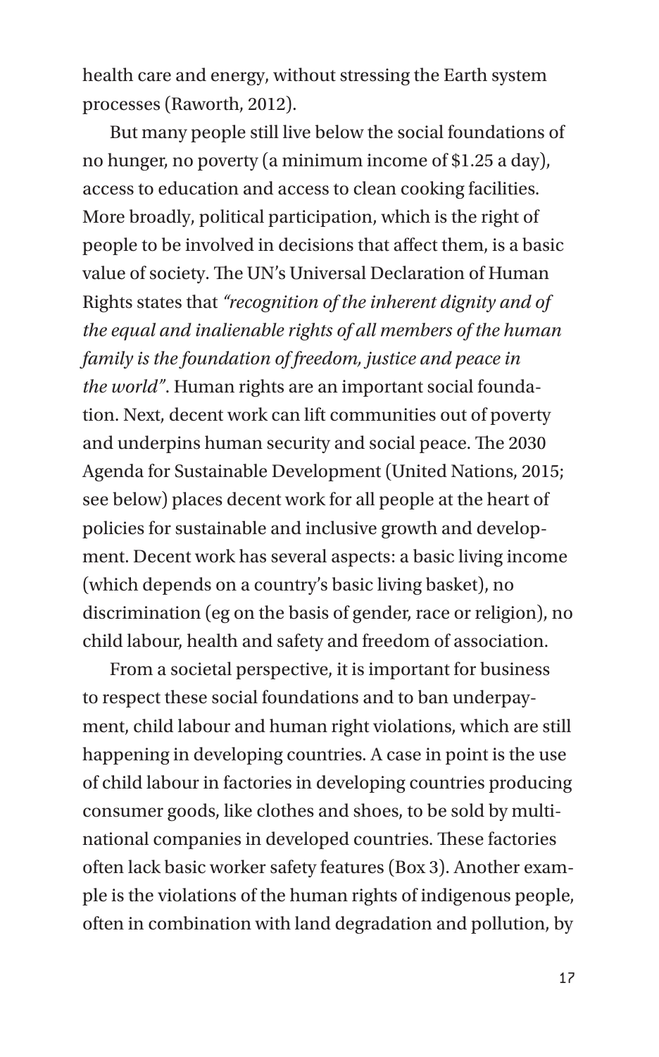health care and energy, without stressing the Earth system processes (Raworth, 2012).

But many people still live below the social foundations of no hunger, no poverty (a minimum income of $1.25 a day), access to education and access to clean cooking facilities. More broadly, political participation, which is the right of people to be involved in decisions that affect them, is a basic value of society. The UN's Universal Declaration of Human Rights states that *"recognition of the inherent dignity and of the equal and inalienable rights of all members of the human family is the foundation of freedom, justice and peace in the world"*. Human rights are an important social foundation. Next, decent work can lift communities out of poverty and underpins human security and social peace. The 2030 Agenda for Sustainable Development (United Nations, 2015; see below) places decent work for all people at the heart of policies for sustainable and inclusive growth and development. Decent work has several aspects: a basic living income (which depends on a country's basic living basket), no discrimination (eg on the basis of gender, race or religion), no child labour, health and safety and freedom of association.

From a societal perspective, it is important for business to respect these social foundations and to ban underpayment, child labour and human right violations, which are still happening in developing countries. A case in point is the use of child labour in factories in developing countries producing consumer goods, like clothes and shoes, to be sold by multinational companies in developed countries. These factories often lack basic worker safety features (Box 3). Another example is the violations of the human rights of indigenous people, often in combination with land degradation and pollution, by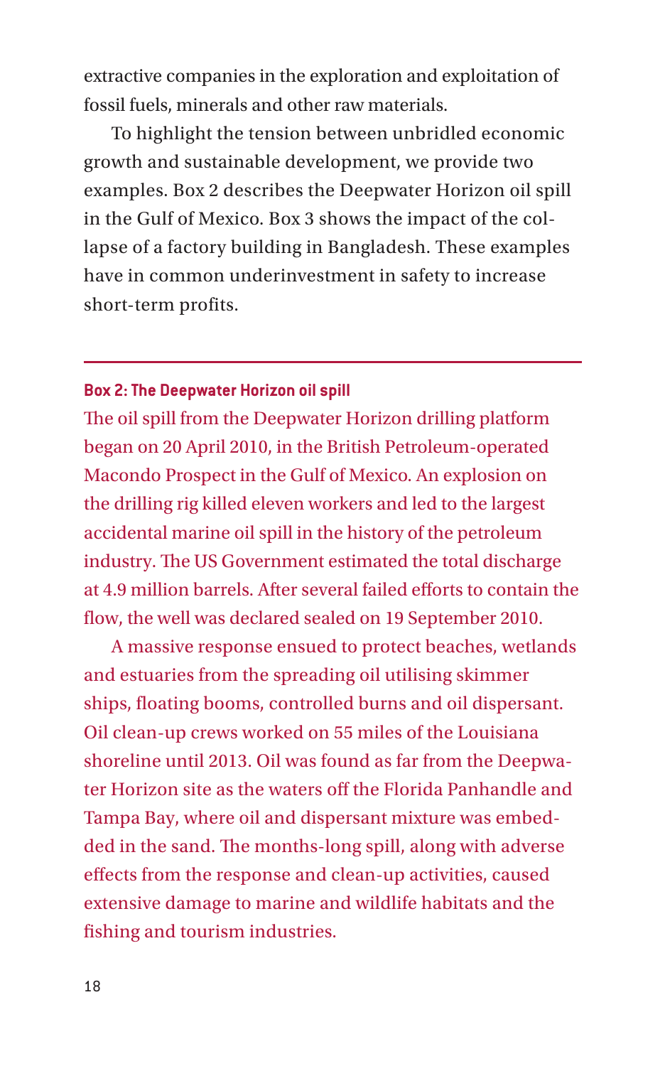extractive companies in the exploration and exploitation of fossil fuels, minerals and other raw materials.

To highlight the tension between unbridled economic growth and sustainable development, we provide two examples. Box 2 describes the Deepwater Horizon oil spill in the Gulf of Mexico. Box 3 shows the impact of the collapse of a factory building in Bangladesh. These examples have in common underinvestment in safety to increase short-term profits.

---

**Box 2: The Deepwater Horizon oil spill**

The oil spill from the Deepwater Horizon drilling platform began on 20 April 2010, in the British Petroleum-operated Macondo Prospect in the Gulf of Mexico. An explosion on the drilling rig killed eleven workers and led to the largest accidental marine oil spill in the history of the petroleum industry. The US Government estimated the total discharge at 4.9 million barrels. After several failed efforts to contain the flow, the well was declared sealed on 19 September 2010.

A massive response ensued to protect beaches, wetlands and estuaries from the spreading oil utilising skimmer ships, floating booms, controlled burns and oil dispersant. Oil clean-up crews worked on 55 miles of the Louisiana shoreline until 2013. Oil was found as far from the Deepwater Horizon site as the waters off the Florida Panhandle and Tampa Bay, where oil and dispersant mixture was embedded in the sand. The months-long spill, along with adverse effects from the response and clean-up activities, caused extensive damage to marine and wildlife habitats and the fishing and tourism industries.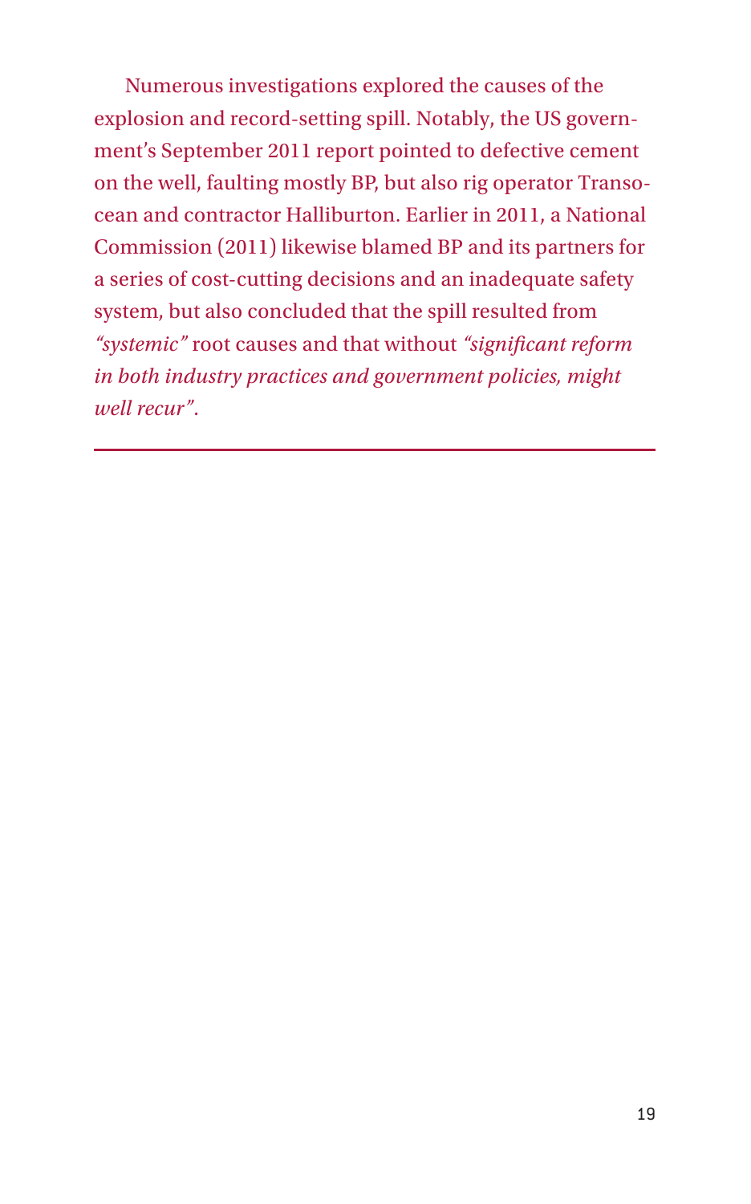Numerous investigations explored the causes of the explosion and record-setting spill. Notably, the US government's September 2011 report pointed to defective cement on the well, faulting mostly BP, but also rig operator Transocean and contractor Halliburton. Earlier in 2011, a National Commission (2011) likewise blamed BP and its partners for a series of cost-cutting decisions and an inadequate safety system, but also concluded that the spill resulted from *"systemic"* root causes and that without *"significant reform in both industry practices and government policies, might well recur"*.

---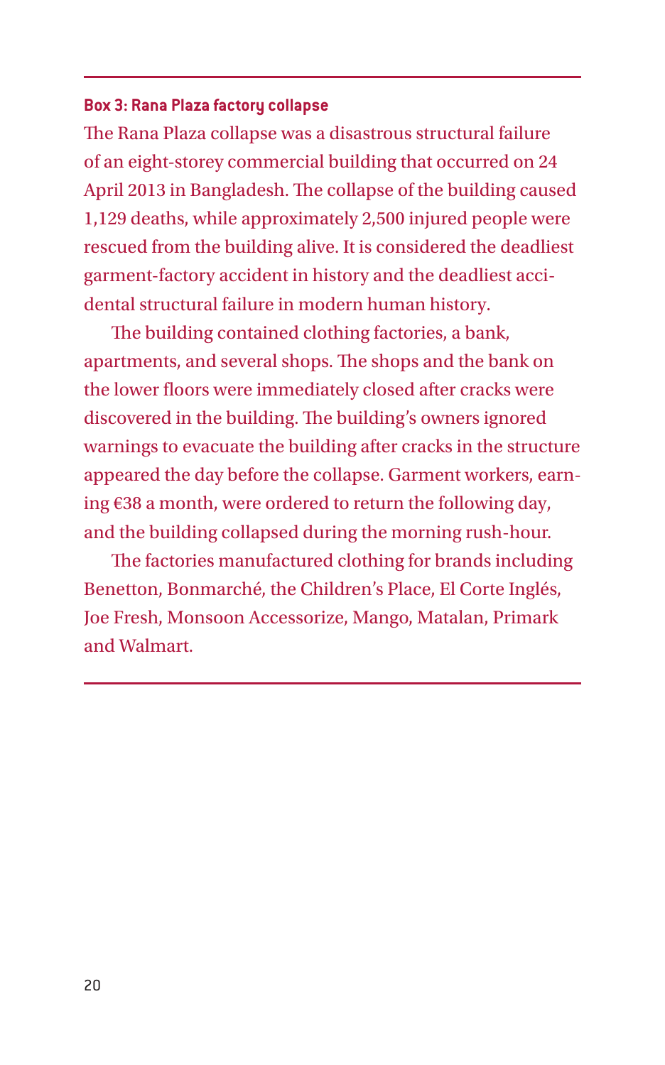**Box 3: Rana Plaza factory collapse**

The Rana Plaza collapse was a disastrous structural failure of an eight-storey commercial building that occurred on 24 April 2013 in Bangladesh. The collapse of the building caused 1,129 deaths, while approximately 2,500 injured people were rescued from the building alive. It is considered the deadliest garment-factory accident in history and the deadliest accidental structural failure in modern human history.

The building contained clothing factories, a bank, apartments, and several shops. The shops and the bank on the lower floors were immediately closed after cracks were discovered in the building. The building's owners ignored warnings to evacuate the building after cracks in the structure appeared the day before the collapse. Garment workers, earning €38 a month, were ordered to return the following day, and the building collapsed during the morning rush-hour.

The factories manufactured clothing for brands including Benetton, Bonmarché, the Children's Place, El Corte Inglés, Joe Fresh, Monsoon Accessorize, Mango, Matalan, Primark and Walmart.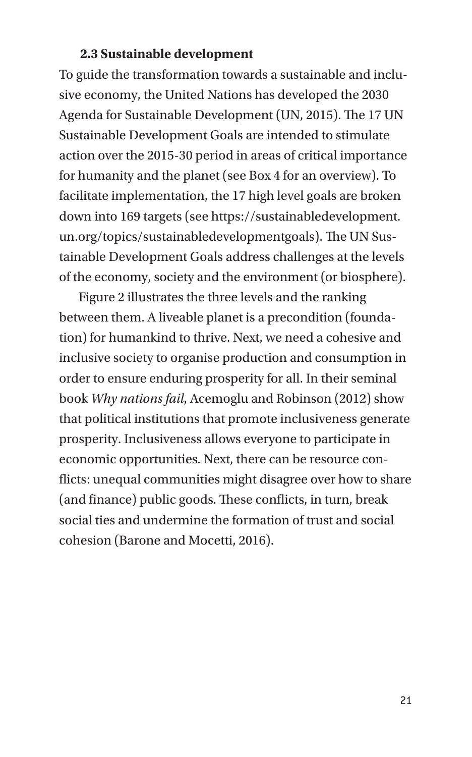### 2.3 Sustainable development

To guide the transformation towards a sustainable and inclusive economy, the United Nations has developed the 2030 Agenda for Sustainable Development (UN, 2015). The 17 UN Sustainable Development Goals are intended to stimulate action over the 2015-30 period in areas of critical importance for humanity and the planet (see Box 4 for an overview). To facilitate implementation, the 17 high level goals are broken down into 169 targets (see https://sustainabledevelopment.un.org/topics/sustainabledevelopmentgoals). The UN Sustainable Development Goals address challenges at the levels of the economy, society and the environment (or biosphere).

Figure 2 illustrates the three levels and the ranking between them. A liveable planet is a precondition (foundation) for humankind to thrive. Next, we need a cohesive and inclusive society to organise production and consumption in order to ensure enduring prosperity for all. In their seminal book *Why nations fail*, Acemoglu and Robinson (2012) show that political institutions that promote inclusiveness generate prosperity. Inclusiveness allows everyone to participate in economic opportunities. Next, there can be resource conflicts: unequal communities might disagree over how to share (and finance) public goods. These conflicts, in turn, break social ties and undermine the formation of trust and social cohesion (Barone and Mocetti, 2016).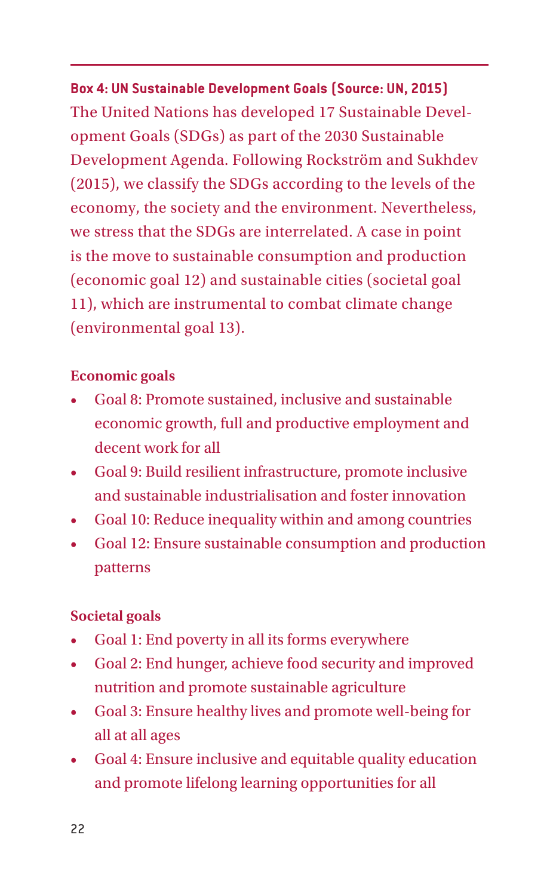**Box 4: UN Sustainable Development Goals (Source: UN, 2015)**

The United Nations has developed 17 Sustainable Development Goals (SDGs) as part of the 2030 Sustainable Development Agenda. Following Rockström and Sukhdev (2015), we classify the SDGs according to the levels of the economy, the society and the environment. Nevertheless, we stress that the SDGs are interrelated. A case in point is the move to sustainable consumption and production (economic goal 12) and sustainable cities (societal goal 11), which are instrumental to combat climate change (environmental goal 13).

**Economic goals**

- Goal 8: Promote sustained, inclusive and sustainable economic growth, full and productive employment and decent work for all
- Goal 9: Build resilient infrastructure, promote inclusive and sustainable industrialisation and foster innovation
- Goal 10: Reduce inequality within and among countries
- Goal 12: Ensure sustainable consumption and production patterns

**Societal goals**

- Goal 1: End poverty in all its forms everywhere
- Goal 2: End hunger, achieve food security and improved nutrition and promote sustainable agriculture
- Goal 3: Ensure healthy lives and promote well-being for all at all ages
- Goal 4: Ensure inclusive and equitable quality education and promote lifelong learning opportunities for all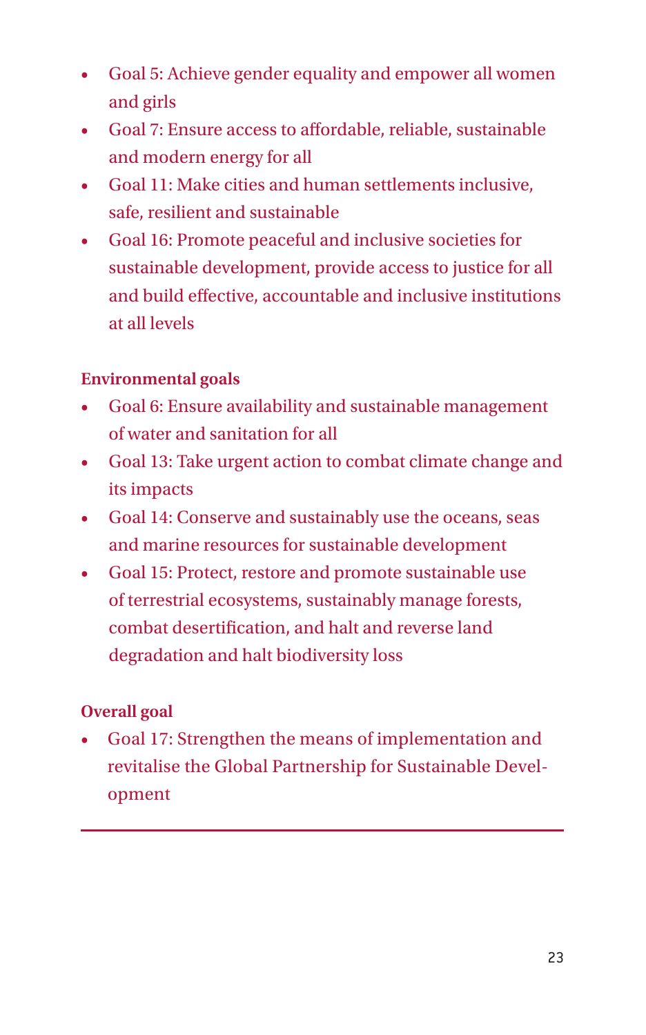- Goal 5: Achieve gender equality and empower all women and girls
- Goal 7: Ensure access to affordable, reliable, sustainable and modern energy for all
- Goal 11: Make cities and human settlements inclusive, safe, resilient and sustainable
- Goal 16: Promote peaceful and inclusive societies for sustainable development, provide access to justice for all and build effective, accountable and inclusive institutions at all levels

**Environmental goals**

- Goal 6: Ensure availability and sustainable management of water and sanitation for all
- Goal 13: Take urgent action to combat climate change and its impacts
- Goal 14: Conserve and sustainably use the oceans, seas and marine resources for sustainable development
- Goal 15: Protect, restore and promote sustainable use of terrestrial ecosystems, sustainably manage forests, combat desertification, and halt and reverse land degradation and halt biodiversity loss

**Overall goal**

- Goal 17: Strengthen the means of implementation and revitalise the Global Partnership for Sustainable Development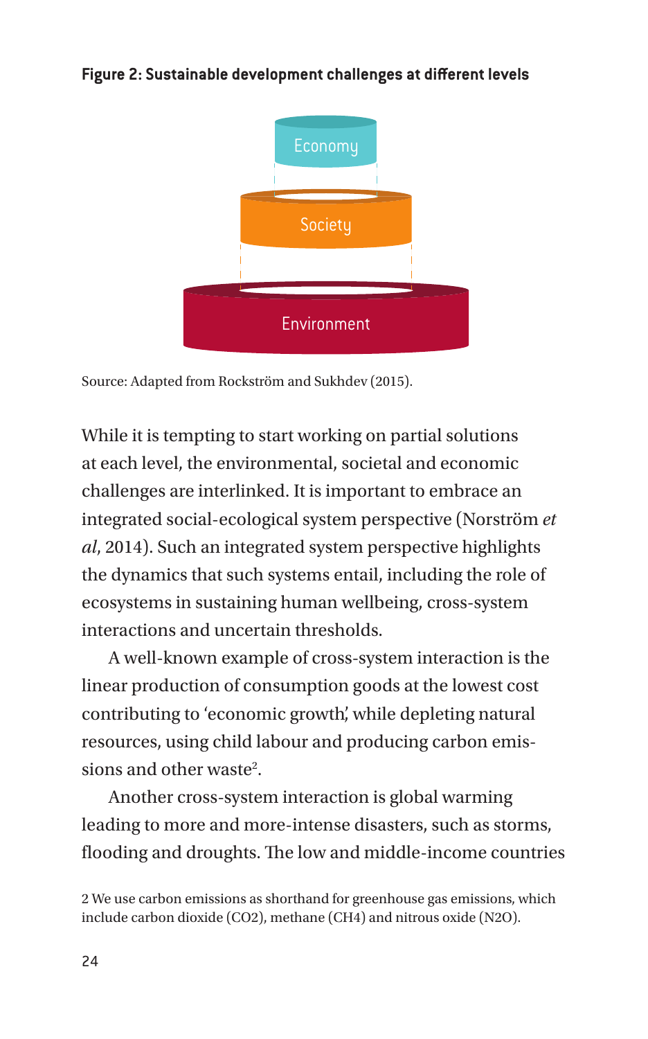**Figure 2: Sustainable development challenges at different levels**

Economy

Society

Environment

Source: Adapted from Rockström and Sukhdev (2015).

While it is tempting to start working on partial solutions at each level, the environmental, societal and economic challenges are interlinked. It is important to embrace an integrated social-ecological system perspective (Norström *et al*, 2014). Such an integrated system perspective highlights the dynamics that such systems entail, including the role of ecosystems in sustaining human wellbeing, cross-system interactions and uncertain thresholds.

A well-known example of cross-system interaction is the linear production of consumption goods at the lowest cost contributing to 'economic growth', while depleting natural resources, using child labour and producing carbon emissions and other waste[2].

Another cross-system interaction is global warming leading to more and more-intense disasters, such as storms, flooding and droughts. The low and middle-income countries

2 We use carbon emissions as shorthand for greenhouse gas emissions, which include carbon dioxide ($CO_2$), methane ($CH_4$) and nitrous oxide ($N_2O$).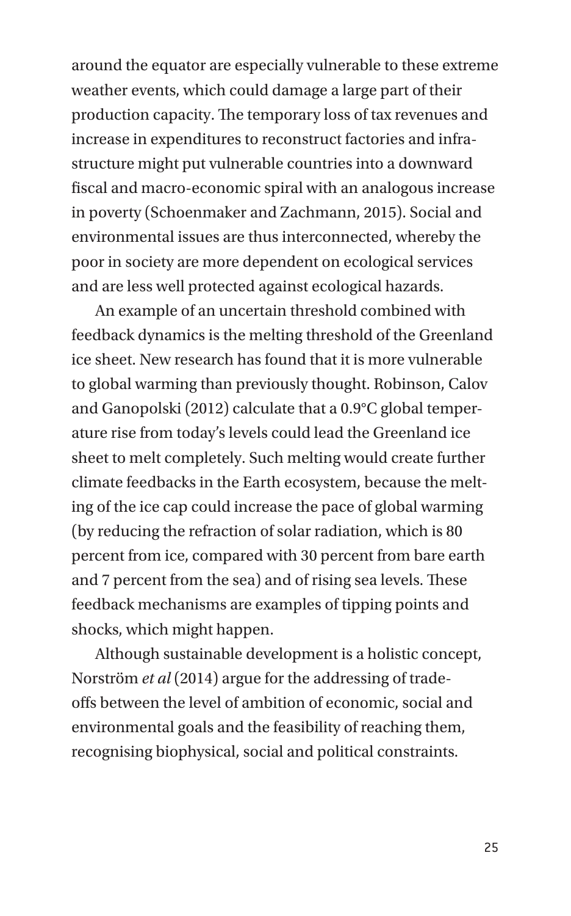around the equator are especially vulnerable to these extreme weather events, which could damage a large part of their production capacity. The temporary loss of tax revenues and increase in expenditures to reconstruct factories and infrastructure might put vulnerable countries into a downward fiscal and macro-economic spiral with an analogous increase in poverty (Schoenmaker and Zachmann, 2015). Social and environmental issues are thus interconnected, whereby the poor in society are more dependent on ecological services and are less well protected against ecological hazards.

An example of an uncertain threshold combined with feedback dynamics is the melting threshold of the Greenland ice sheet. New research has found that it is more vulnerable to global warming than previously thought. Robinson, Calov and Ganopolski (2012) calculate that a 0.9°C global temperature rise from today's levels could lead the Greenland ice sheet to melt completely. Such melting would create further climate feedbacks in the Earth ecosystem, because the melting of the ice cap could increase the pace of global warming (by reducing the refraction of solar radiation, which is 80 percent from ice, compared with 30 percent from bare earth and 7 percent from the sea) and of rising sea levels. These feedback mechanisms are examples of tipping points and shocks, which might happen.

Although sustainable development is a holistic concept, Norström *et al* (2014) argue for the addressing of trade-offs between the level of ambition of economic, social and environmental goals and the feasibility of reaching them, recognising biophysical, social and political constraints.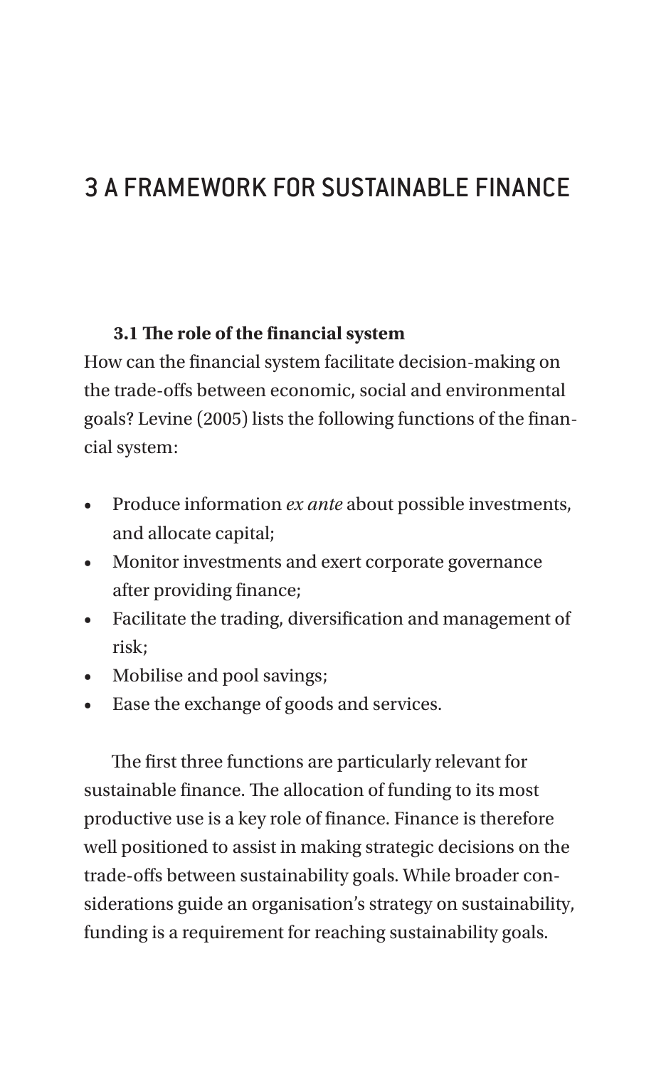# 3 A FRAMEWORK FOR SUSTAINABLE FINANCE

## 3.1 The role of the financial system

How can the financial system facilitate decision-making on the trade-offs between economic, social and environmental goals? Levine (2005) lists the following functions of the financial system:

- Produce information *ex ante* about possible investments, and allocate capital;
- Monitor investments and exert corporate governance after providing finance;
- Facilitate the trading, diversification and management of risk;
- Mobilise and pool savings;
- Ease the exchange of goods and services.

The first three functions are particularly relevant for sustainable finance. The allocation of funding to its most productive use is a key role of finance. Finance is therefore well positioned to assist in making strategic decisions on the trade-offs between sustainability goals. While broader considerations guide an organisation's strategy on sustainability, funding is a requirement for reaching sustainability goals.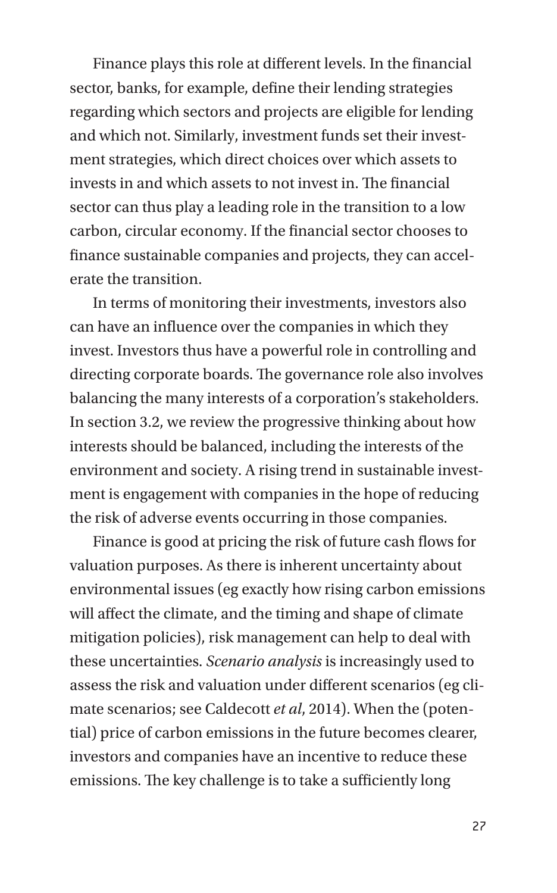Finance plays this role at different levels. In the financial sector, banks, for example, define their lending strategies regarding which sectors and projects are eligible for lending and which not. Similarly, investment funds set their investment strategies, which direct choices over which assets to invests in and which assets to not invest in. The financial sector can thus play a leading role in the transition to a low carbon, circular economy. If the financial sector chooses to finance sustainable companies and projects, they can accelerate the transition.

In terms of monitoring their investments, investors also can have an influence over the companies in which they invest. Investors thus have a powerful role in controlling and directing corporate boards. The governance role also involves balancing the many interests of a corporation's stakeholders. In section 3.2, we review the progressive thinking about how interests should be balanced, including the interests of the environment and society. A rising trend in sustainable investment is engagement with companies in the hope of reducing the risk of adverse events occurring in those companies.

Finance is good at pricing the risk of future cash flows for valuation purposes. As there is inherent uncertainty about environmental issues (eg exactly how rising carbon emissions will affect the climate, and the timing and shape of climate mitigation policies), risk management can help to deal with these uncertainties. *Scenario analysis* is increasingly used to assess the risk and valuation under different scenarios (eg climate scenarios; see Caldecott *et al*, 2014). When the (potential) price of carbon emissions in the future becomes clearer, investors and companies have an incentive to reduce these emissions. The key challenge is to take a sufficiently long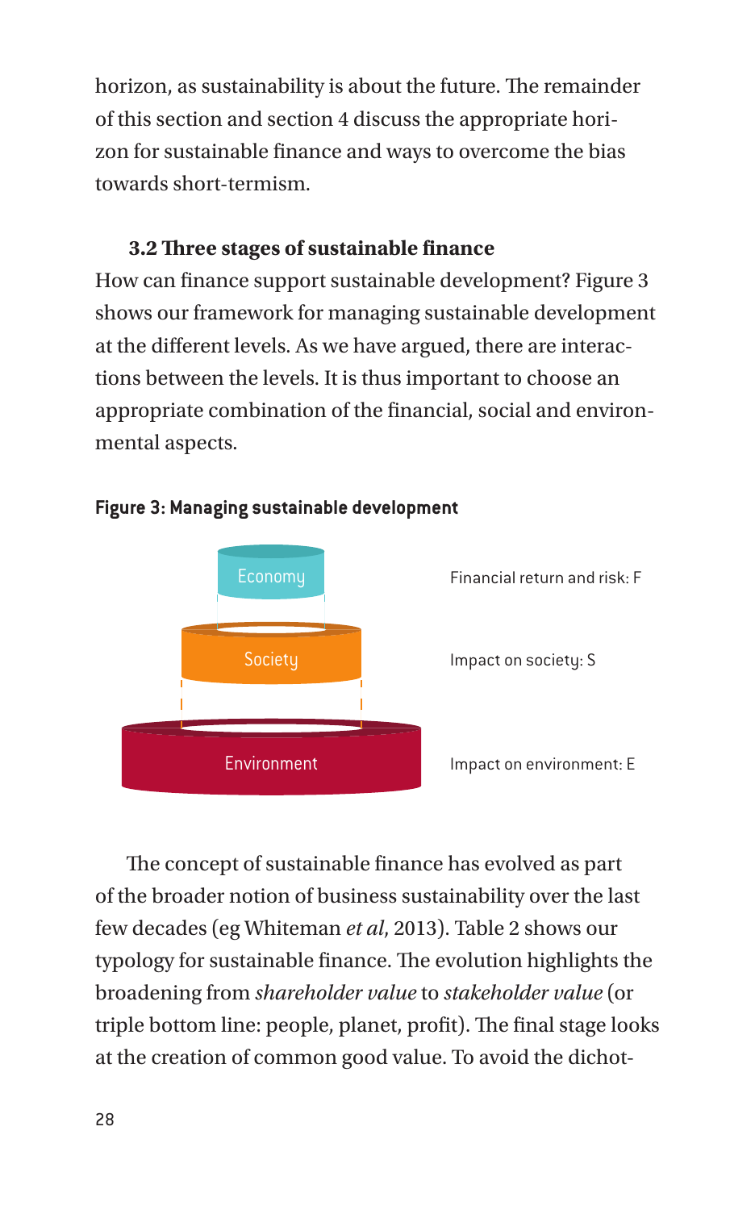horizon, as sustainability is about the future. The remainder of this section and section 4 discuss the appropriate horizon for sustainable finance and ways to overcome the bias towards short-termism.

### 3.2 Three stages of sustainable finance

How can finance support sustainable development? Figure 3 shows our framework for managing sustainable development at the different levels. As we have argued, there are interactions between the levels. It is thus important to choose an appropriate combination of the financial, social and environmental aspects.

**Figure 3: Managing sustainable development**

Economy — Financial return and risk: F

Society — Impact on society: S

Environment — Impact on environment: E

The concept of sustainable finance has evolved as part of the broader notion of business sustainability over the last few decades (eg Whiteman *et al*, 2013). Table 2 shows our typology for sustainable finance. The evolution highlights the broadening from *shareholder value* to *stakeholder value* (or triple bottom line: people, planet, profit). The final stage looks at the creation of common good value. To avoid the dichot-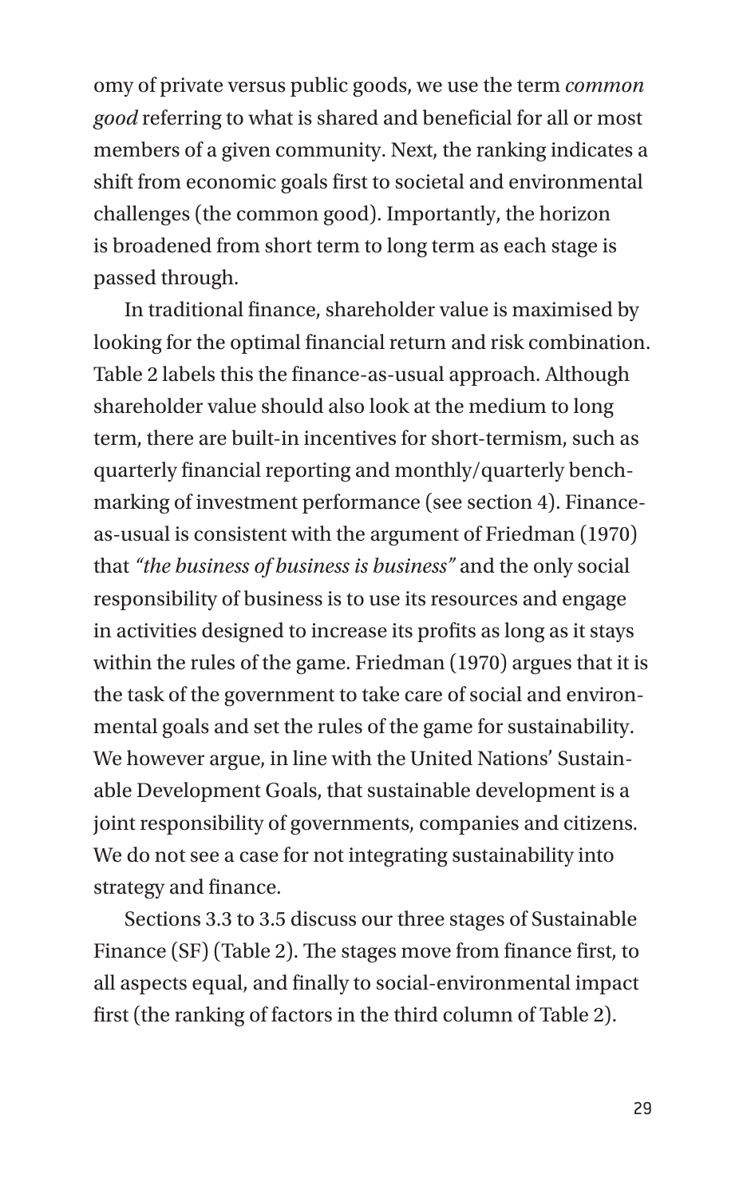omy of private versus public goods, we use the term *common good* referring to what is shared and beneficial for all or most members of a given community. Next, the ranking indicates a shift from economic goals first to societal and environmental challenges (the common good). Importantly, the horizon is broadened from short term to long term as each stage is passed through.

In traditional finance, shareholder value is maximised by looking for the optimal financial return and risk combination. Table 2 labels this the finance-as-usual approach. Although shareholder value should also look at the medium to long term, there are built-in incentives for short-termism, such as quarterly financial reporting and monthly/quarterly benchmarking of investment performance (see section 4). Finance-as-usual is consistent with the argument of Friedman (1970) that *"the business of business is business"* and the only social responsibility of business is to use its resources and engage in activities designed to increase its profits as long as it stays within the rules of the game. Friedman (1970) argues that it is the task of the government to take care of social and environmental goals and set the rules of the game for sustainability. We however argue, in line with the United Nations' Sustainable Development Goals, that sustainable development is a joint responsibility of governments, companies and citizens. We do not see a case for not integrating sustainability into strategy and finance.

Sections 3.3 to 3.5 discuss our three stages of Sustainable Finance (SF) (Table 2). The stages move from finance first, to all aspects equal, and finally to social-environmental impact first (the ranking of factors in the third column of Table 2).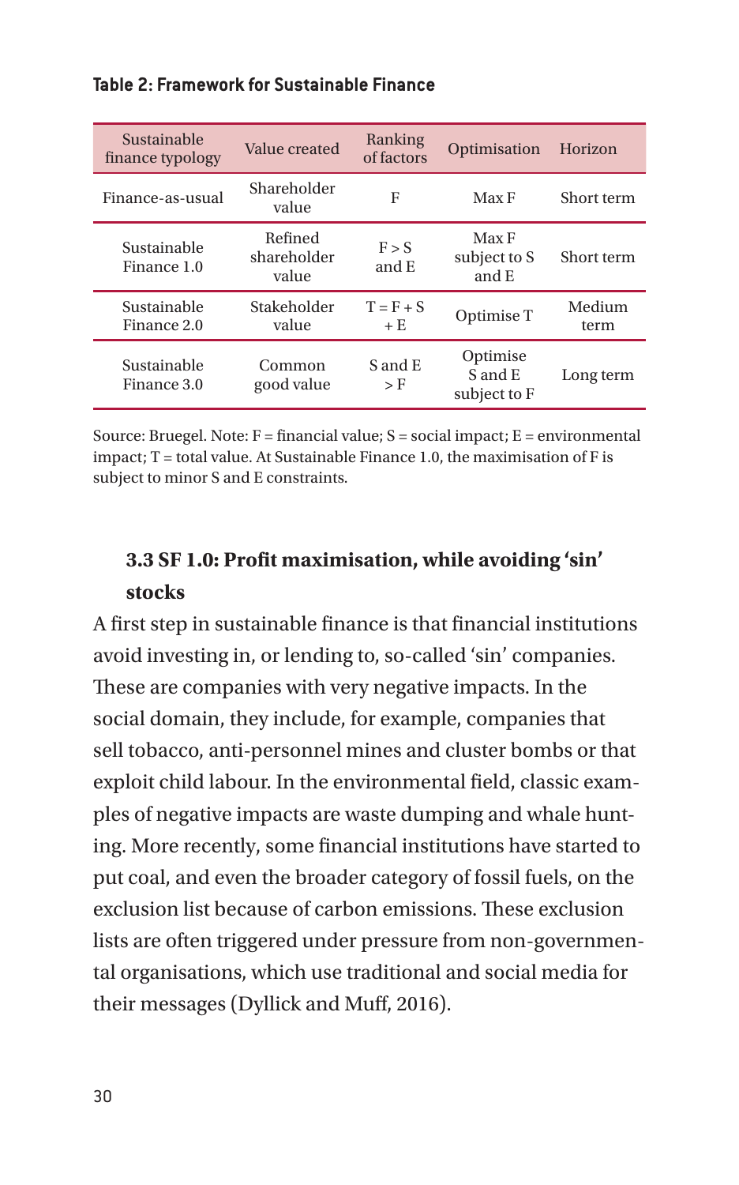**Table 2: Framework for Sustainable Finance**

| Sustainable finance typology | Value created | Ranking of factors | Optimisation | Horizon |
|---|---|---|---|---|
| Finance-as-usual | Shareholder value | F | Max F | Short term |
| Sustainable Finance 1.0 | Refined shareholder value | F > S and E | Max F subject to S and E | Short term |
| Sustainable Finance 2.0 | Stakeholder value | T = F + S + E | Optimise T | Medium term |
| Sustainable Finance 3.0 | Common good value | S and E > F | Optimise S and E subject to F | Long term |

Source: Bruegel. Note: F = financial value; S = social impact; E = environmental impact; T = total value. At Sustainable Finance 1.0, the maximisation of F is subject to minor S and E constraints.

### 3.3 SF 1.0: Profit maximisation, while avoiding 'sin' stocks

A first step in sustainable finance is that financial institutions avoid investing in, or lending to, so-called 'sin' companies. These are companies with very negative impacts. In the social domain, they include, for example, companies that sell tobacco, anti-personnel mines and cluster bombs or that exploit child labour. In the environmental field, classic examples of negative impacts are waste dumping and whale hunting. More recently, some financial institutions have started to put coal, and even the broader category of fossil fuels, on the exclusion list because of carbon emissions. These exclusion lists are often triggered under pressure from non-governmental organisations, which use traditional and social media for their messages (Dyllick and Muff, 2016).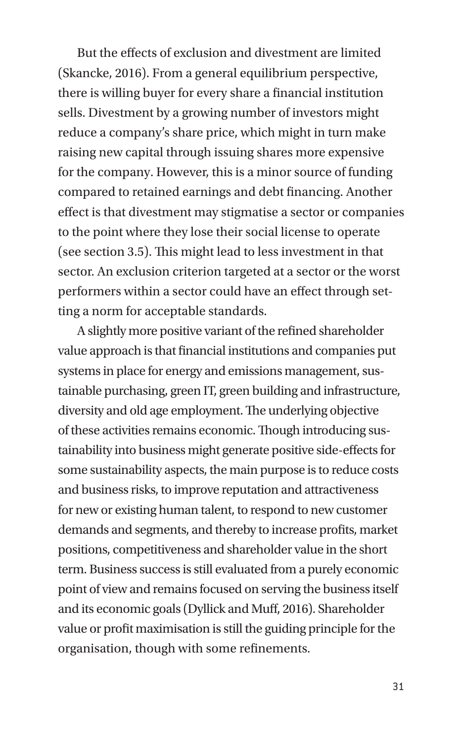But the effects of exclusion and divestment are limited (Skancke, 2016). From a general equilibrium perspective, there is willing buyer for every share a financial institution sells. Divestment by a growing number of investors might reduce a company's share price, which might in turn make raising new capital through issuing shares more expensive for the company. However, this is a minor source of funding compared to retained earnings and debt financing. Another effect is that divestment may stigmatise a sector or companies to the point where they lose their social license to operate (see section 3.5). This might lead to less investment in that sector. An exclusion criterion targeted at a sector or the worst performers within a sector could have an effect through setting a norm for acceptable standards.

A slightly more positive variant of the refined shareholder value approach is that financial institutions and companies put systems in place for energy and emissions management, sustainable purchasing, green IT, green building and infrastructure, diversity and old age employment. The underlying objective of these activities remains economic. Though introducing sustainability into business might generate positive side-effects for some sustainability aspects, the main purpose is to reduce costs and business risks, to improve reputation and attractiveness for new or existing human talent, to respond to new customer demands and segments, and thereby to increase profits, market positions, competitiveness and shareholder value in the short term. Business success is still evaluated from a purely economic point of view and remains focused on serving the business itself and its economic goals (Dyllick and Muff, 2016). Shareholder value or profit maximisation is still the guiding principle for the organisation, though with some refinements.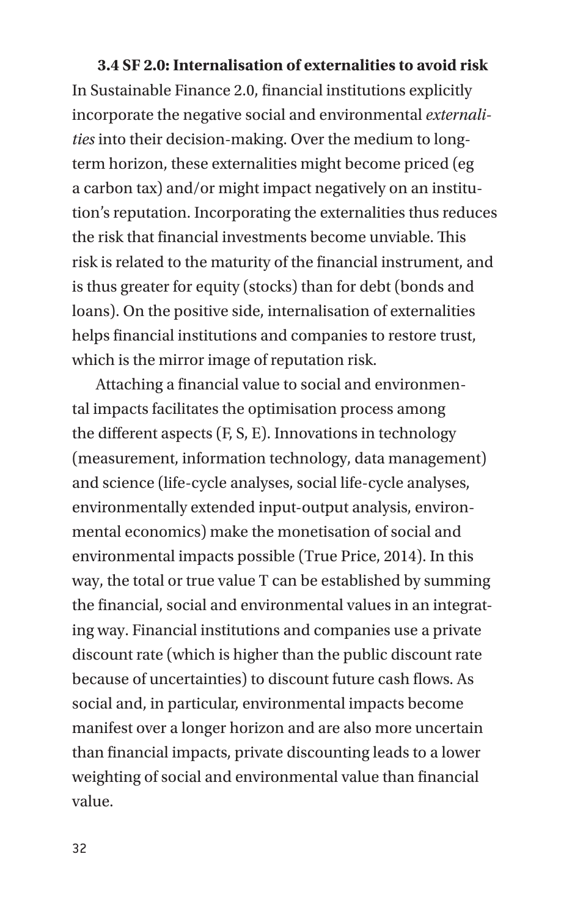### 3.4 SF 2.0: Internalisation of externalities to avoid risk

In Sustainable Finance 2.0, financial institutions explicitly incorporate the negative social and environmental *externalities* into their decision-making. Over the medium to long-term horizon, these externalities might become priced (eg a carbon tax) and/or might impact negatively on an institution's reputation. Incorporating the externalities thus reduces the risk that financial investments become unviable. This risk is related to the maturity of the financial instrument, and is thus greater for equity (stocks) than for debt (bonds and loans). On the positive side, internalisation of externalities helps financial institutions and companies to restore trust, which is the mirror image of reputation risk.

Attaching a financial value to social and environmental impacts facilitates the optimisation process among the different aspects (F, S, E). Innovations in technology (measurement, information technology, data management) and science (life-cycle analyses, social life-cycle analyses, environmentally extended input-output analysis, environmental economics) make the monetisation of social and environmental impacts possible (True Price, 2014). In this way, the total or true value T can be established by summing the financial, social and environmental values in an integrating way. Financial institutions and companies use a private discount rate (which is higher than the public discount rate because of uncertainties) to discount future cash flows. As social and, in particular, environmental impacts become manifest over a longer horizon and are also more uncertain than financial impacts, private discounting leads to a lower weighting of social and environmental value than financial value.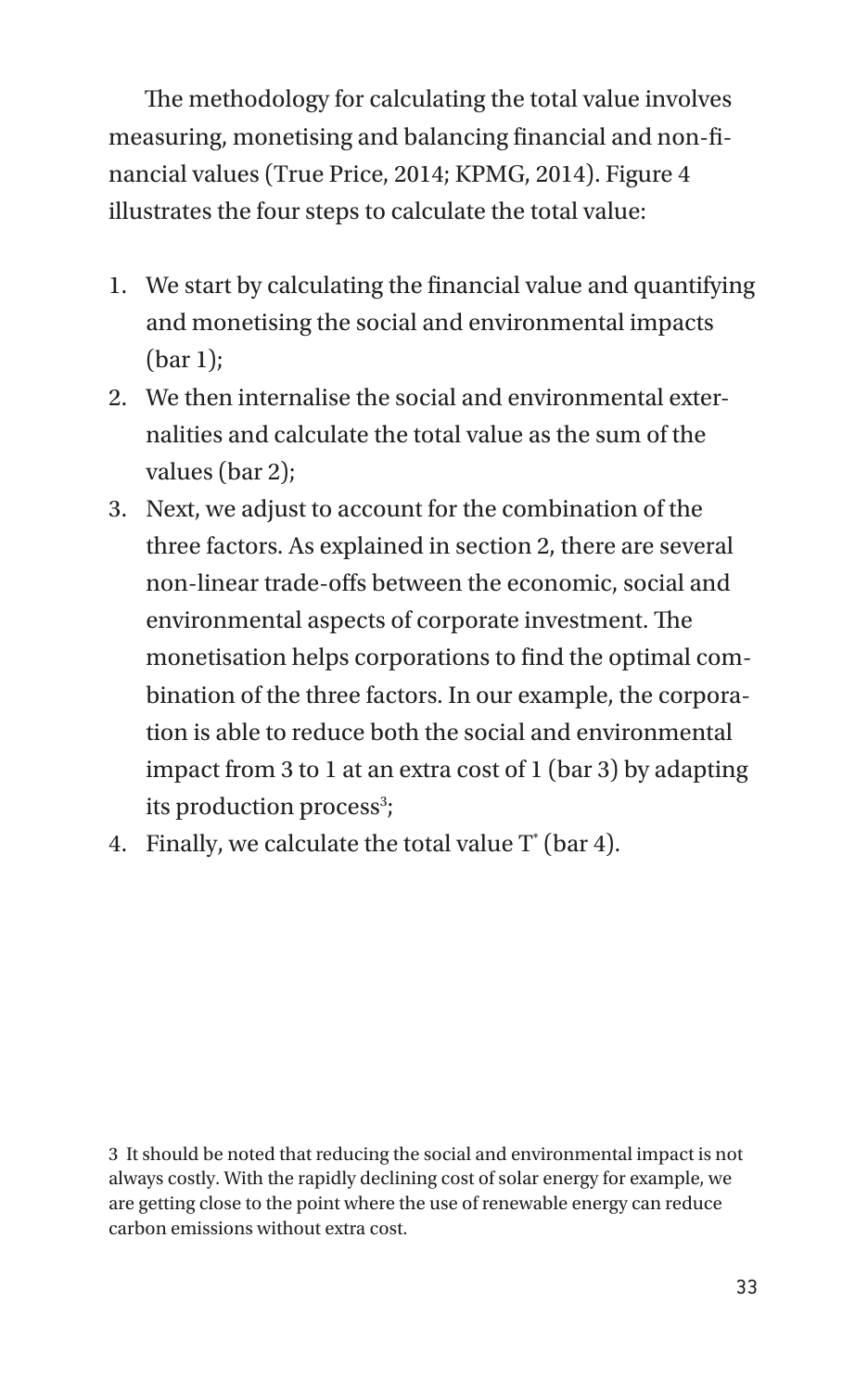The methodology for calculating the total value involves measuring, monetising and balancing financial and non-financial values (True Price, 2014; KPMG, 2014). Figure 4 illustrates the four steps to calculate the total value:

1. We start by calculating the financial value and quantifying and monetising the social and environmental impacts (bar 1);
2. We then internalise the social and environmental externalities and calculate the total value as the sum of the values (bar 2);
3. Next, we adjust to account for the combination of the three factors. As explained in section 2, there are several non-linear trade-offs between the economic, social and environmental aspects of corporate investment. The monetisation helps corporations to find the optimal combination of the three factors. In our example, the corporation is able to reduce both the social and environmental impact from 3 to 1 at an extra cost of 1 (bar 3) by adapting its production process[3];
4. Finally, we calculate the total value $T^*$ (bar 4).

[3] It should be noted that reducing the social and environmental impact is not always costly. With the rapidly declining cost of solar energy for example, we are getting close to the point where the use of renewable energy can reduce carbon emissions without extra cost.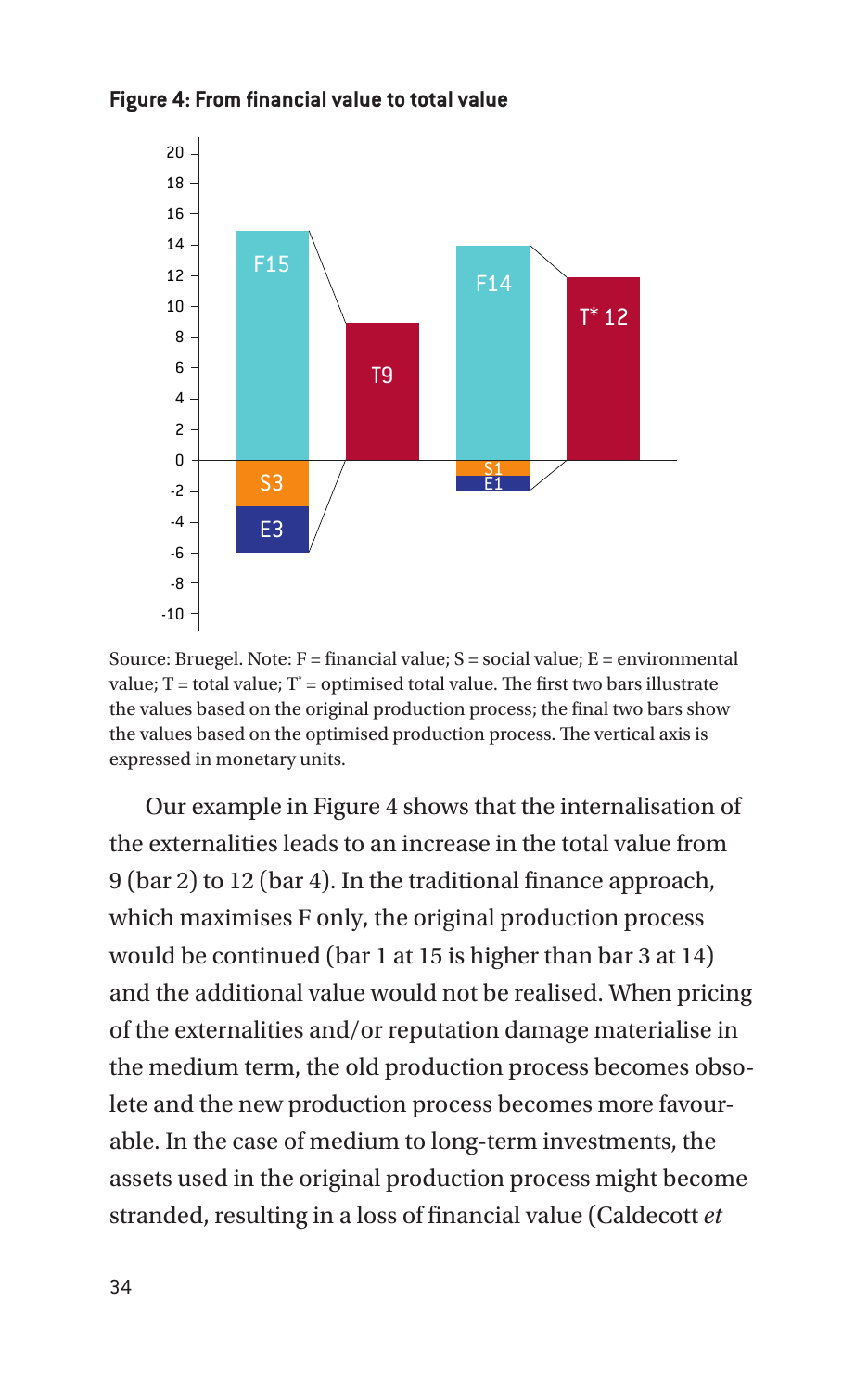**Figure 4: From financial value to total value**

Source: Bruegel. Note: F = financial value; S = social value; E = environmental value; T = total value; T* = optimised total value. The first two bars illustrate the values based on the original production process; the final two bars show the values based on the optimised production process. The vertical axis is expressed in monetary units.

Our example in Figure 4 shows that the internalisation of the externalities leads to an increase in the total value from 9 (bar 2) to 12 (bar 4). In the traditional finance approach, which maximises F only, the original production process would be continued (bar 1 at 15 is higher than bar 3 at 14) and the additional value would not be realised. When pricing of the externalities and/or reputation damage materialise in the medium term, the old production process becomes obsolete and the new production process becomes more favourable. In the case of medium to long-term investments, the assets used in the original production process might become stranded, resulting in a loss of financial value (Caldecott *et*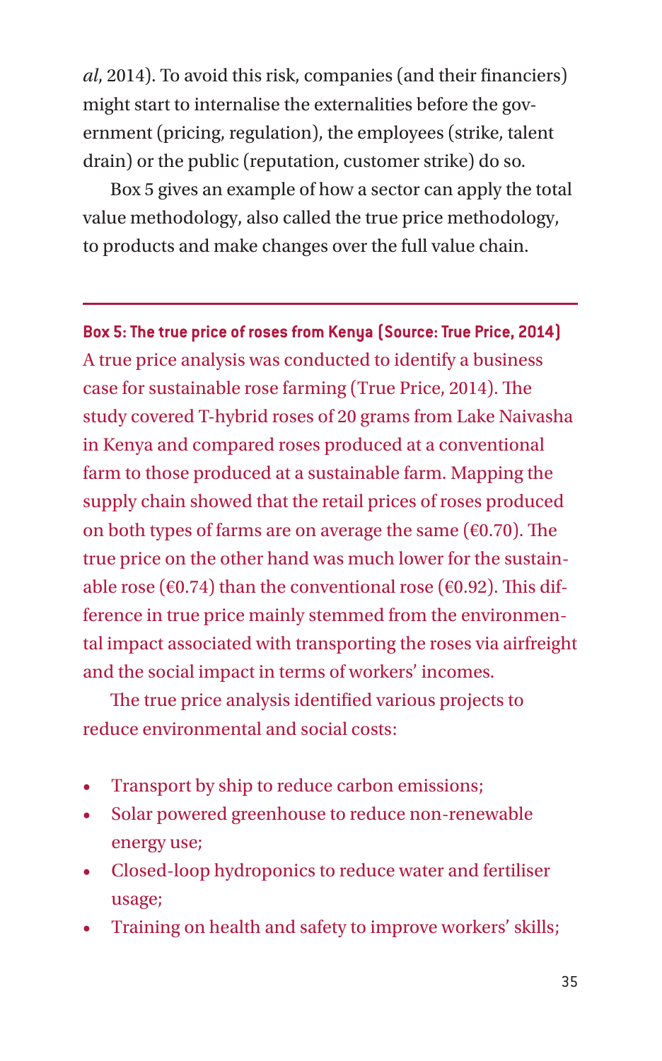*al*, 2014). To avoid this risk, companies (and their financiers) might start to internalise the externalities before the government (pricing, regulation), the employees (strike, talent drain) or the public (reputation, customer strike) do so.

Box 5 gives an example of how a sector can apply the total value methodology, also called the true price methodology, to products and make changes over the full value chain.

---

**Box 5: The true price of roses from Kenya (Source: True Price, 2014)**

A true price analysis was conducted to identify a business case for sustainable rose farming (True Price, 2014). The study covered T-hybrid roses of 20 grams from Lake Naivasha in Kenya and compared roses produced at a conventional farm to those produced at a sustainable farm. Mapping the supply chain showed that the retail prices of roses produced on both types of farms are on average the same (€0.70). The true price on the other hand was much lower for the sustainable rose (€0.74) than the conventional rose (€0.92). This difference in true price mainly stemmed from the environmental impact associated with transporting the roses via airfreight and the social impact in terms of workers' incomes.

The true price analysis identified various projects to reduce environmental and social costs:

- Transport by ship to reduce carbon emissions;
- Solar powered greenhouse to reduce non-renewable energy use;
- Closed-loop hydroponics to reduce water and fertiliser usage;
- Training on health and safety to improve workers' skills;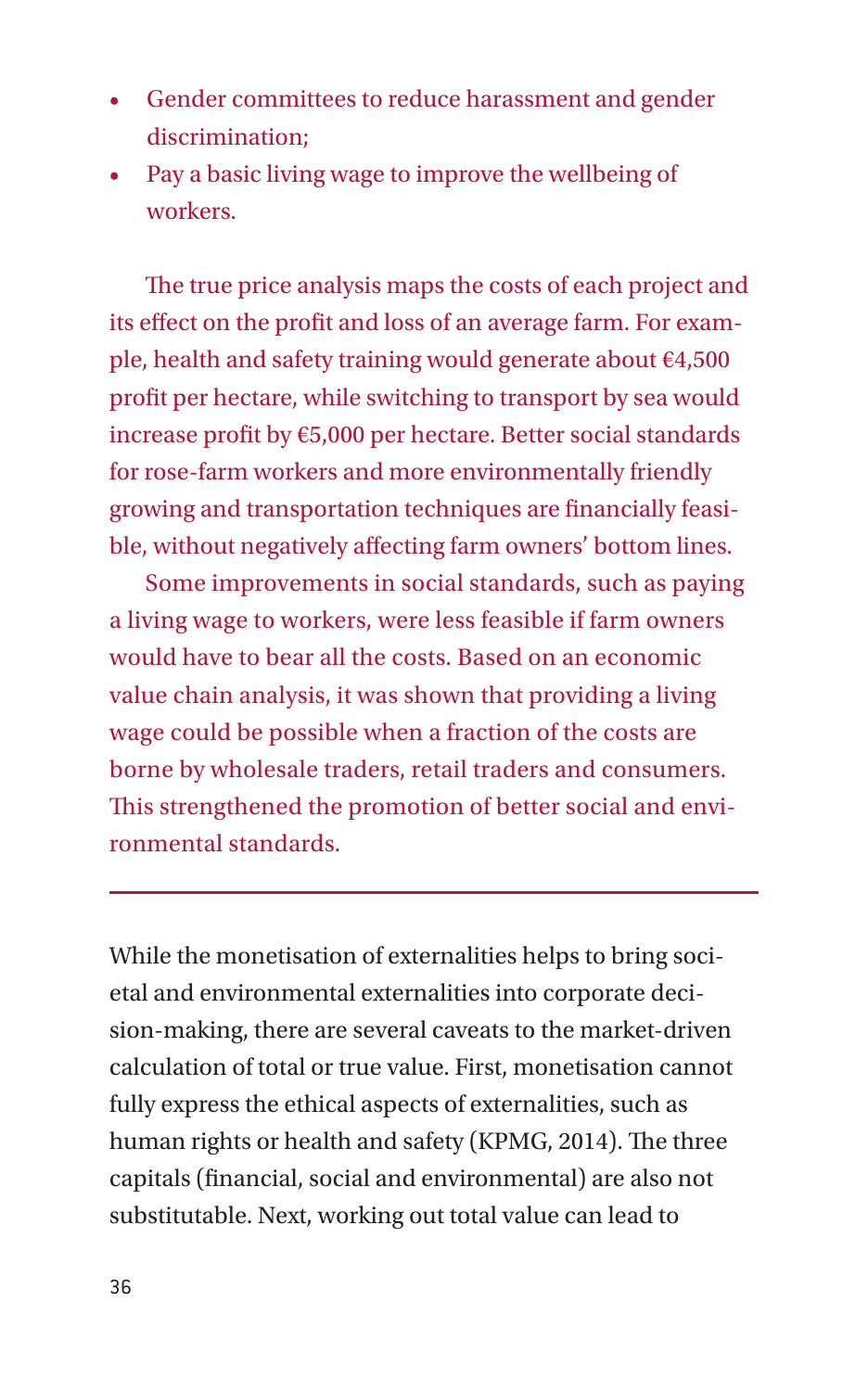- Gender committees to reduce harassment and gender discrimination;
- Pay a basic living wage to improve the wellbeing of workers.

The true price analysis maps the costs of each project and its effect on the profit and loss of an average farm. For example, health and safety training would generate about €4,500 profit per hectare, while switching to transport by sea would increase profit by €5,000 per hectare. Better social standards for rose-farm workers and more environmentally friendly growing and transportation techniques are financially feasible, without negatively affecting farm owners' bottom lines.

Some improvements in social standards, such as paying a living wage to workers, were less feasible if farm owners would have to bear all the costs. Based on an economic value chain analysis, it was shown that providing a living wage could be possible when a fraction of the costs are borne by wholesale traders, retail traders and consumers. This strengthened the promotion of better social and environmental standards.

---

While the monetisation of externalities helps to bring societal and environmental externalities into corporate decision-making, there are several caveats to the market-driven calculation of total or true value. First, monetisation cannot fully express the ethical aspects of externalities, such as human rights or health and safety (KPMG, 2014). The three capitals (financial, social and environmental) are also not substitutable. Next, working out total value can lead to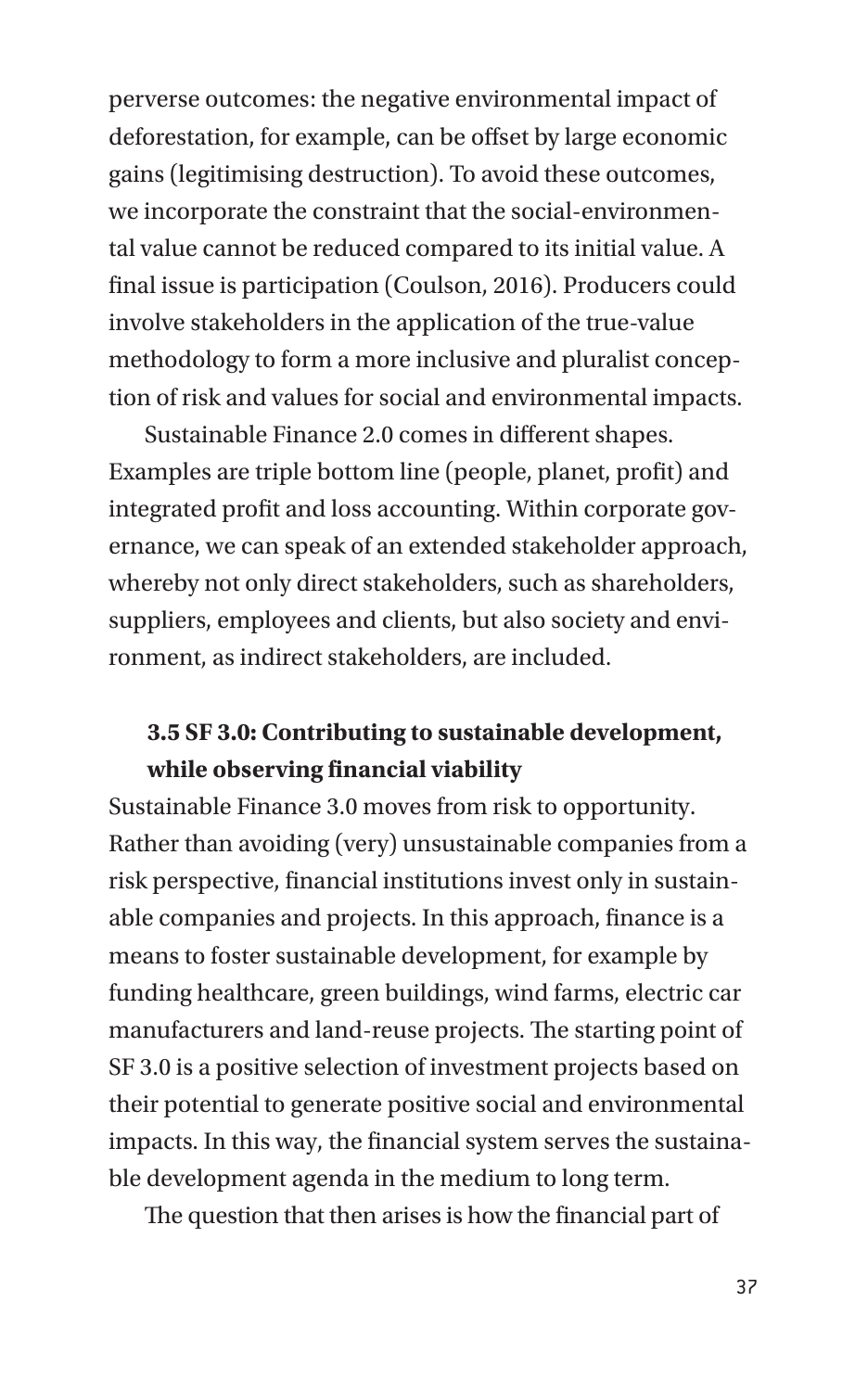perverse outcomes: the negative environmental impact of deforestation, for example, can be offset by large economic gains (legitimising destruction). To avoid these outcomes, we incorporate the constraint that the social-environmental value cannot be reduced compared to its initial value. A final issue is participation (Coulson, 2016). Producers could involve stakeholders in the application of the true-value methodology to form a more inclusive and pluralist conception of risk and values for social and environmental impacts.

Sustainable Finance 2.0 comes in different shapes. Examples are triple bottom line (people, planet, profit) and integrated profit and loss accounting. Within corporate governance, we can speak of an extended stakeholder approach, whereby not only direct stakeholders, such as shareholders, suppliers, employees and clients, but also society and environment, as indirect stakeholders, are included.

### 3.5 SF 3.0: Contributing to sustainable development, while observing financial viability

Sustainable Finance 3.0 moves from risk to opportunity. Rather than avoiding (very) unsustainable companies from a risk perspective, financial institutions invest only in sustainable companies and projects. In this approach, finance is a means to foster sustainable development, for example by funding healthcare, green buildings, wind farms, electric car manufacturers and land-reuse projects. The starting point of SF 3.0 is a positive selection of investment projects based on their potential to generate positive social and environmental impacts. In this way, the financial system serves the sustainable development agenda in the medium to long term.

The question that then arises is how the financial part of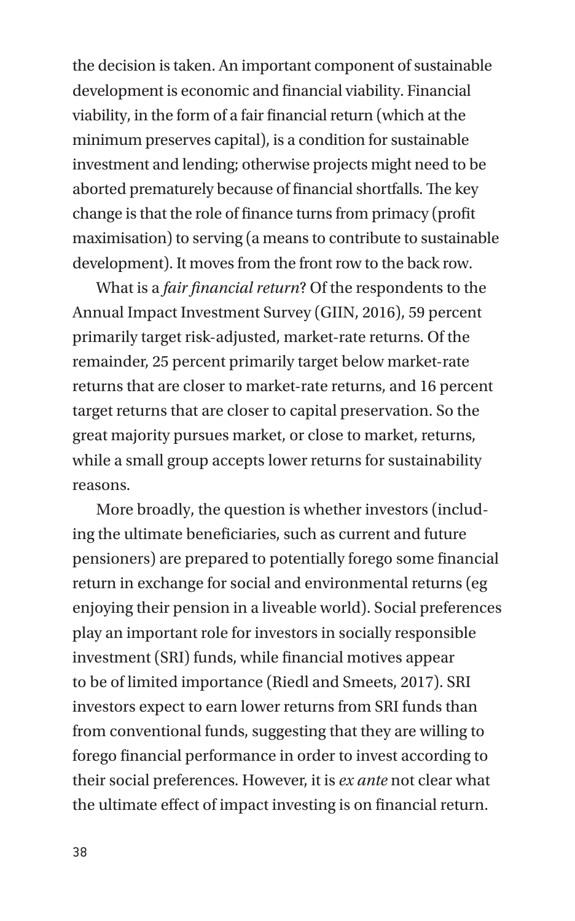the decision is taken. An important component of sustainable development is economic and financial viability. Financial viability, in the form of a fair financial return (which at the minimum preserves capital), is a condition for sustainable investment and lending; otherwise projects might need to be aborted prematurely because of financial shortfalls. The key change is that the role of finance turns from primacy (profit maximisation) to serving (a means to contribute to sustainable development). It moves from the front row to the back row.

What is a *fair financial return*? Of the respondents to the Annual Impact Investment Survey (GIIN, 2016), 59 percent primarily target risk-adjusted, market-rate returns. Of the remainder, 25 percent primarily target below market-rate returns that are closer to market-rate returns, and 16 percent target returns that are closer to capital preservation. So the great majority pursues market, or close to market, returns, while a small group accepts lower returns for sustainability reasons.

More broadly, the question is whether investors (including the ultimate beneficiaries, such as current and future pensioners) are prepared to potentially forego some financial return in exchange for social and environmental returns (eg enjoying their pension in a liveable world). Social preferences play an important role for investors in socially responsible investment (SRI) funds, while financial motives appear to be of limited importance (Riedl and Smeets, 2017). SRI investors expect to earn lower returns from SRI funds than from conventional funds, suggesting that they are willing to forego financial performance in order to invest according to their social preferences. However, it is *ex ante* not clear what the ultimate effect of impact investing is on financial return.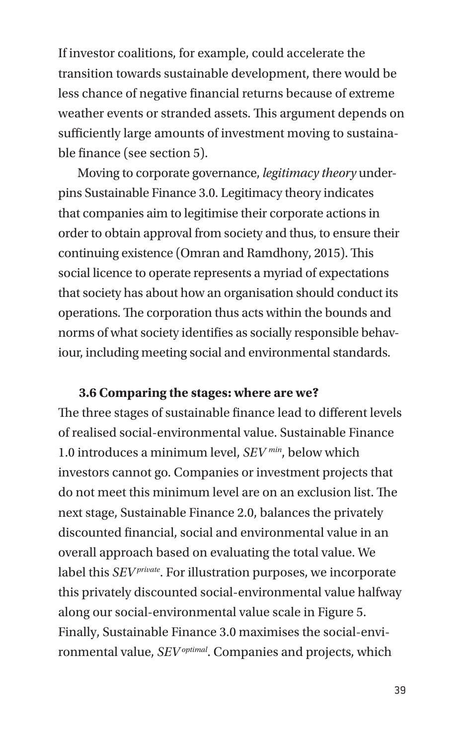If investor coalitions, for example, could accelerate the transition towards sustainable development, there would be less chance of negative financial returns because of extreme weather events or stranded assets. This argument depends on sufficiently large amounts of investment moving to sustainable finance (see section 5).

Moving to corporate governance, *legitimacy theory* underpins Sustainable Finance 3.0. Legitimacy theory indicates that companies aim to legitimise their corporate actions in order to obtain approval from society and thus, to ensure their continuing existence (Omran and Ramdhony, 2015). This social licence to operate represents a myriad of expectations that society has about how an organisation should conduct its operations. The corporation thus acts within the bounds and norms of what society identifies as socially responsible behaviour, including meeting social and environmental standards.

### 3.6 Comparing the stages: where are we?

The three stages of sustainable finance lead to different levels of realised social-environmental value. Sustainable Finance 1.0 introduces a minimum level, $SEV^{min}$, below which investors cannot go. Companies or investment projects that do not meet this minimum level are on an exclusion list. The next stage, Sustainable Finance 2.0, balances the privately discounted financial, social and environmental value in an overall approach based on evaluating the total value. We label this $SEV^{private}$. For illustration purposes, we incorporate this privately discounted social-environmental value halfway along our social-environmental value scale in Figure 5. Finally, Sustainable Finance 3.0 maximises the social-environmental value, $SEV^{optimal}$. Companies and projects, which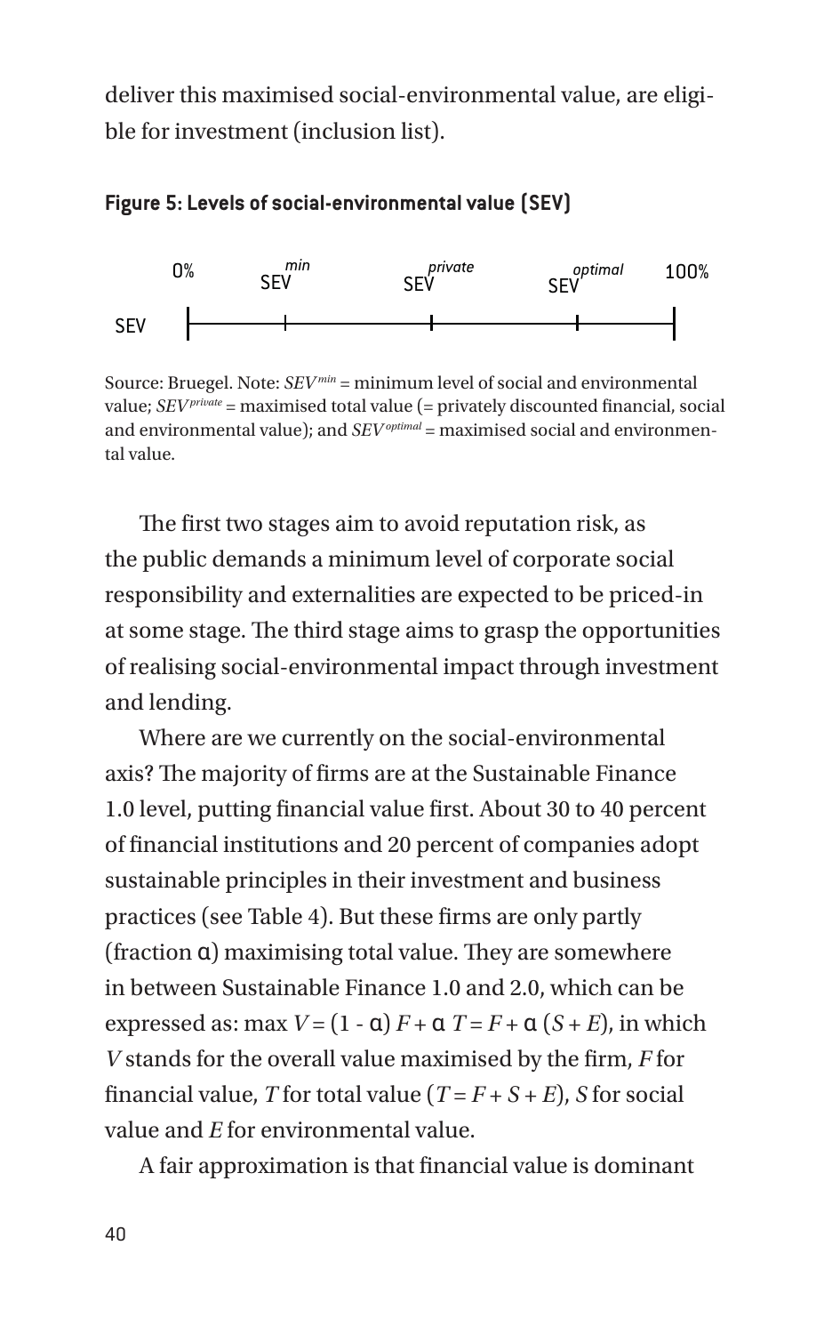deliver this maximised social-environmental value, are eligible for investment (inclusion list).

**Figure 5: Levels of social-environmental value (SEV)**

| | 0% | $SEV^{min}$ | $SEV^{private}$ | $SEV^{optimal}$ | 100% |
|---|---|---|---|---|---|
| SEV | \| | + | + | + | \| |

Source: Bruegel. Note: $SEV^{min}$ = minimum level of social and environmental value; $SEV^{private}$ = maximised total value (= privately discounted financial, social and environmental value); and $SEV^{optimal}$ = maximised social and environmental value.

The first two stages aim to avoid reputation risk, as the public demands a minimum level of corporate social responsibility and externalities are expected to be priced-in at some stage. The third stage aims to grasp the opportunities of realising social-environmental impact through investment and lending.

Where are we currently on the social-environmental axis? The majority of firms are at the Sustainable Finance 1.0 level, putting financial value first. About 30 to 40 percent of financial institutions and 20 percent of companies adopt sustainable principles in their investment and business practices (see Table 4). But these firms are only partly (fraction $\alpha$) maximising total value. They are somewhere in between Sustainable Finance 1.0 and 2.0, which can be expressed as: $\max V = (1 - \alpha) F + \alpha T = F + \alpha (S + E)$, in which $V$ stands for the overall value maximised by the firm, $F$ for financial value, $T$ for total value ($T = F + S + E$), $S$ for social value and $E$ for environmental value.

A fair approximation is that financial value is dominant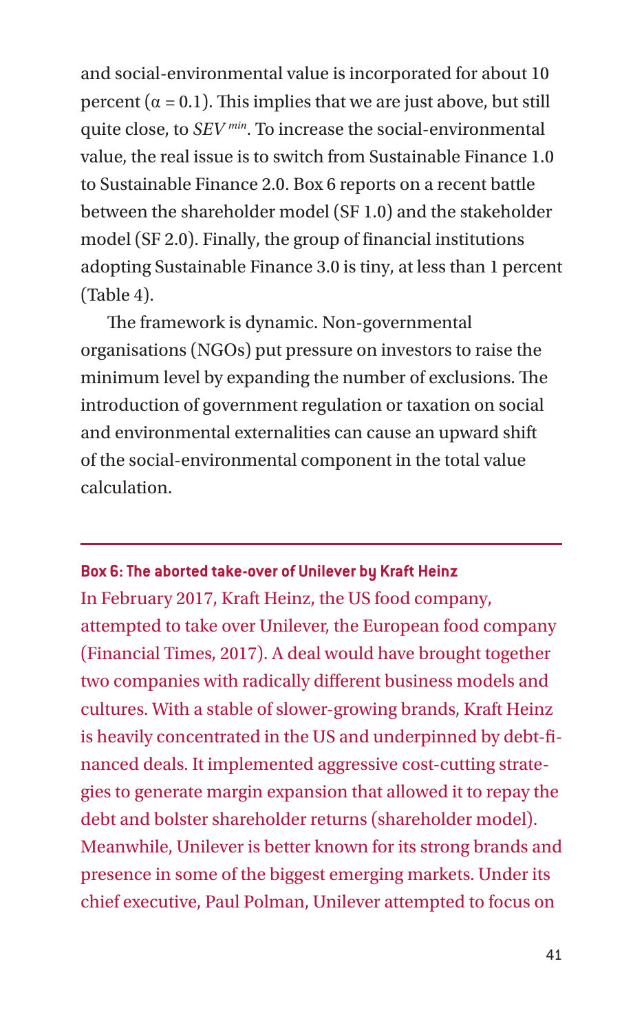and social-environmental value is incorporated for about 10 percent ($\alpha = 0.1$). This implies that we are just above, but still quite close, to $SEV^{min}$. To increase the social-environmental value, the real issue is to switch from Sustainable Finance 1.0 to Sustainable Finance 2.0. Box 6 reports on a recent battle between the shareholder model (SF 1.0) and the stakeholder model (SF 2.0). Finally, the group of financial institutions adopting Sustainable Finance 3.0 is tiny, at less than 1 percent (Table 4).

The framework is dynamic. Non-governmental organisations (NGOs) put pressure on investors to raise the minimum level by expanding the number of exclusions. The introduction of government regulation or taxation on social and environmental externalities can cause an upward shift of the social-environmental component in the total value calculation.

---

**Box 6: The aborted take-over of Unilever by Kraft Heinz**

In February 2017, Kraft Heinz, the US food company, attempted to take over Unilever, the European food company (Financial Times, 2017). A deal would have brought together two companies with radically different business models and cultures. With a stable of slower-growing brands, Kraft Heinz is heavily concentrated in the US and underpinned by debt-financed deals. It implemented aggressive cost-cutting strategies to generate margin expansion that allowed it to repay the debt and bolster shareholder returns (shareholder model). Meanwhile, Unilever is better known for its strong brands and presence in some of the biggest emerging markets. Under its chief executive, Paul Polman, Unilever attempted to focus on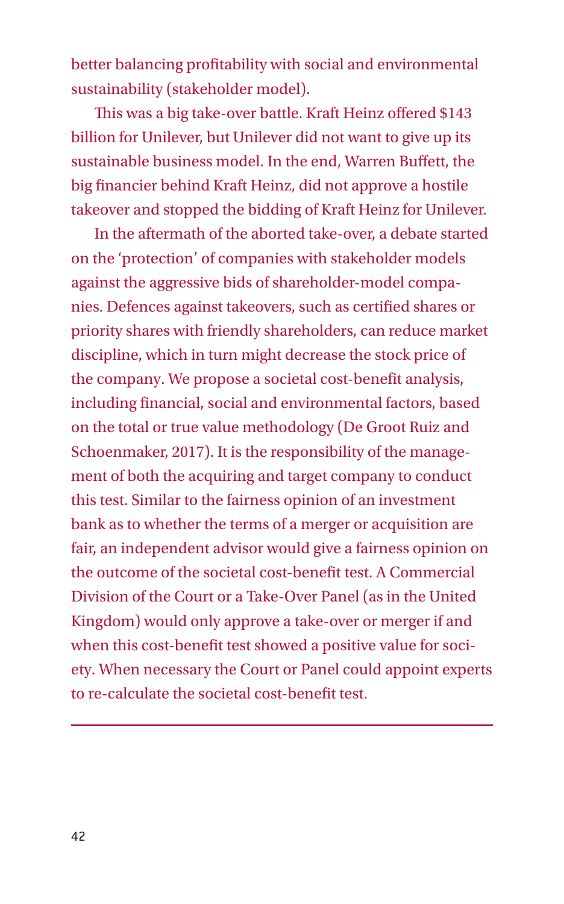better balancing profitability with social and environmental sustainability (stakeholder model).

This was a big take-over battle. Kraft Heinz offered $143 billion for Unilever, but Unilever did not want to give up its sustainable business model. In the end, Warren Buffett, the big financier behind Kraft Heinz, did not approve a hostile takeover and stopped the bidding of Kraft Heinz for Unilever.

In the aftermath of the aborted take-over, a debate started on the 'protection' of companies with stakeholder models against the aggressive bids of shareholder-model companies. Defences against takeovers, such as certified shares or priority shares with friendly shareholders, can reduce market discipline, which in turn might decrease the stock price of the company. We propose a societal cost-benefit analysis, including financial, social and environmental factors, based on the total or true value methodology (De Groot Ruiz and Schoenmaker, 2017). It is the responsibility of the management of both the acquiring and target company to conduct this test. Similar to the fairness opinion of an investment bank as to whether the terms of a merger or acquisition are fair, an independent advisor would give a fairness opinion on the outcome of the societal cost-benefit test. A Commercial Division of the Court or a Take-Over Panel (as in the United Kingdom) would only approve a take-over or merger if and when this cost-benefit test showed a positive value for society. When necessary the Court or Panel could appoint experts to re-calculate the societal cost-benefit test.

---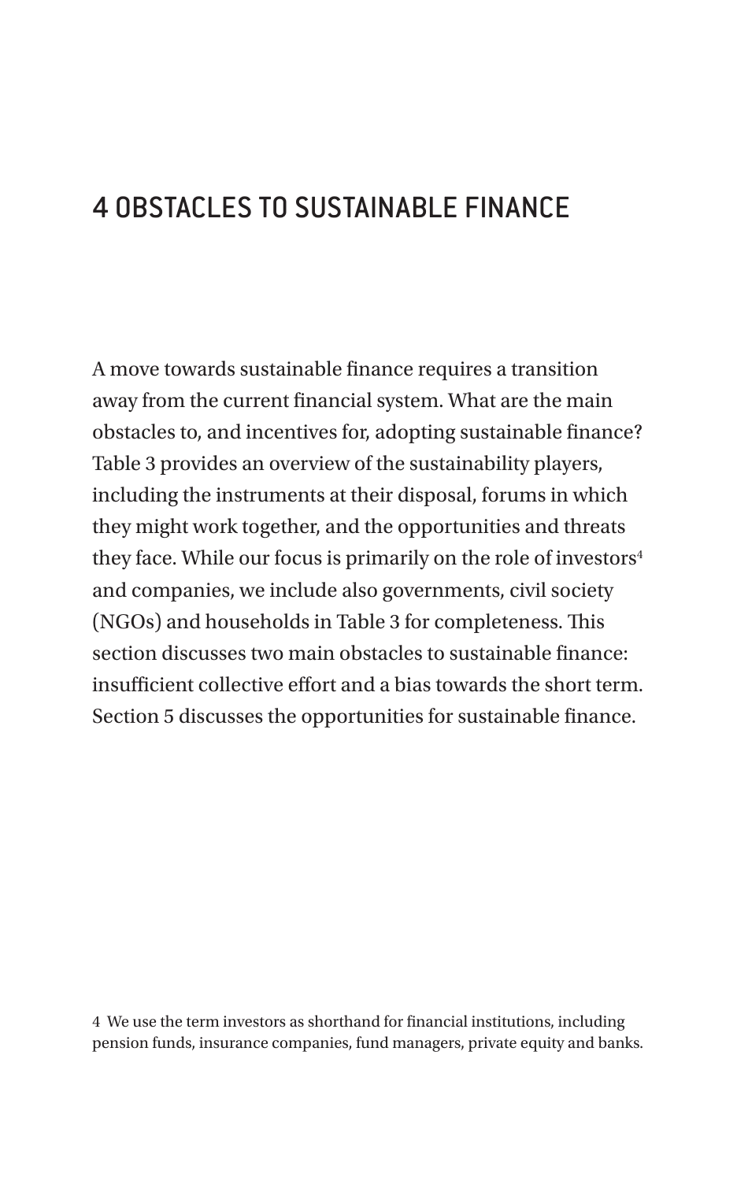# 4 OBSTACLES TO SUSTAINABLE FINANCE

A move towards sustainable finance requires a transition away from the current financial system. What are the main obstacles to, and incentives for, adopting sustainable finance? Table 3 provides an overview of the sustainability players, including the instruments at their disposal, forums in which they might work together, and the opportunities and threats they face. While our focus is primarily on the role of investors[4] and companies, we include also governments, civil society (NGOs) and households in Table 3 for completeness. This section discusses two main obstacles to sustainable finance: insufficient collective effort and a bias towards the short term. Section 5 discusses the opportunities for sustainable finance.

4 We use the term investors as shorthand for financial institutions, including pension funds, insurance companies, fund managers, private equity and banks.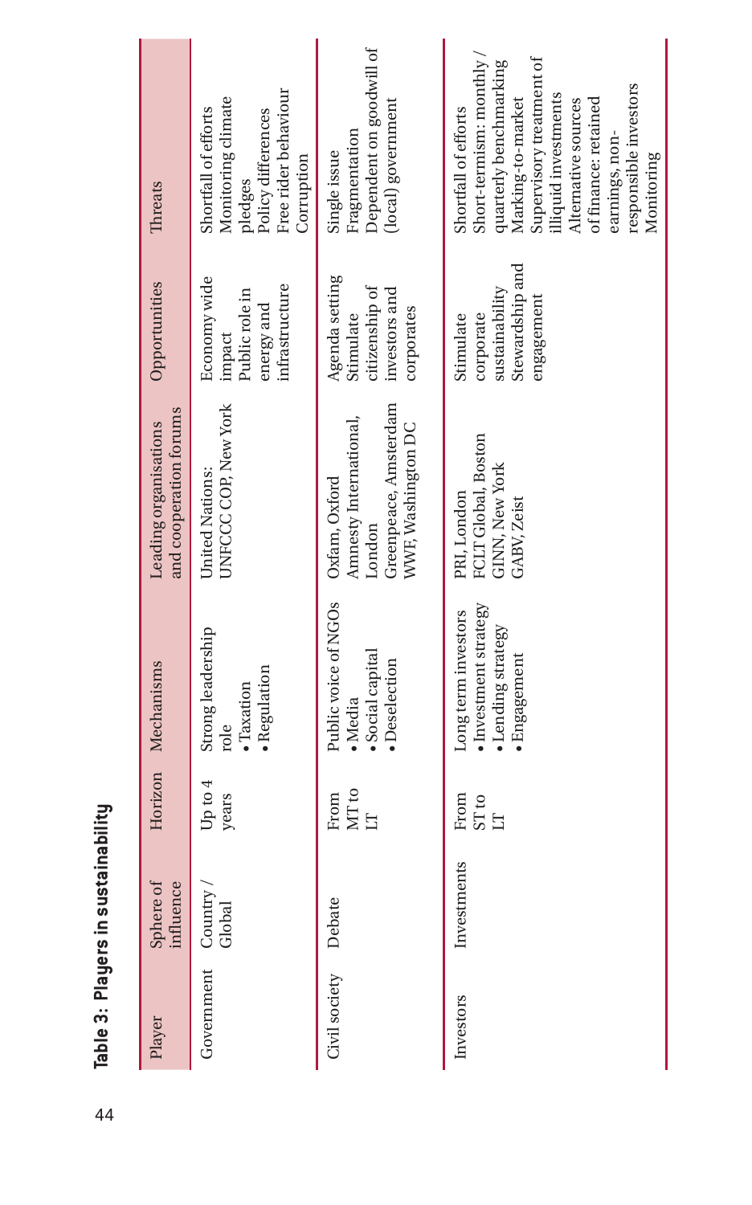**Table 3: Players in sustainability**

| Player | Sphere of influence | Horizon | Mechanisms | Leading organisations and cooperation forums | Opportunities | Threats |
|---|---|---|---|---|---|---|
| Government | Country / Global | Up to 4 years | Strong leadership role<br>• Taxation<br>• Regulation | United Nations: UNFCCC COP, New York | Economy wide impact<br>Public role in energy and infrastructure | Shortfall of efforts<br>Monitoring climate pledges<br>Policy differences<br>Free rider behaviour<br>Corruption |
| Civil society | Debate | From MT to LT | Public voice of NGOs<br>• Media<br>• Social capital<br>• Deselection | Oxfam, Oxford<br>Amnesty International, London<br>Greenpeace, Amsterdam<br>WWF, Washington DC | Agenda setting<br>Stimulate citizenship of investors and corporates | Single issue<br>Fragmentation<br>Dependent on goodwill of (local) government |
| Investors | Investments | From ST to LT | Long term investors<br>• Investment strategy<br>• Lending strategy<br>• Engagement | PRI, London<br>FCLT Global, Boston<br>GINN, New York<br>GABV, Zeist | Stimulate corporate sustainability<br>Stewardship and engagement | Shortfall of efforts<br>Short-termism: monthly / quarterly benchmarking<br>Marking-to-market<br>Supervisory treatment of illiquid investments<br>Alternative sources of finance: retained earnings, non-responsible investors<br>Monitoring |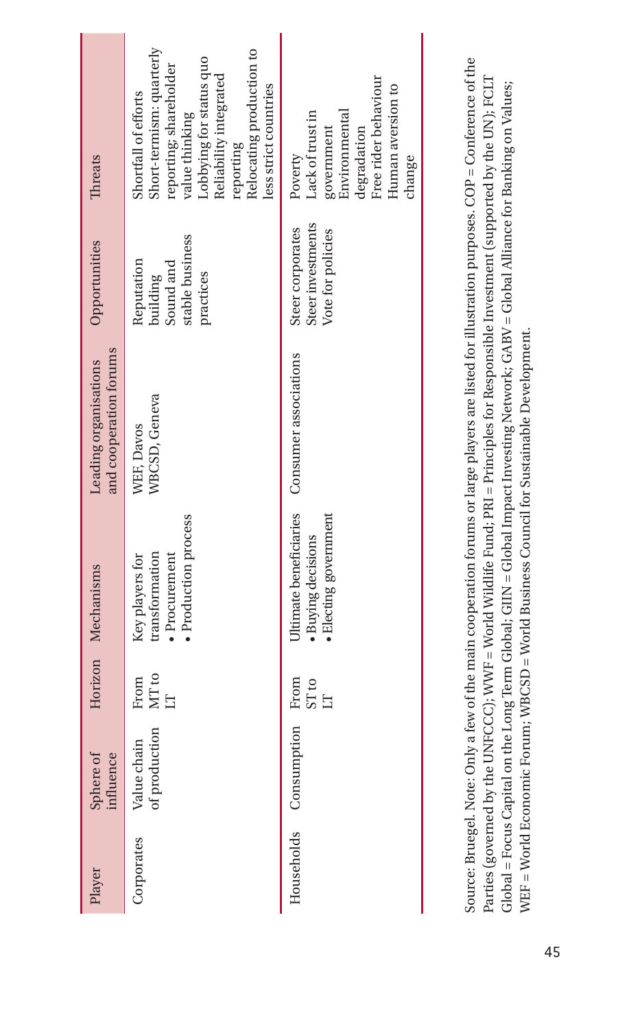| Player | Sphere of influence | Horizon | Mechanisms | Leading organisations and cooperation forums | Opportunities | Threats |
|---|---|---|---|---|---|---|
| Corporates | Value chain of production | From MT to LT | Key players for transformation<br>• Procurement<br>• Production process | WEF, Davos<br>WBCSD, Geneva | Reputation building<br>Sound and stable business practices | Shortfall of efforts<br>Short-termism: quarterly reporting; shareholder value thinking<br>Lobbying for status quo<br>Reliability integrated reporting<br>Relocating production to less strict countries |
| Households | Consumption | From ST to LT | Ultimate beneficiaries<br>• Buying decisions<br>• Electing government | Consumer associations | Steer corporates<br>Steer investments<br>Vote for policies | Poverty<br>Lack of trust in government<br>Environmental degradation<br>Free rider behaviour<br>Human aversion to change |

Source: Bruegel. Note: Only a few of the main cooperation forums or large players are listed for illustration purposes. COP = Conference of the Parties (governed by the UNFCCC); WWF = World Wildlife Fund; PRI = Principles for Responsible Investment (supported by the UN); FCLT Global = Focus Capital on the Long Term Global; GIIN = Global Impact Investing Network; GABV = Global Alliance for Banking on Values; WEF = World Economic Forum; WBCSD = World Business Council for Sustainable Development.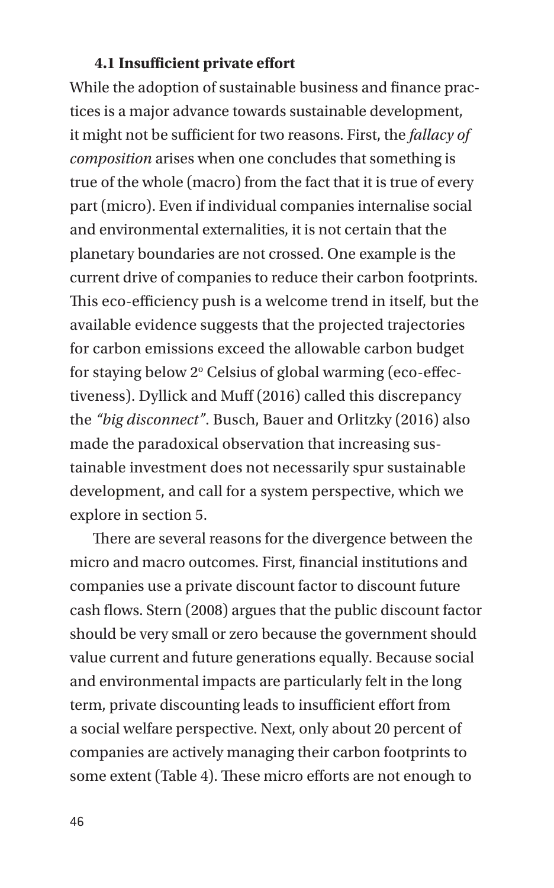### 4.1 Insufficient private effort

While the adoption of sustainable business and finance practices is a major advance towards sustainable development, it might not be sufficient for two reasons. First, the *fallacy of composition* arises when one concludes that something is true of the whole (macro) from the fact that it is true of every part (micro). Even if individual companies internalise social and environmental externalities, it is not certain that the planetary boundaries are not crossed. One example is the current drive of companies to reduce their carbon footprints. This eco-efficiency push is a welcome trend in itself, but the available evidence suggests that the projected trajectories for carbon emissions exceed the allowable carbon budget for staying below 2° Celsius of global warming (eco-effectiveness). Dyllick and Muff (2016) called this discrepancy the *"big disconnect"*. Busch, Bauer and Orlitzky (2016) also made the paradoxical observation that increasing sustainable investment does not necessarily spur sustainable development, and call for a system perspective, which we explore in section 5.

There are several reasons for the divergence between the micro and macro outcomes. First, financial institutions and companies use a private discount factor to discount future cash flows. Stern (2008) argues that the public discount factor should be very small or zero because the government should value current and future generations equally. Because social and environmental impacts are particularly felt in the long term, private discounting leads to insufficient effort from a social welfare perspective. Next, only about 20 percent of companies are actively managing their carbon footprints to some extent (Table 4). These micro efforts are not enough to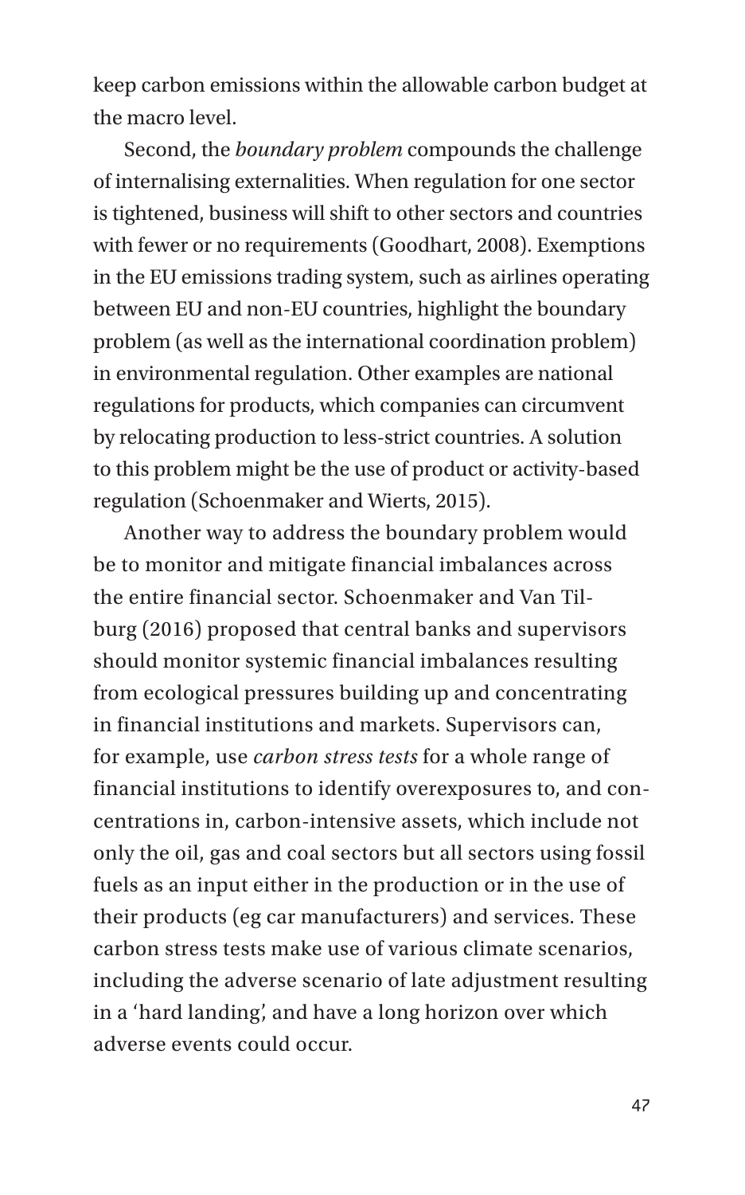keep carbon emissions within the allowable carbon budget at the macro level.

Second, the *boundary problem* compounds the challenge of internalising externalities. When regulation for one sector is tightened, business will shift to other sectors and countries with fewer or no requirements (Goodhart, 2008). Exemptions in the EU emissions trading system, such as airlines operating between EU and non-EU countries, highlight the boundary problem (as well as the international coordination problem) in environmental regulation. Other examples are national regulations for products, which companies can circumvent by relocating production to less-strict countries. A solution to this problem might be the use of product or activity-based regulation (Schoenmaker and Wierts, 2015).

Another way to address the boundary problem would be to monitor and mitigate financial imbalances across the entire financial sector. Schoenmaker and Van Tilburg (2016) proposed that central banks and supervisors should monitor systemic financial imbalances resulting from ecological pressures building up and concentrating in financial institutions and markets. Supervisors can, for example, use *carbon stress tests* for a whole range of financial institutions to identify overexposures to, and concentrations in, carbon-intensive assets, which include not only the oil, gas and coal sectors but all sectors using fossil fuels as an input either in the production or in the use of their products (eg car manufacturers) and services. These carbon stress tests make use of various climate scenarios, including the adverse scenario of late adjustment resulting in a 'hard landing', and have a long horizon over which adverse events could occur.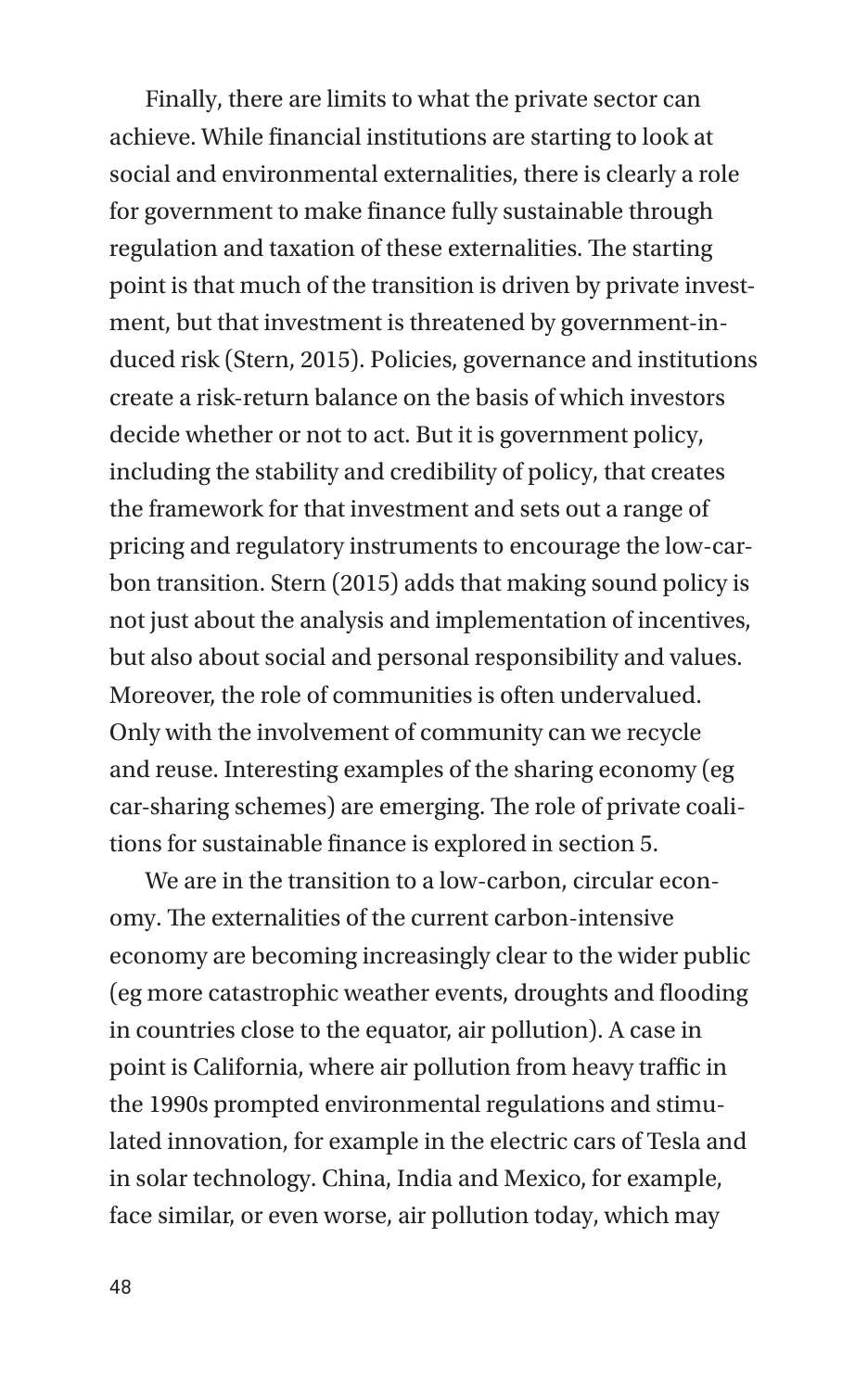Finally, there are limits to what the private sector can achieve. While financial institutions are starting to look at social and environmental externalities, there is clearly a role for government to make finance fully sustainable through regulation and taxation of these externalities. The starting point is that much of the transition is driven by private investment, but that investment is threatened by government-induced risk (Stern, 2015). Policies, governance and institutions create a risk-return balance on the basis of which investors decide whether or not to act. But it is government policy, including the stability and credibility of policy, that creates the framework for that investment and sets out a range of pricing and regulatory instruments to encourage the low-carbon transition. Stern (2015) adds that making sound policy is not just about the analysis and implementation of incentives, but also about social and personal responsibility and values. Moreover, the role of communities is often undervalued. Only with the involvement of community can we recycle and reuse. Interesting examples of the sharing economy (eg car-sharing schemes) are emerging. The role of private coalitions for sustainable finance is explored in section 5.

We are in the transition to a low-carbon, circular economy. The externalities of the current carbon-intensive economy are becoming increasingly clear to the wider public (eg more catastrophic weather events, droughts and flooding in countries close to the equator, air pollution). A case in point is California, where air pollution from heavy traffic in the 1990s prompted environmental regulations and stimulated innovation, for example in the electric cars of Tesla and in solar technology. China, India and Mexico, for example, face similar, or even worse, air pollution today, which may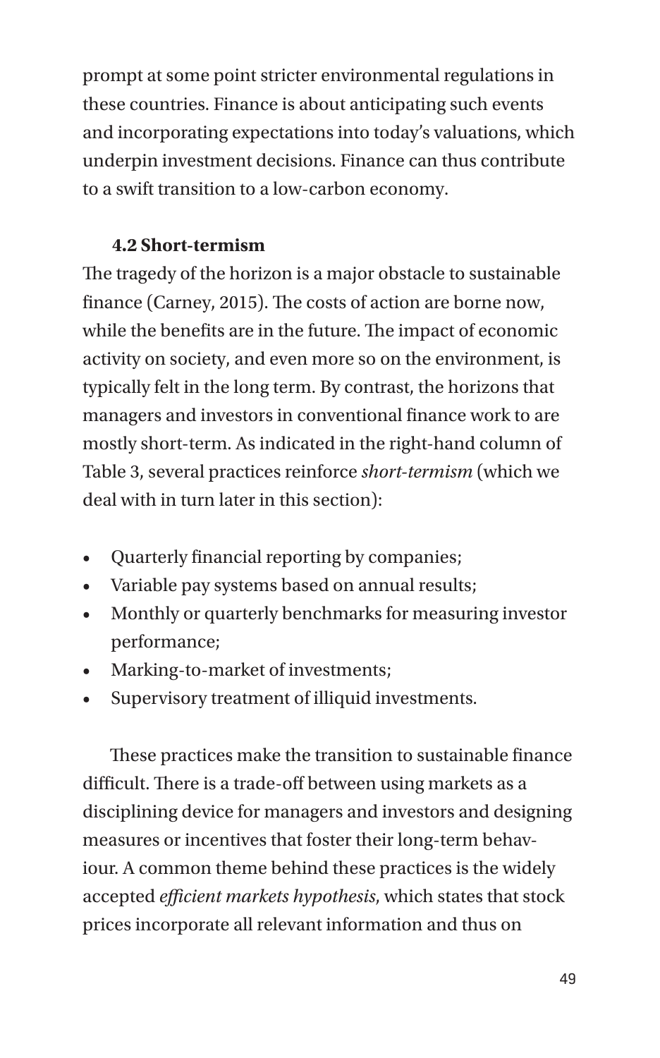prompt at some point stricter environmental regulations in these countries. Finance is about anticipating such events and incorporating expectations into today's valuations, which underpin investment decisions. Finance can thus contribute to a swift transition to a low-carbon economy.

### 4.2 Short-termism

The tragedy of the horizon is a major obstacle to sustainable finance (Carney, 2015). The costs of action are borne now, while the benefits are in the future. The impact of economic activity on society, and even more so on the environment, is typically felt in the long term. By contrast, the horizons that managers and investors in conventional finance work to are mostly short-term. As indicated in the right-hand column of Table 3, several practices reinforce *short-termism* (which we deal with in turn later in this section):

- Quarterly financial reporting by companies;
- Variable pay systems based on annual results;
- Monthly or quarterly benchmarks for measuring investor performance;
- Marking-to-market of investments;
- Supervisory treatment of illiquid investments.

These practices make the transition to sustainable finance difficult. There is a trade-off between using markets as a disciplining device for managers and investors and designing measures or incentives that foster their long-term behaviour. A common theme behind these practices is the widely accepted *efficient markets hypothesis*, which states that stock prices incorporate all relevant information and thus on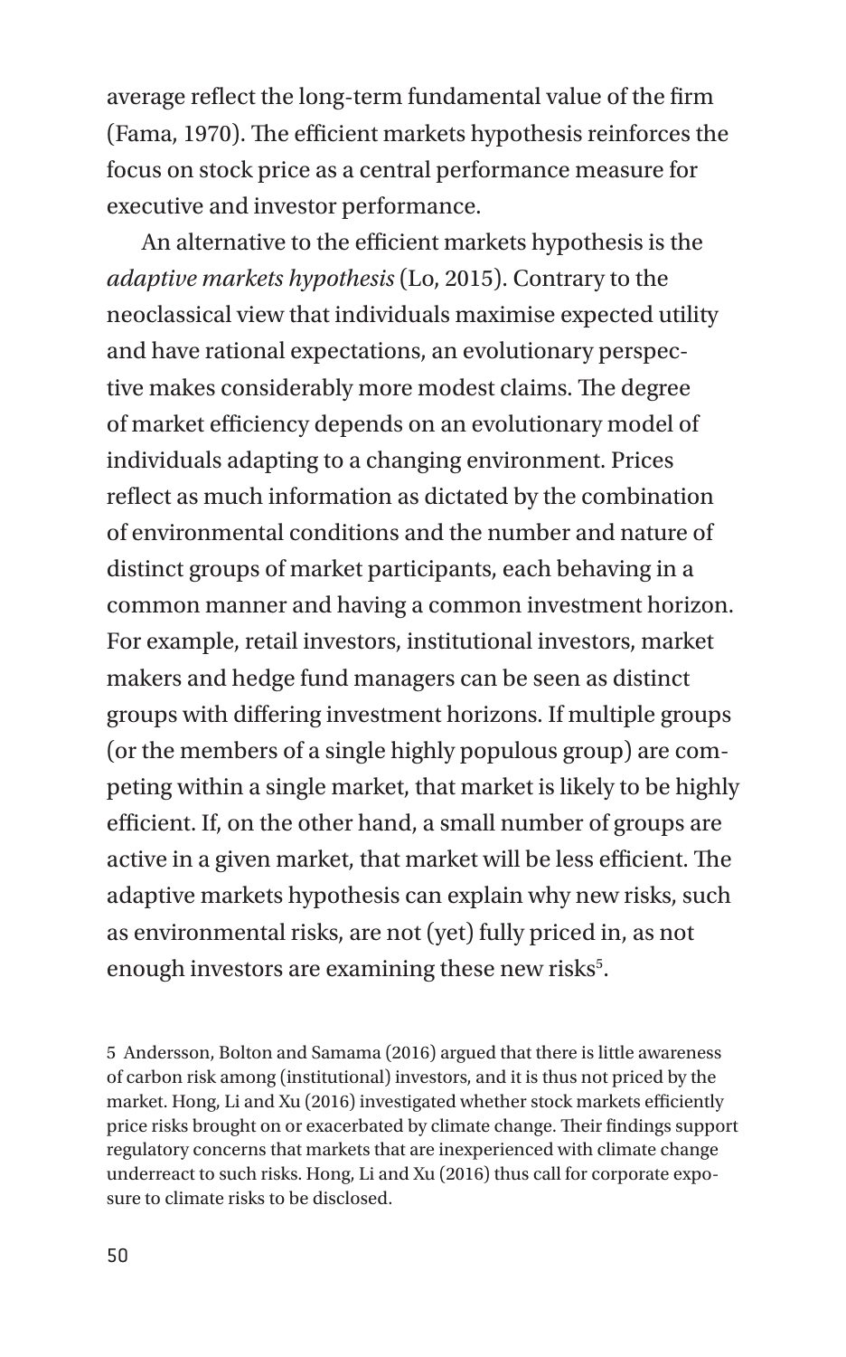average reflect the long-term fundamental value of the firm (Fama, 1970). The efficient markets hypothesis reinforces the focus on stock price as a central performance measure for executive and investor performance.

An alternative to the efficient markets hypothesis is the *adaptive markets hypothesis* (Lo, 2015). Contrary to the neoclassical view that individuals maximise expected utility and have rational expectations, an evolutionary perspective makes considerably more modest claims. The degree of market efficiency depends on an evolutionary model of individuals adapting to a changing environment. Prices reflect as much information as dictated by the combination of environmental conditions and the number and nature of distinct groups of market participants, each behaving in a common manner and having a common investment horizon. For example, retail investors, institutional investors, market makers and hedge fund managers can be seen as distinct groups with differing investment horizons. If multiple groups (or the members of a single highly populous group) are competing within a single market, that market is likely to be highly efficient. If, on the other hand, a small number of groups are active in a given market, that market will be less efficient. The adaptive markets hypothesis can explain why new risks, such as environmental risks, are not (yet) fully priced in, as not enough investors are examining these new risks[5].

5 Andersson, Bolton and Samama (2016) argued that there is little awareness of carbon risk among (institutional) investors, and it is thus not priced by the market. Hong, Li and Xu (2016) investigated whether stock markets efficiently price risks brought on or exacerbated by climate change. Their findings support regulatory concerns that markets that are inexperienced with climate change underreact to such risks. Hong, Li and Xu (2016) thus call for corporate exposure to climate risks to be disclosed.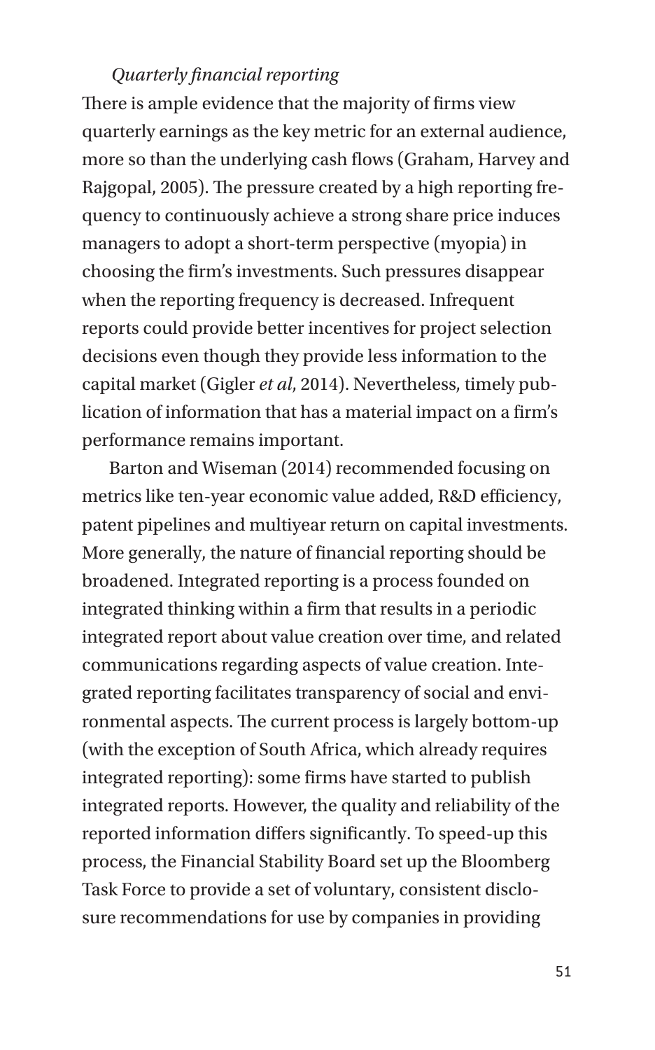*Quarterly financial reporting*

There is ample evidence that the majority of firms view quarterly earnings as the key metric for an external audience, more so than the underlying cash flows (Graham, Harvey and Rajgopal, 2005). The pressure created by a high reporting frequency to continuously achieve a strong share price induces managers to adopt a short-term perspective (myopia) in choosing the firm's investments. Such pressures disappear when the reporting frequency is decreased. Infrequent reports could provide better incentives for project selection decisions even though they provide less information to the capital market (Gigler *et al*, 2014). Nevertheless, timely publication of information that has a material impact on a firm's performance remains important.

Barton and Wiseman (2014) recommended focusing on metrics like ten-year economic value added, R&D efficiency, patent pipelines and multiyear return on capital investments. More generally, the nature of financial reporting should be broadened. Integrated reporting is a process founded on integrated thinking within a firm that results in a periodic integrated report about value creation over time, and related communications regarding aspects of value creation. Integrated reporting facilitates transparency of social and environmental aspects. The current process is largely bottom-up (with the exception of South Africa, which already requires integrated reporting): some firms have started to publish integrated reports. However, the quality and reliability of the reported information differs significantly. To speed-up this process, the Financial Stability Board set up the Bloomberg Task Force to provide a set of voluntary, consistent disclosure recommendations for use by companies in providing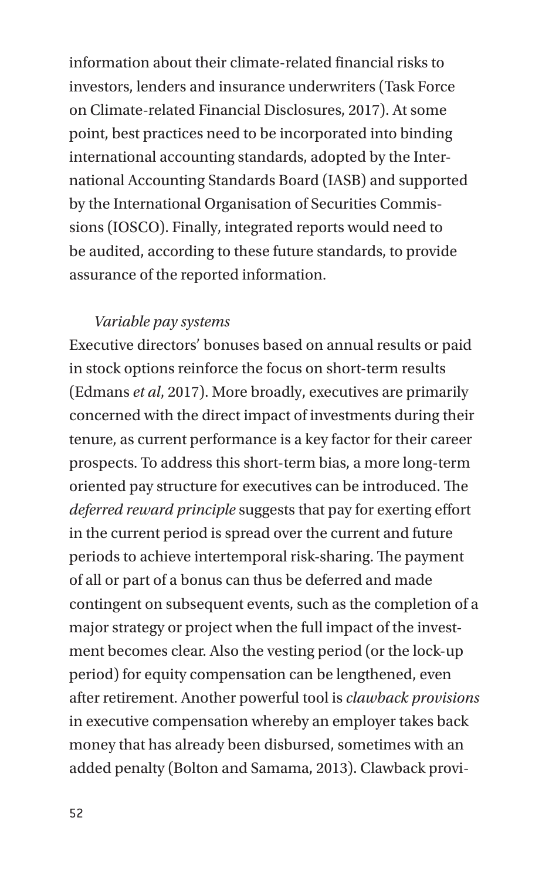information about their climate-related financial risks to investors, lenders and insurance underwriters (Task Force on Climate-related Financial Disclosures, 2017). At some point, best practices need to be incorporated into binding international accounting standards, adopted by the International Accounting Standards Board (IASB) and supported by the International Organisation of Securities Commissions (IOSCO). Finally, integrated reports would need to be audited, according to these future standards, to provide assurance of the reported information.

*Variable pay systems*

Executive directors' bonuses based on annual results or paid in stock options reinforce the focus on short-term results (Edmans *et al*, 2017). More broadly, executives are primarily concerned with the direct impact of investments during their tenure, as current performance is a key factor for their career prospects. To address this short-term bias, a more long-term oriented pay structure for executives can be introduced. The *deferred reward principle* suggests that pay for exerting effort in the current period is spread over the current and future periods to achieve intertemporal risk-sharing. The payment of all or part of a bonus can thus be deferred and made contingent on subsequent events, such as the completion of a major strategy or project when the full impact of the investment becomes clear. Also the vesting period (or the lock-up period) for equity compensation can be lengthened, even after retirement. Another powerful tool is *clawback provisions* in executive compensation whereby an employer takes back money that has already been disbursed, sometimes with an added penalty (Bolton and Samama, 2013). Clawback provi-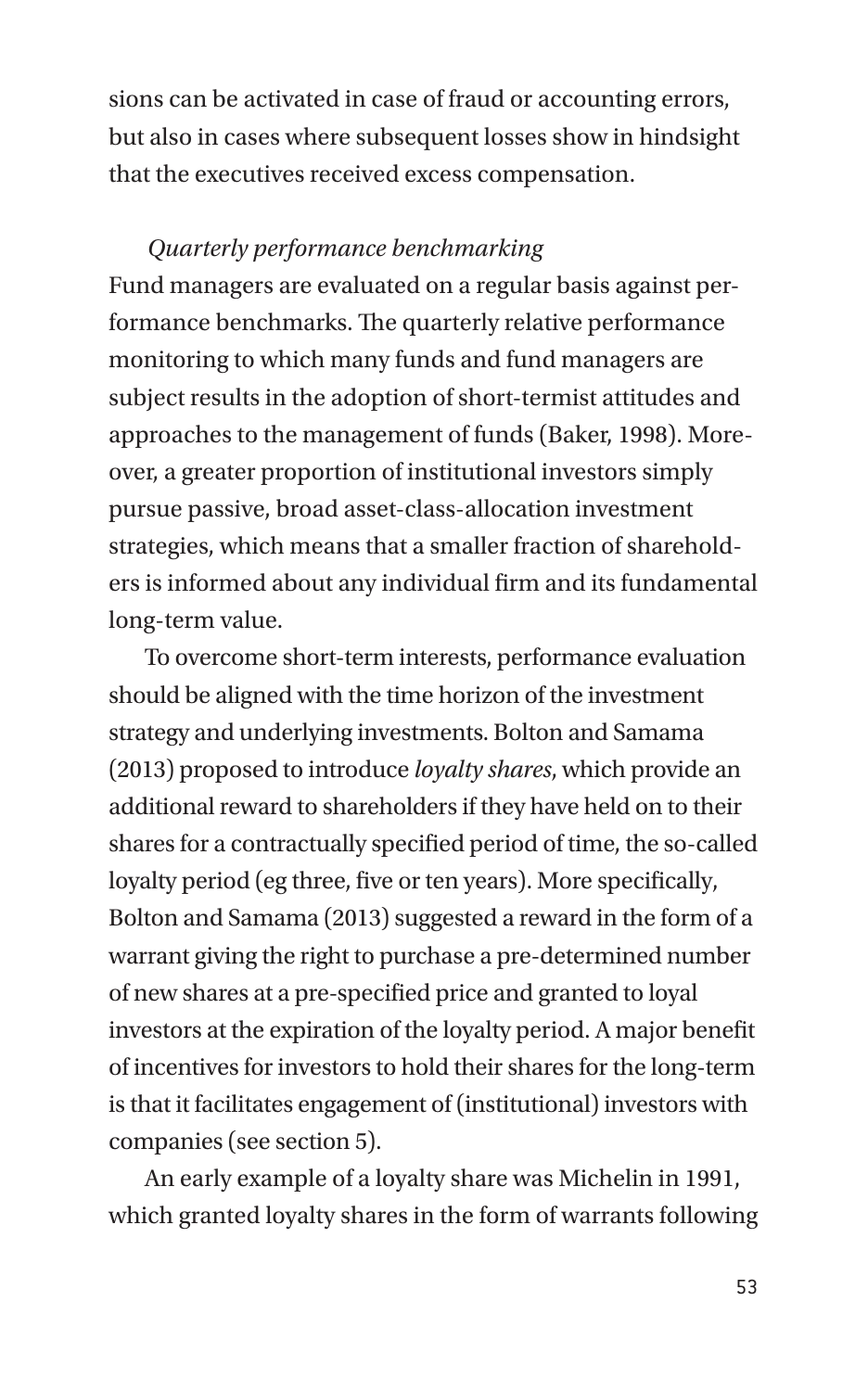sions can be activated in case of fraud or accounting errors, but also in cases where subsequent losses show in hindsight that the executives received excess compensation.

*Quarterly performance benchmarking*

Fund managers are evaluated on a regular basis against performance benchmarks. The quarterly relative performance monitoring to which many funds and fund managers are subject results in the adoption of short-termist attitudes and approaches to the management of funds (Baker, 1998). Moreover, a greater proportion of institutional investors simply pursue passive, broad asset-class-allocation investment strategies, which means that a smaller fraction of shareholders is informed about any individual firm and its fundamental long-term value.

To overcome short-term interests, performance evaluation should be aligned with the time horizon of the investment strategy and underlying investments. Bolton and Samama (2013) proposed to introduce *loyalty shares*, which provide an additional reward to shareholders if they have held on to their shares for a contractually specified period of time, the so-called loyalty period (eg three, five or ten years). More specifically, Bolton and Samama (2013) suggested a reward in the form of a warrant giving the right to purchase a pre-determined number of new shares at a pre-specified price and granted to loyal investors at the expiration of the loyalty period. A major benefit of incentives for investors to hold their shares for the long-term is that it facilitates engagement of (institutional) investors with companies (see section 5).

An early example of a loyalty share was Michelin in 1991, which granted loyalty shares in the form of warrants following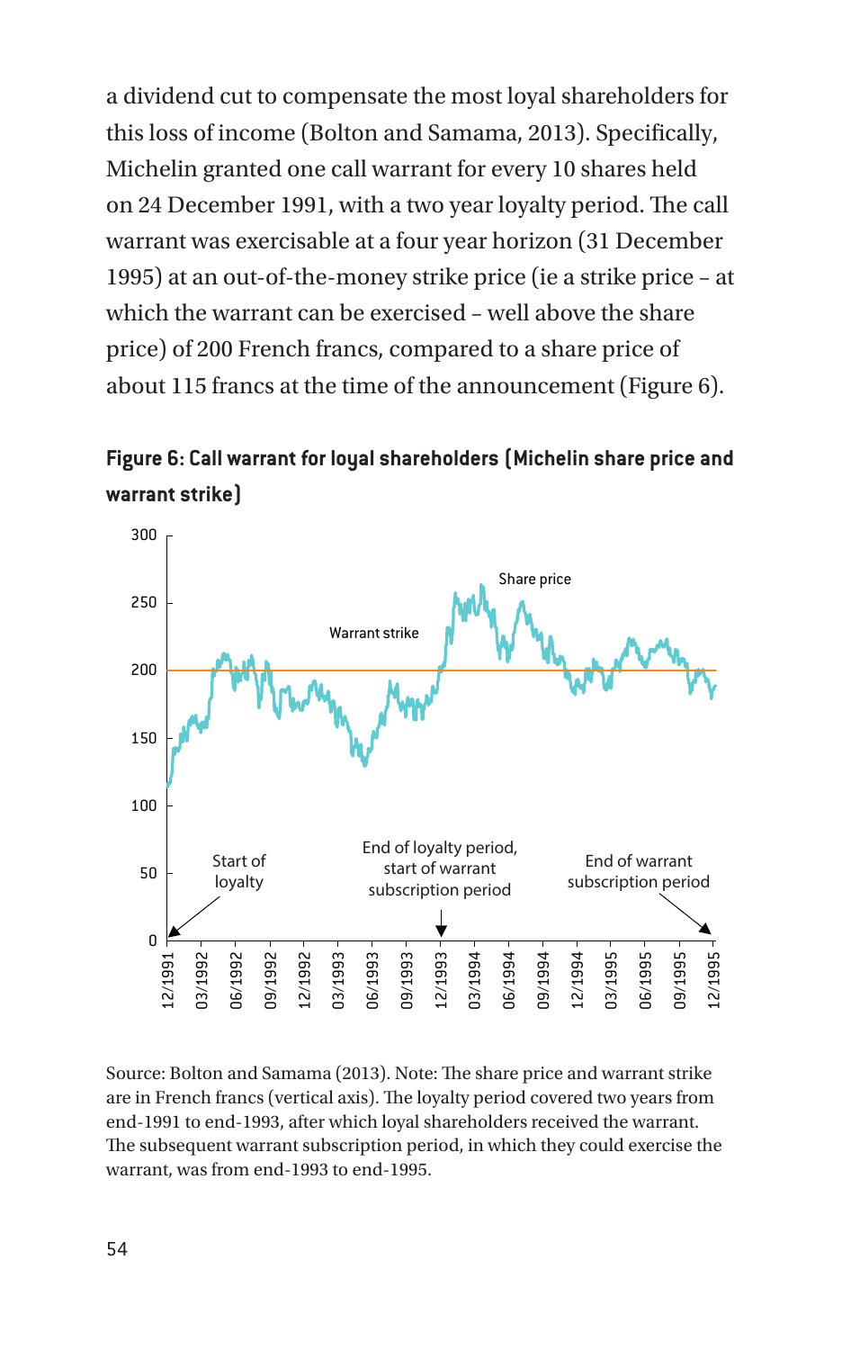a dividend cut to compensate the most loyal shareholders for this loss of income (Bolton and Samama, 2013). Specifically, Michelin granted one call warrant for every 10 shares held on 24 December 1991, with a two year loyalty period. The call warrant was exercisable at a four year horizon (31 December 1995) at an out-of-the-money strike price (ie a strike price – at which the warrant can be exercised – well above the share price) of 200 French francs, compared to a share price of about 115 francs at the time of the announcement (Figure 6).

**Figure 6: Call warrant for loyal shareholders (Michelin share price and warrant strike)**

Source: Bolton and Samama (2013). Note: The share price and warrant strike are in French francs (vertical axis). The loyalty period covered two years from end-1991 to end-1993, after which loyal shareholders received the warrant. The subsequent warrant subscription period, in which they could exercise the warrant, was from end-1993 to end-1995.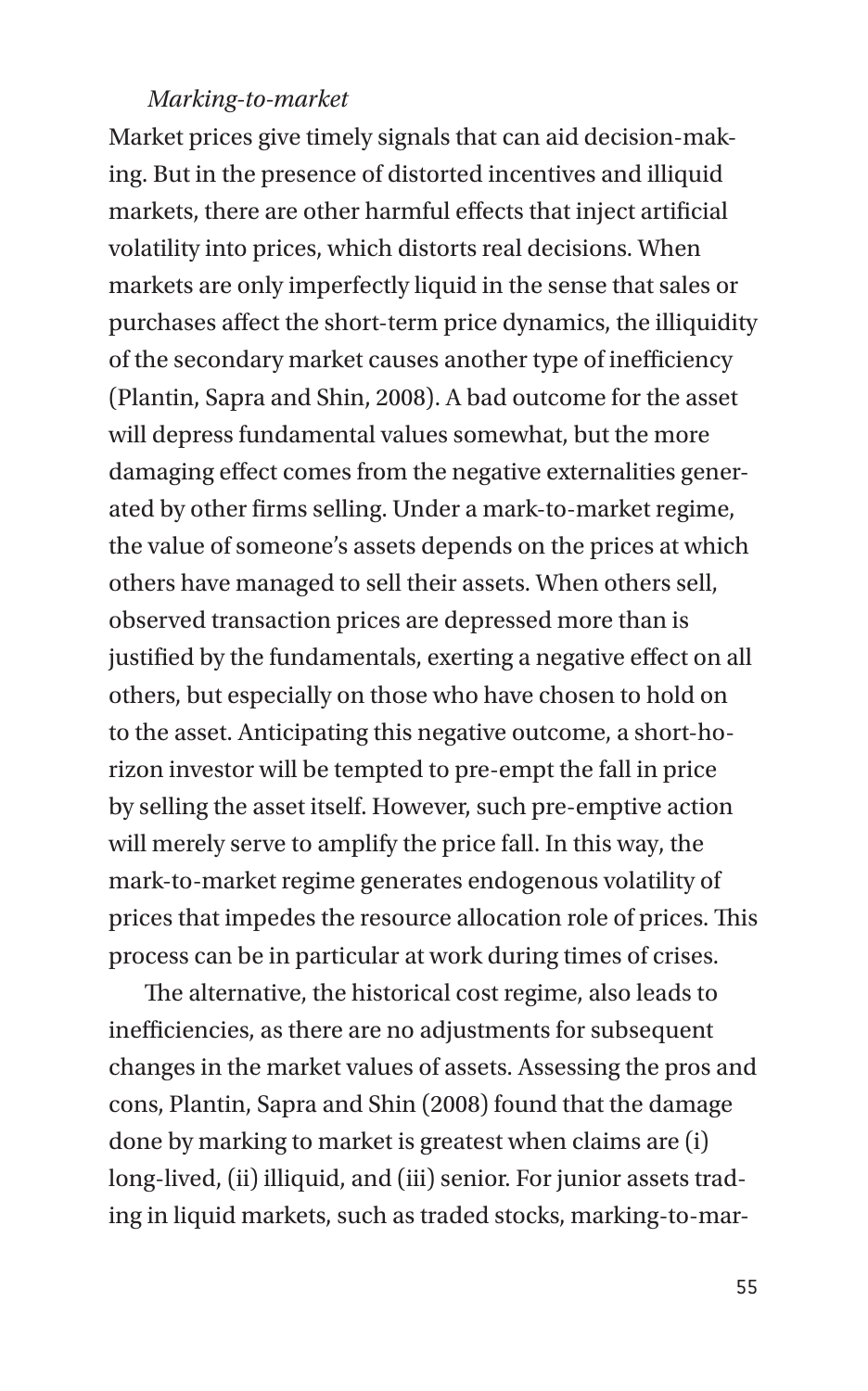*Marking-to-market*

Market prices give timely signals that can aid decision-making. But in the presence of distorted incentives and illiquid markets, there are other harmful effects that inject artificial volatility into prices, which distorts real decisions. When markets are only imperfectly liquid in the sense that sales or purchases affect the short-term price dynamics, the illiquidity of the secondary market causes another type of inefficiency (Plantin, Sapra and Shin, 2008). A bad outcome for the asset will depress fundamental values somewhat, but the more damaging effect comes from the negative externalities generated by other firms selling. Under a mark-to-market regime, the value of someone's assets depends on the prices at which others have managed to sell their assets. When others sell, observed transaction prices are depressed more than is justified by the fundamentals, exerting a negative effect on all others, but especially on those who have chosen to hold on to the asset. Anticipating this negative outcome, a short-horizon investor will be tempted to pre-empt the fall in price by selling the asset itself. However, such pre-emptive action will merely serve to amplify the price fall. In this way, the mark-to-market regime generates endogenous volatility of prices that impedes the resource allocation role of prices. This process can be in particular at work during times of crises.

The alternative, the historical cost regime, also leads to inefficiencies, as there are no adjustments for subsequent changes in the market values of assets. Assessing the pros and cons, Plantin, Sapra and Shin (2008) found that the damage done by marking to market is greatest when claims are (i) long-lived, (ii) illiquid, and (iii) senior. For junior assets trading in liquid markets, such as traded stocks, marking-to-mar-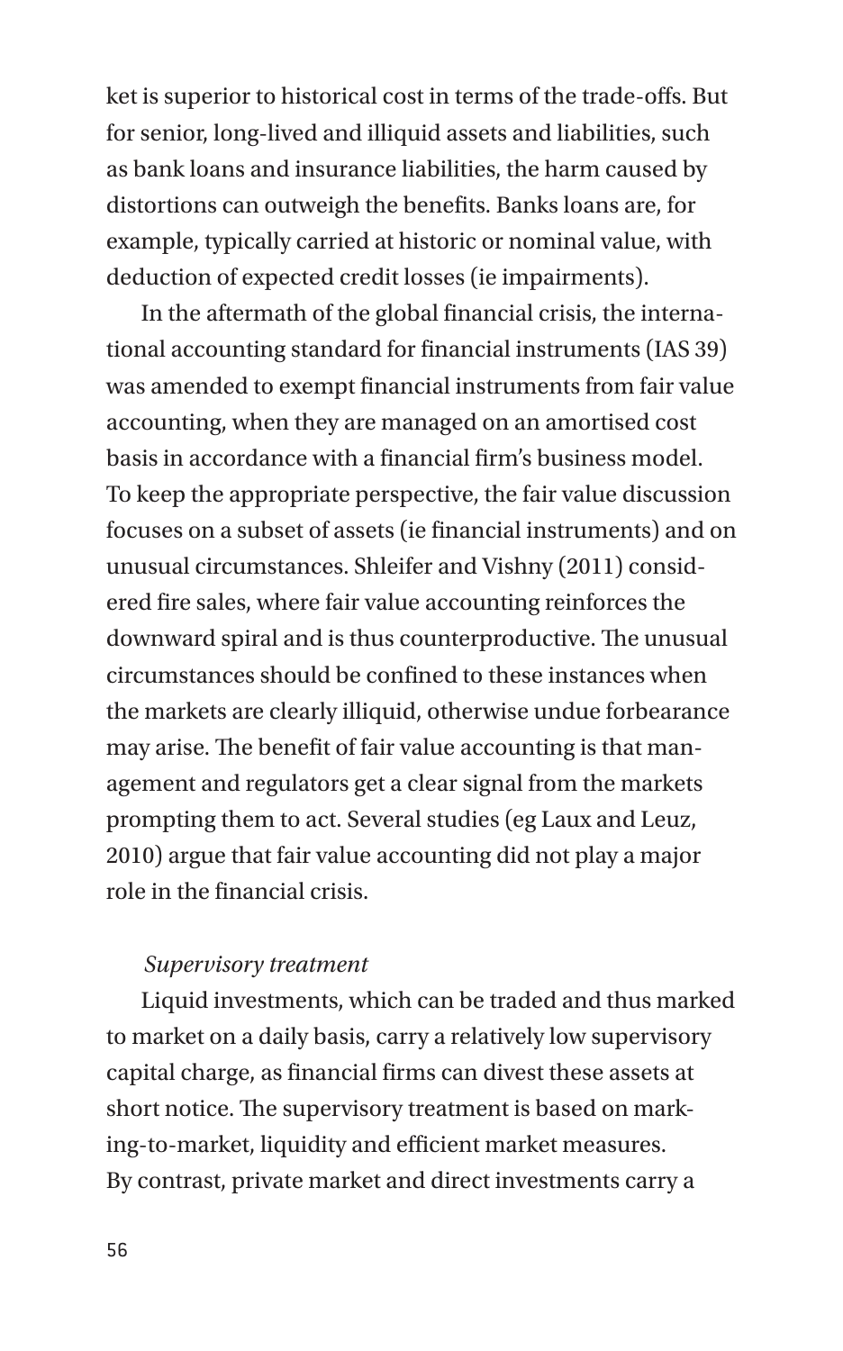ket is superior to historical cost in terms of the trade-offs. But for senior, long-lived and illiquid assets and liabilities, such as bank loans and insurance liabilities, the harm caused by distortions can outweigh the benefits. Banks loans are, for example, typically carried at historic or nominal value, with deduction of expected credit losses (ie impairments).

In the aftermath of the global financial crisis, the international accounting standard for financial instruments (IAS 39) was amended to exempt financial instruments from fair value accounting, when they are managed on an amortised cost basis in accordance with a financial firm's business model. To keep the appropriate perspective, the fair value discussion focuses on a subset of assets (ie financial instruments) and on unusual circumstances. Shleifer and Vishny (2011) considered fire sales, where fair value accounting reinforces the downward spiral and is thus counterproductive. The unusual circumstances should be confined to these instances when the markets are clearly illiquid, otherwise undue forbearance may arise. The benefit of fair value accounting is that management and regulators get a clear signal from the markets prompting them to act. Several studies (eg Laux and Leuz, 2010) argue that fair value accounting did not play a major role in the financial crisis.

*Supervisory treatment*

Liquid investments, which can be traded and thus marked to market on a daily basis, carry a relatively low supervisory capital charge, as financial firms can divest these assets at short notice. The supervisory treatment is based on marking-to-market, liquidity and efficient market measures. By contrast, private market and direct investments carry a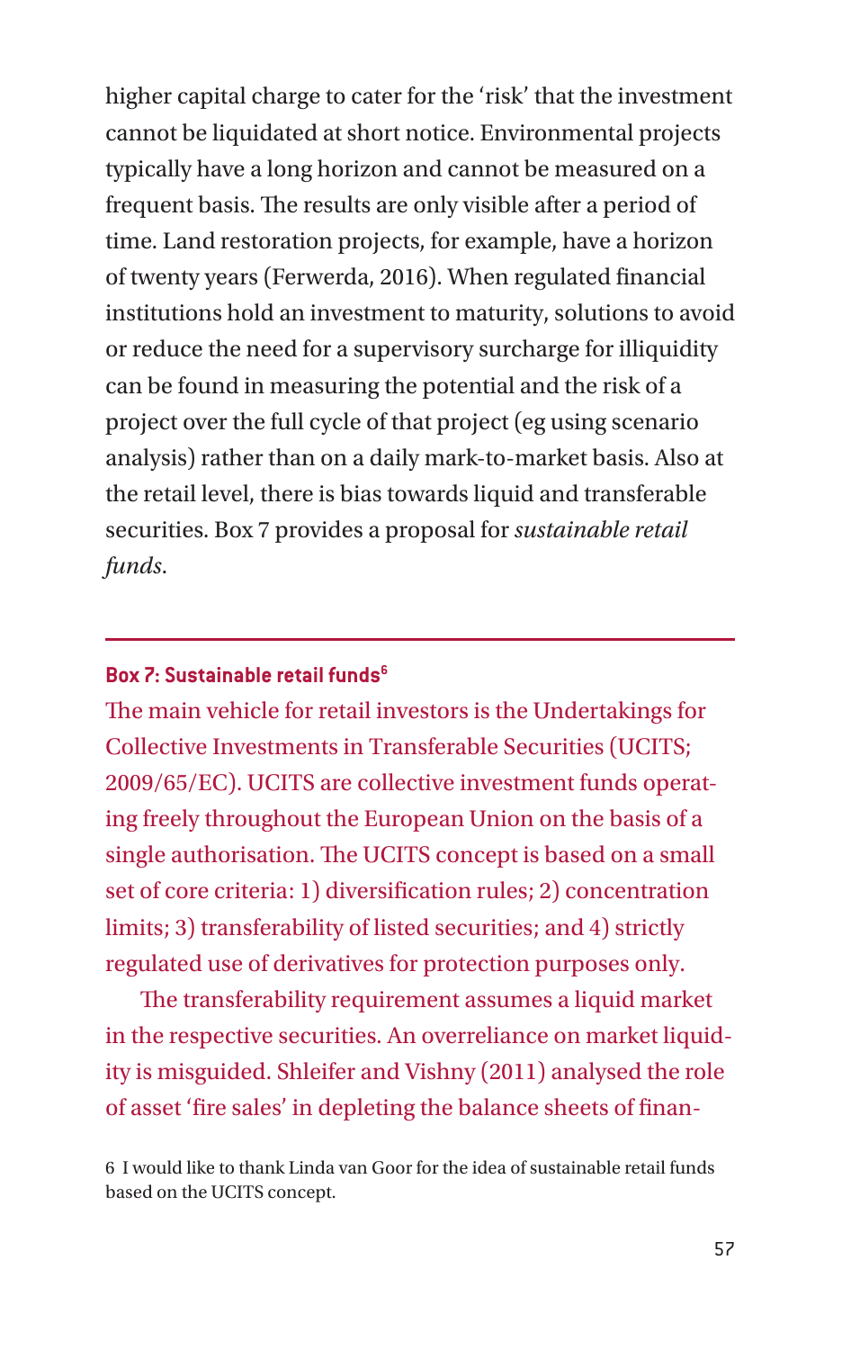higher capital charge to cater for the 'risk' that the investment cannot be liquidated at short notice. Environmental projects typically have a long horizon and cannot be measured on a frequent basis. The results are only visible after a period of time. Land restoration projects, for example, have a horizon of twenty years (Ferwerda, 2016). When regulated financial institutions hold an investment to maturity, solutions to avoid or reduce the need for a supervisory surcharge for illiquidity can be found in measuring the potential and the risk of a project over the full cycle of that project (eg using scenario analysis) rather than on a daily mark-to-market basis. Also at the retail level, there is bias towards liquid and transferable securities. Box 7 provides a proposal for *sustainable retail funds*.

---

**Box 7: Sustainable retail funds**[6]

The main vehicle for retail investors is the Undertakings for Collective Investments in Transferable Securities (UCITS; 2009/65/EC). UCITS are collective investment funds operating freely throughout the European Union on the basis of a single authorisation. The UCITS concept is based on a small set of core criteria: 1) diversification rules; 2) concentration limits; 3) transferability of listed securities; and 4) strictly regulated use of derivatives for protection purposes only.

The transferability requirement assumes a liquid market in the respective securities. An overreliance on market liquidity is misguided. Shleifer and Vishny (2011) analysed the role of asset 'fire sales' in depleting the balance sheets of finan-

6 I would like to thank Linda van Goor for the idea of sustainable retail funds based on the UCITS concept.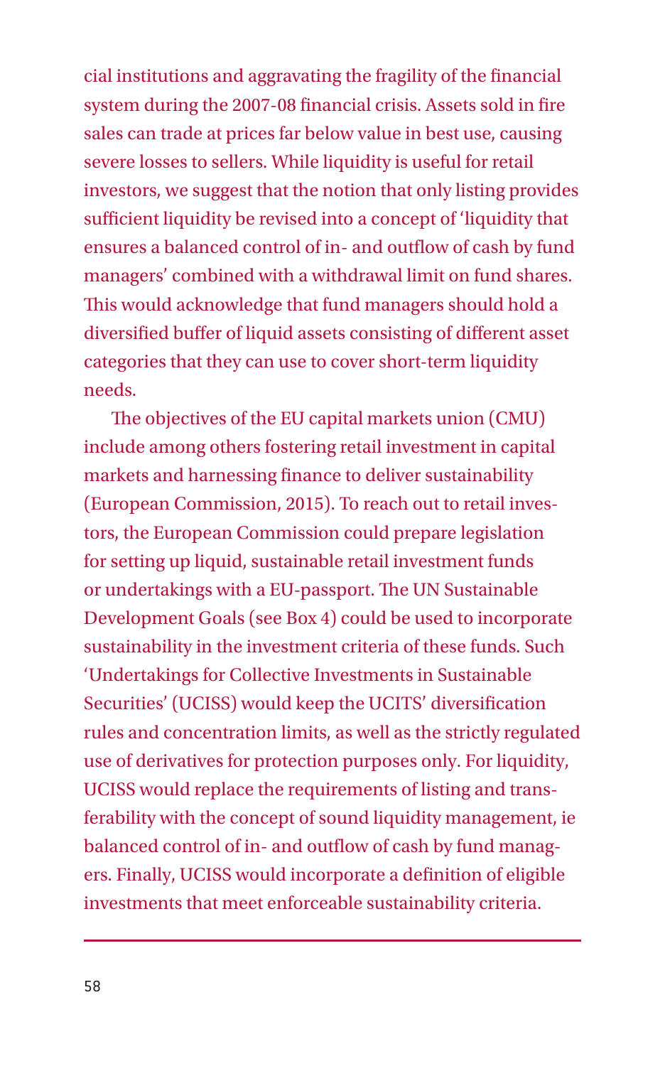cial institutions and aggravating the fragility of the financial system during the 2007-08 financial crisis. Assets sold in fire sales can trade at prices far below value in best use, causing severe losses to sellers. While liquidity is useful for retail investors, we suggest that the notion that only listing provides sufficient liquidity be revised into a concept of 'liquidity that ensures a balanced control of in- and outflow of cash by fund managers' combined with a withdrawal limit on fund shares. This would acknowledge that fund managers should hold a diversified buffer of liquid assets consisting of different asset categories that they can use to cover short-term liquidity needs.

The objectives of the EU capital markets union (CMU) include among others fostering retail investment in capital markets and harnessing finance to deliver sustainability (European Commission, 2015). To reach out to retail investors, the European Commission could prepare legislation for setting up liquid, sustainable retail investment funds or undertakings with a EU-passport. The UN Sustainable Development Goals (see Box 4) could be used to incorporate sustainability in the investment criteria of these funds. Such 'Undertakings for Collective Investments in Sustainable Securities' (UCISS) would keep the UCITS' diversification rules and concentration limits, as well as the strictly regulated use of derivatives for protection purposes only. For liquidity, UCISS would replace the requirements of listing and transferability with the concept of sound liquidity management, ie balanced control of in- and outflow of cash by fund managers. Finally, UCISS would incorporate a definition of eligible investments that meet enforceable sustainability criteria.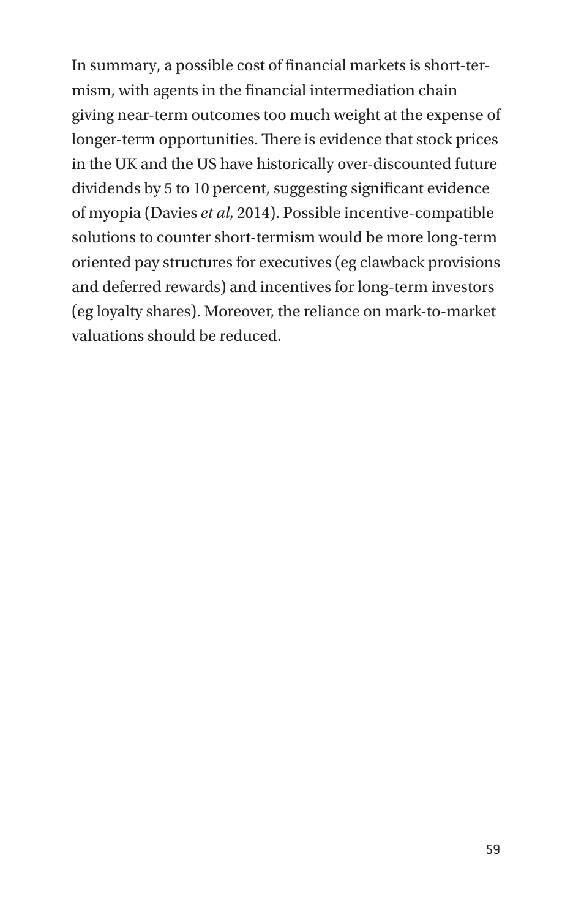In summary, a possible cost of financial markets is short-termism, with agents in the financial intermediation chain giving near-term outcomes too much weight at the expense of longer-term opportunities. There is evidence that stock prices in the UK and the US have historically over-discounted future dividends by 5 to 10 percent, suggesting significant evidence of myopia (Davies *et al*, 2014). Possible incentive-compatible solutions to counter short-termism would be more long-term oriented pay structures for executives (eg clawback provisions and deferred rewards) and incentives for long-term investors (eg loyalty shares). Moreover, the reliance on mark-to-market valuations should be reduced.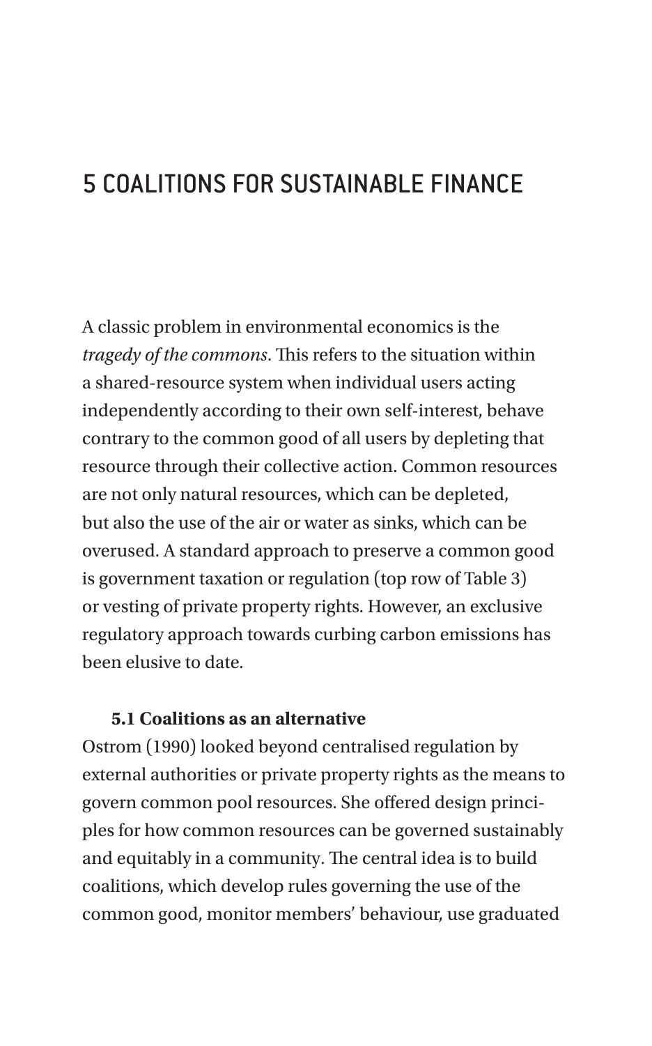# 5 COALITIONS FOR SUSTAINABLE FINANCE

A classic problem in environmental economics is the *tragedy of the commons*. This refers to the situation within a shared-resource system when individual users acting independently according to their own self-interest, behave contrary to the common good of all users by depleting that resource through their collective action. Common resources are not only natural resources, which can be depleted, but also the use of the air or water as sinks, which can be overused. A standard approach to preserve a common good is government taxation or regulation (top row of Table 3) or vesting of private property rights. However, an exclusive regulatory approach towards curbing carbon emissions has been elusive to date.

### 5.1 Coalitions as an alternative

Ostrom (1990) looked beyond centralised regulation by external authorities or private property rights as the means to govern common pool resources. She offered design principles for how common resources can be governed sustainably and equitably in a community. The central idea is to build coalitions, which develop rules governing the use of the common good, monitor members' behaviour, use graduated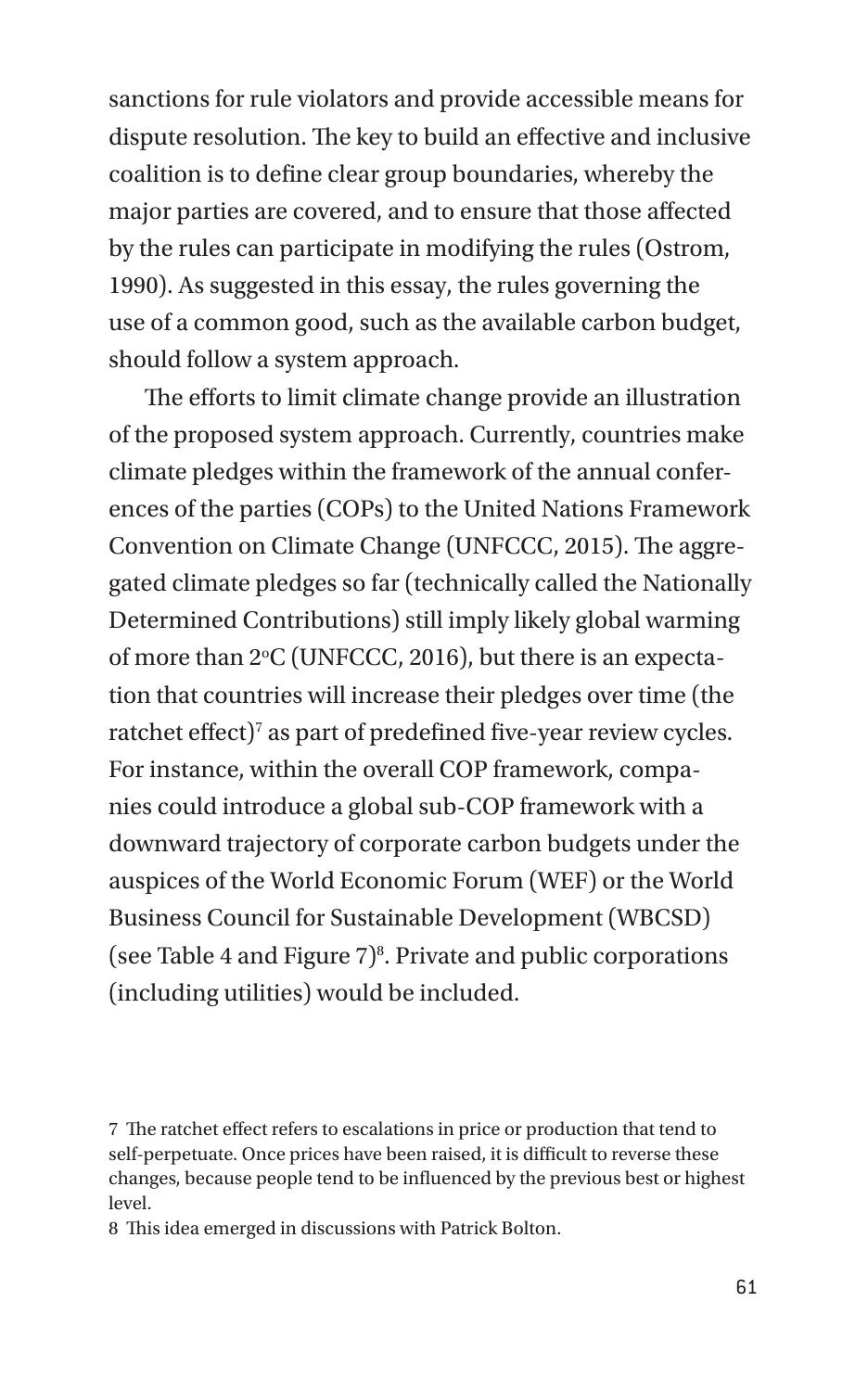sanctions for rule violators and provide accessible means for dispute resolution. The key to build an effective and inclusive coalition is to define clear group boundaries, whereby the major parties are covered, and to ensure that those affected by the rules can participate in modifying the rules (Ostrom, 1990). As suggested in this essay, the rules governing the use of a common good, such as the available carbon budget, should follow a system approach.

The efforts to limit climate change provide an illustration of the proposed system approach. Currently, countries make climate pledges within the framework of the annual conferences of the parties (COPs) to the United Nations Framework Convention on Climate Change (UNFCCC, 2015). The aggregated climate pledges so far (technically called the Nationally Determined Contributions) still imply likely global warming of more than 2°C (UNFCCC, 2016), but there is an expectation that countries will increase their pledges over time (the ratchet effect)[7] as part of predefined five-year review cycles. For instance, within the overall COP framework, companies could introduce a global sub-COP framework with a downward trajectory of corporate carbon budgets under the auspices of the World Economic Forum (WEF) or the World Business Council for Sustainable Development (WBCSD) (see Table 4 and Figure 7)[8]. Private and public corporations (including utilities) would be included.

---

7 The ratchet effect refers to escalations in price or production that tend to self-perpetuate. Once prices have been raised, it is difficult to reverse these changes, because people tend to be influenced by the previous best or highest level.

8 This idea emerged in discussions with Patrick Bolton.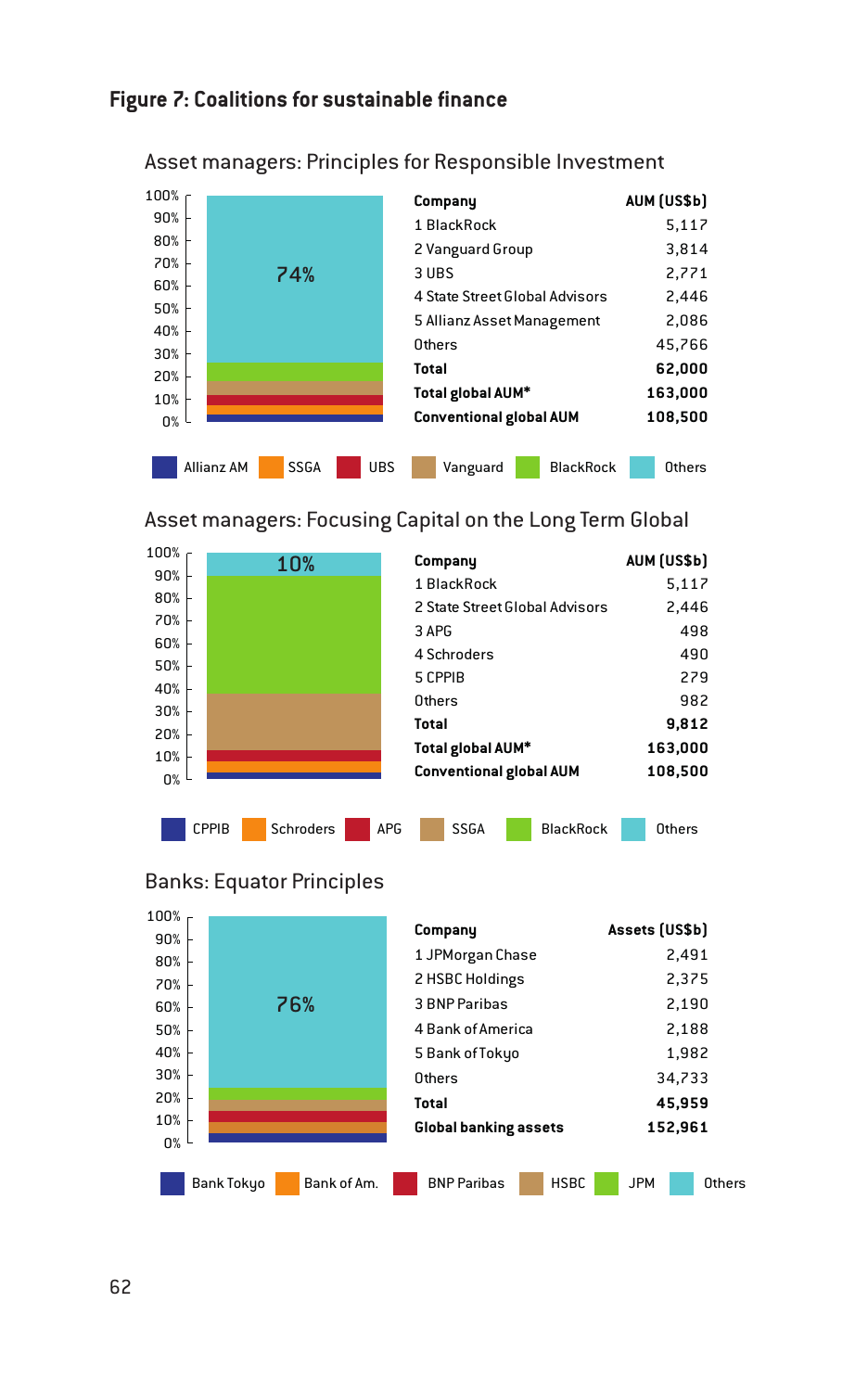## Figure 7: Coalitions for sustainable finance

### Asset managers: Principles for Responsible Investment

74%

| Company | AUM (US$b) |
|---|---|
| 1 BlackRock | 5,117 |
| 2 Vanguard Group | 3,814 |
| 3 UBS | 2,771 |
| 4 State Street Global Advisors | 2,446 |
| 5 Allianz Asset Management | 2,086 |
| Others | 45,766 |
| **Total** | **62,000** |
| **Total global AUM*** | **163,000** |
| **Conventional global AUM** | **108,500** |

Allianz AM | SSGA | UBS | Vanguard | BlackRock | Others

### Asset managers: Focusing Capital on the Long Term Global

10%

| Company | AUM (US$b) |
|---|---|
| 1 BlackRock | 5,117 |
| 2 State Street Global Advisors | 2,446 |
| 3 APG | 498 |
| 4 Schroders | 490 |
| 5 CPPIB | 279 |
| Others | 982 |
| **Total** | **9,812** |
| **Total global AUM*** | **163,000** |
| **Conventional global AUM** | **108,500** |

CPPIB | Schroders | APG | SSGA | BlackRock | Others

### Banks: Equator Principles

76%

| Company | Assets (US$b) |
|---|---|
| 1 JPMorgan Chase | 2,491 |
| 2 HSBC Holdings | 2,375 |
| 3 BNP Paribas | 2,190 |
| 4 Bank of America | 2,188 |
| 5 Bank of Tokyo | 1,982 |
| Others | 34,733 |
| **Total** | **45,959** |
| **Global banking assets** | **152,961** |

Bank Tokyo | Bank of Am. | BNP Paribas | HSBC | JPM | Others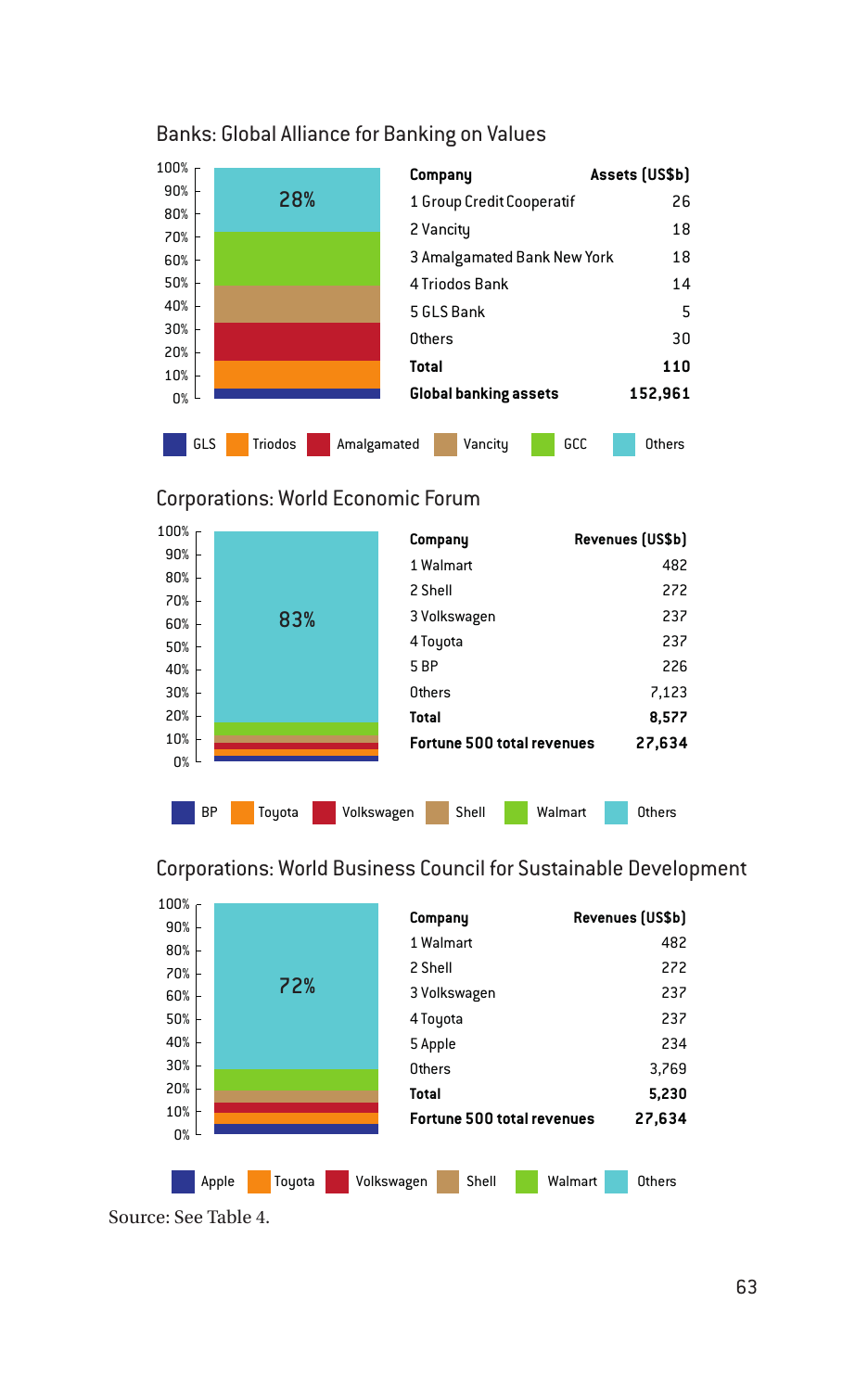## Banks: Global Alliance for Banking on Values

| Company | Assets (US$b) |
|---|---|
| 1 Group Credit Cooperatif | 26 |
| 2 Vancity | 18 |
| 3 Amalgamated Bank New York | 18 |
| 4 Triodos Bank | 14 |
| 5 GLS Bank | 5 |
| Others | 30 |
| **Total** | **110** |
| **Global banking assets** | **152,961** |

28%

GLS, Triodos, Amalgamated, Vancity, GCC, Others

## Corporations: World Economic Forum

| Company | Revenues (US$b) |
|---|---|
| 1 Walmart | 482 |
| 2 Shell | 272 |
| 3 Volkswagen | 237 |
| 4 Toyota | 237 |
| 5 BP | 226 |
| Others | 7,123 |
| **Total** | **8,577** |
| **Fortune 500 total revenues** | **27,634** |

83%

BP, Toyota, Volkswagen, Shell, Walmart, Others

## Corporations: World Business Council for Sustainable Development

| Company | Revenues (US$b) |
|---|---|
| 1 Walmart | 482 |
| 2 Shell | 272 |
| 3 Volkswagen | 237 |
| 4 Toyota | 237 |
| 5 Apple | 234 |
| Others | 3,769 |
| **Total** | **5,230** |
| **Fortune 500 total revenues** | **27,634** |

72%

Apple, Toyota, Volkswagen, Shell, Walmart, Others

Source: See Table 4.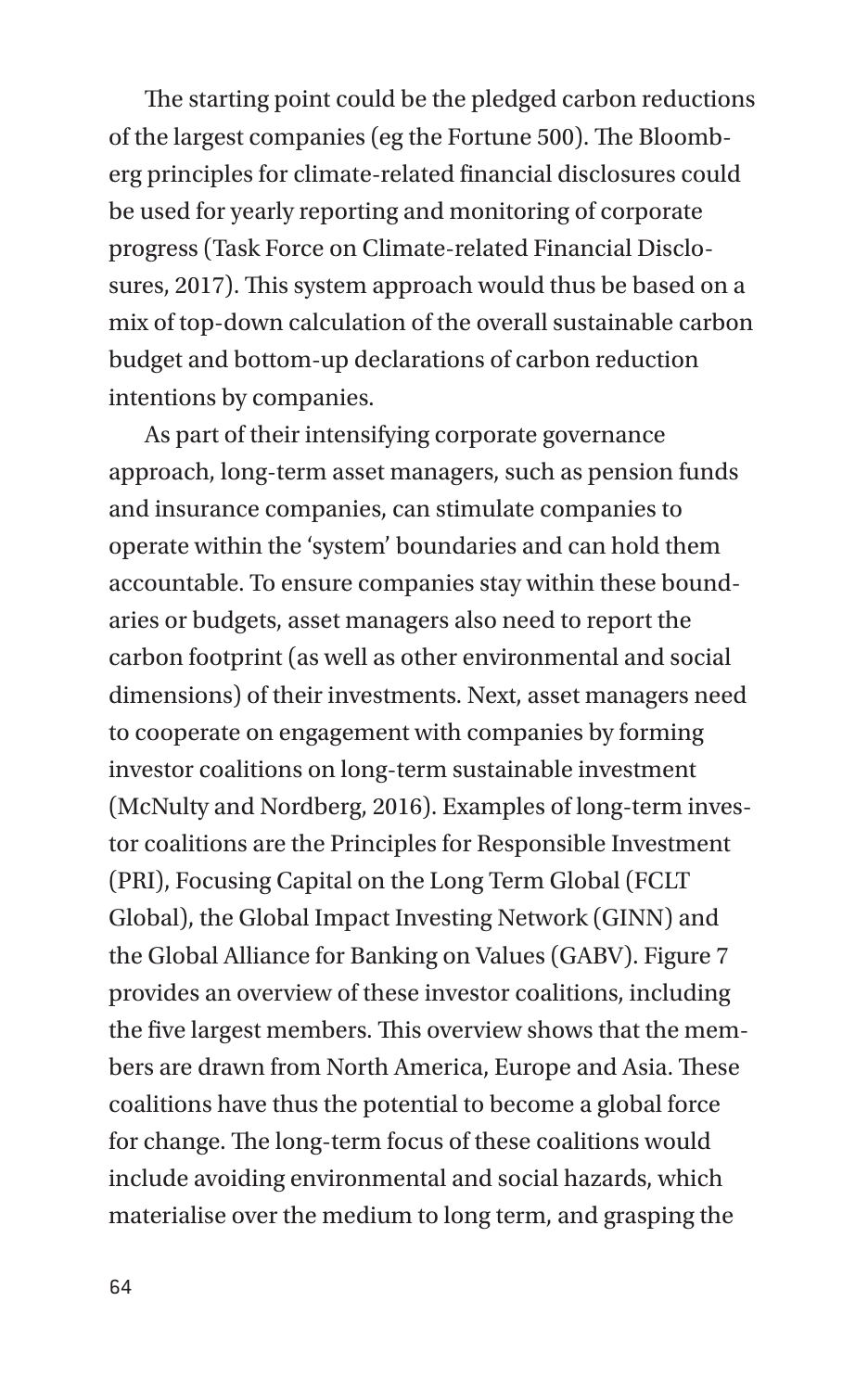The starting point could be the pledged carbon reductions of the largest companies (eg the Fortune 500). The Bloomberg principles for climate-related financial disclosures could be used for yearly reporting and monitoring of corporate progress (Task Force on Climate-related Financial Disclosures, 2017). This system approach would thus be based on a mix of top-down calculation of the overall sustainable carbon budget and bottom-up declarations of carbon reduction intentions by companies.

As part of their intensifying corporate governance approach, long-term asset managers, such as pension funds and insurance companies, can stimulate companies to operate within the 'system' boundaries and can hold them accountable. To ensure companies stay within these boundaries or budgets, asset managers also need to report the carbon footprint (as well as other environmental and social dimensions) of their investments. Next, asset managers need to cooperate on engagement with companies by forming investor coalitions on long-term sustainable investment (McNulty and Nordberg, 2016). Examples of long-term investor coalitions are the Principles for Responsible Investment (PRI), Focusing Capital on the Long Term Global (FCLT Global), the Global Impact Investing Network (GINN) and the Global Alliance for Banking on Values (GABV). Figure 7 provides an overview of these investor coalitions, including the five largest members. This overview shows that the members are drawn from North America, Europe and Asia. These coalitions have thus the potential to become a global force for change. The long-term focus of these coalitions would include avoiding environmental and social hazards, which materialise over the medium to long term, and grasping the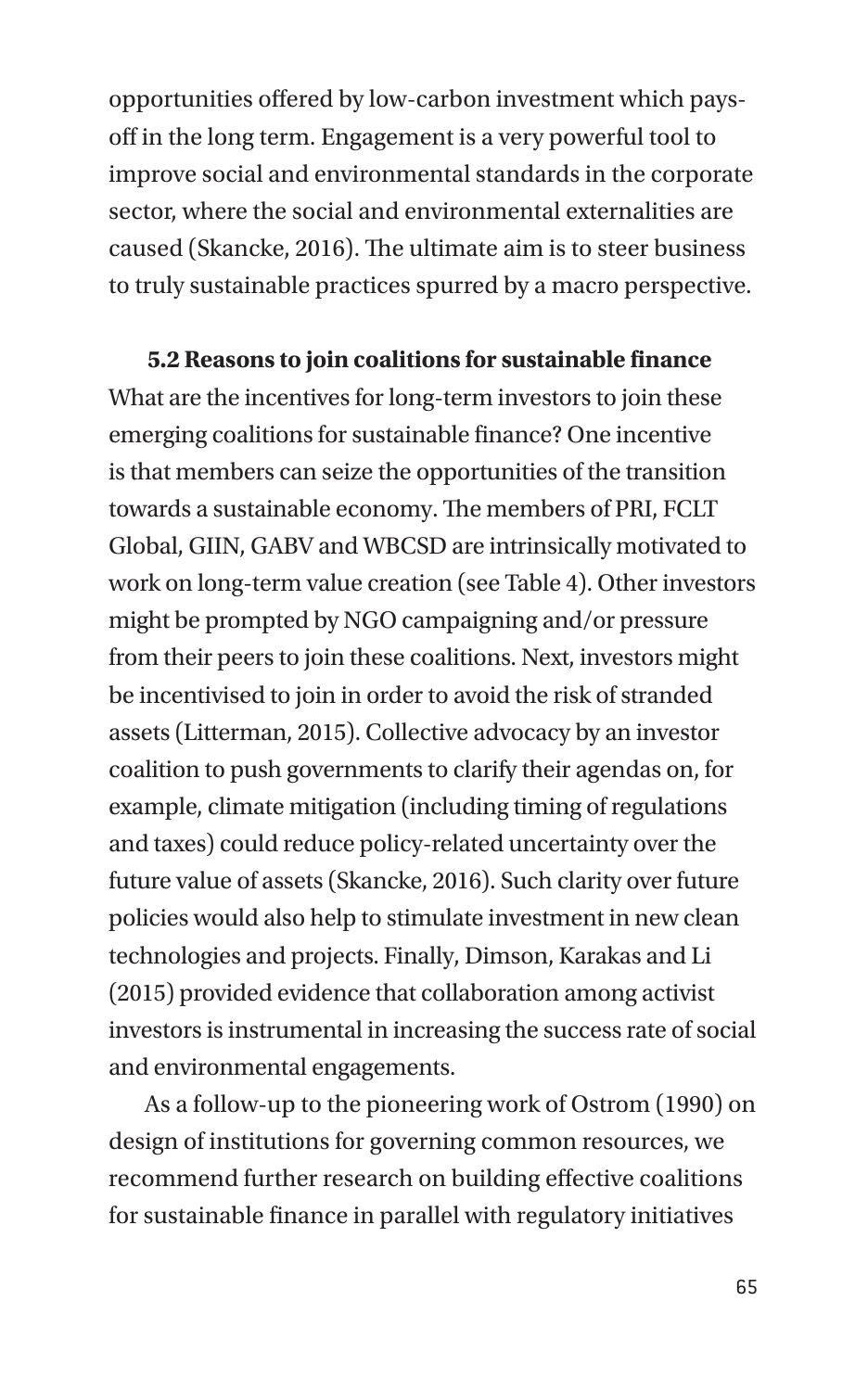opportunities offered by low-carbon investment which pays-off in the long term. Engagement is a very powerful tool to improve social and environmental standards in the corporate sector, where the social and environmental externalities are caused (Skancke, 2016). The ultimate aim is to steer business to truly sustainable practices spurred by a macro perspective.

### 5.2 Reasons to join coalitions for sustainable finance

What are the incentives for long-term investors to join these emerging coalitions for sustainable finance? One incentive is that members can seize the opportunities of the transition towards a sustainable economy. The members of PRI, FCLT Global, GIIN, GABV and WBCSD are intrinsically motivated to work on long-term value creation (see Table 4). Other investors might be prompted by NGO campaigning and/or pressure from their peers to join these coalitions. Next, investors might be incentivised to join in order to avoid the risk of stranded assets (Litterman, 2015). Collective advocacy by an investor coalition to push governments to clarify their agendas on, for example, climate mitigation (including timing of regulations and taxes) could reduce policy-related uncertainty over the future value of assets (Skancke, 2016). Such clarity over future policies would also help to stimulate investment in new clean technologies and projects. Finally, Dimson, Karakas and Li (2015) provided evidence that collaboration among activist investors is instrumental in increasing the success rate of social and environmental engagements.

As a follow-up to the pioneering work of Ostrom (1990) on design of institutions for governing common resources, we recommend further research on building effective coalitions for sustainable finance in parallel with regulatory initiatives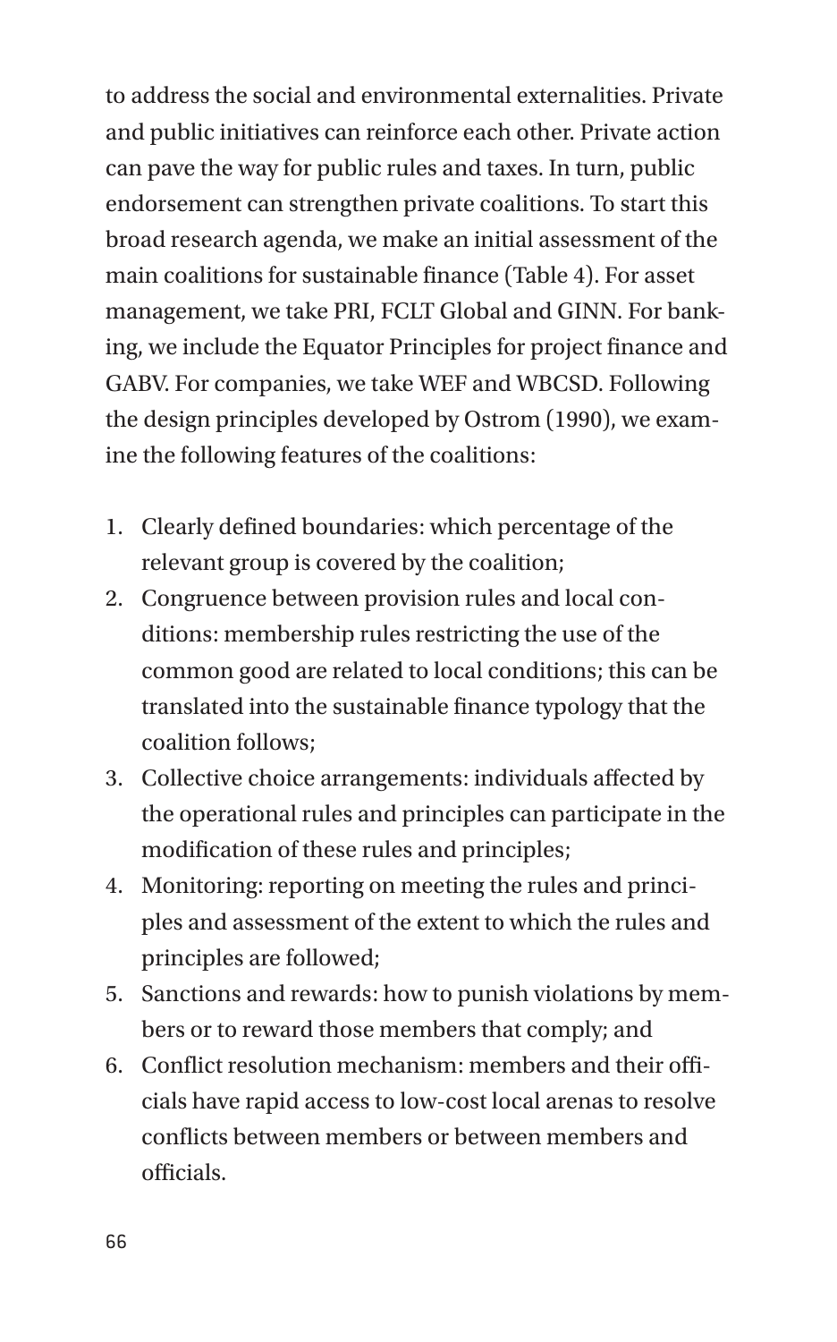to address the social and environmental externalities. Private and public initiatives can reinforce each other. Private action can pave the way for public rules and taxes. In turn, public endorsement can strengthen private coalitions. To start this broad research agenda, we make an initial assessment of the main coalitions for sustainable finance (Table 4). For asset management, we take PRI, FCLT Global and GINN. For banking, we include the Equator Principles for project finance and GABV. For companies, we take WEF and WBCSD. Following the design principles developed by Ostrom (1990), we examine the following features of the coalitions:

1. Clearly defined boundaries: which percentage of the relevant group is covered by the coalition;
2. Congruence between provision rules and local conditions: membership rules restricting the use of the common good are related to local conditions; this can be translated into the sustainable finance typology that the coalition follows;
3. Collective choice arrangements: individuals affected by the operational rules and principles can participate in the modification of these rules and principles;
4. Monitoring: reporting on meeting the rules and principles and assessment of the extent to which the rules and principles are followed;
5. Sanctions and rewards: how to punish violations by members or to reward those members that comply; and
6. Conflict resolution mechanism: members and their officials have rapid access to low-cost local arenas to resolve conflicts between members or between members and officials.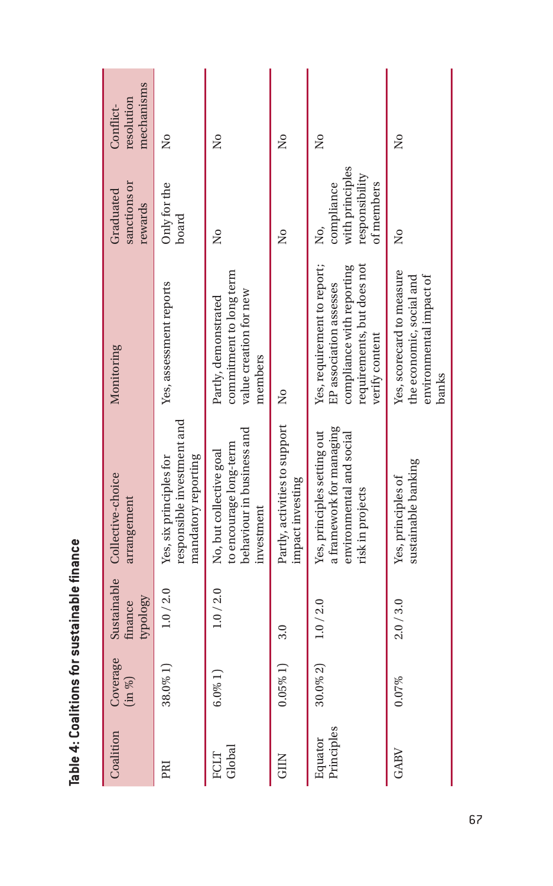**Table 4: Coalitions for sustainable finance**

| Coalition | Coverage (in %) | Sustainable finance typology | Collective-choice arrangement | Monitoring | Graduated sanctions or rewards | Conflict-resolution mechanisms |
|---|---|---|---|---|---|---|
| PRI | 38.0% 1) | 1.0 / 2.0 | Yes, six principles for responsible investment and mandatory reporting | Yes, assessment reports | Only for the board | No |
| FCLT Global | 6.0% 1) | 1.0 / 2.0 | No, but collective goal to encourage long-term behaviour in business and investment | Partly, demonstrated commitment to long term value creation for new members | No | No |
| GIIN | 0.05% 1) | 3.0 | Partly, activities to support impact investing | No | No | No |
| Equator Principles | 30.0% 2) | 1.0 / 2.0 | Yes, principles setting out a framework for managing environmental and social risk in projects | Yes, requirement to report; EP association assesses compliance with reporting requirements, but does not verify content | No, compliance with principles responsibility of members | No |
| GABV | 0.07% | 2.0 / 3.0 | Yes, principles of sustainable banking | Yes, scorecard to measure the economic, social and environmental impact of banks | No | No |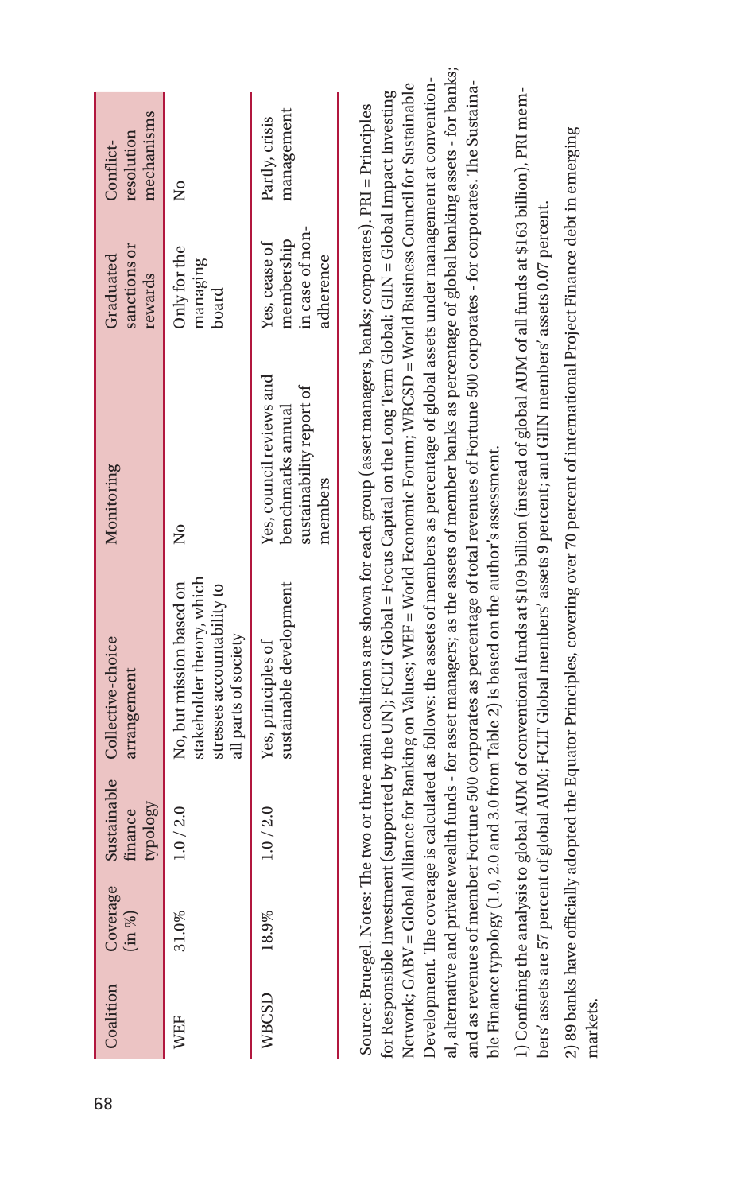| Coalition | Coverage (in %) | Sustainable finance typology | Collective-choice arrangement | Monitoring | Graduated sanctions or rewards | Conflict-resolution mechanisms |
|---|---|---|---|---|---|---|
| WEF | 31.0% | 1.0 / 2.0 | No, but mission based on stakeholder theory, which stresses accountability to all parts of society | No | Only for the managing board | No |
| WBCSD | 18.9% | 1.0 / 2.0 | Yes, principles of sustainable development | Yes, council reviews and benchmarks annual sustainability report of members | Yes, cease of membership in case of non-adherence | Partly, crisis management |

Source: Bruegel. Notes: The two or three main coalitions are shown for each group (asset managers, banks; corporates). PRI = Principles for Responsible Investment (supported by the UN); FCLT Global = Focus Capital on the Long Term Global; GIIN = Global Impact Investing Network; GABV = Global Alliance for Banking on Values; WEF = World Economic Forum; WBCSD = World Business Council for Sustainable Development. The coverage is calculated as follows: the assets of members as percentage of global assets under management at conventional, alternative and private wealth funds - for asset managers; as the assets of member banks as percentage of global banking assets - for banks; and as revenues of member Fortune 500 corporates as percentage of total revenues of Fortune 500 corporates - for corporates. The Sustainable Finance typology (1.0, 2.0 and 3.0 from Table 2) is based on the author's assessment.

1) Confining the analysis to global AUM of conventional funds at $109 billion (instead of global AUM of all funds at $163 billion), PRI members' assets are 57 percent of global AUM; FCLT Global members' assets 9 percent; and GIIN members' assets 0.07 percent.

2) 89 banks have officially adopted the Equator Principles, covering over 70 percent of international Project Finance debt in emerging markets.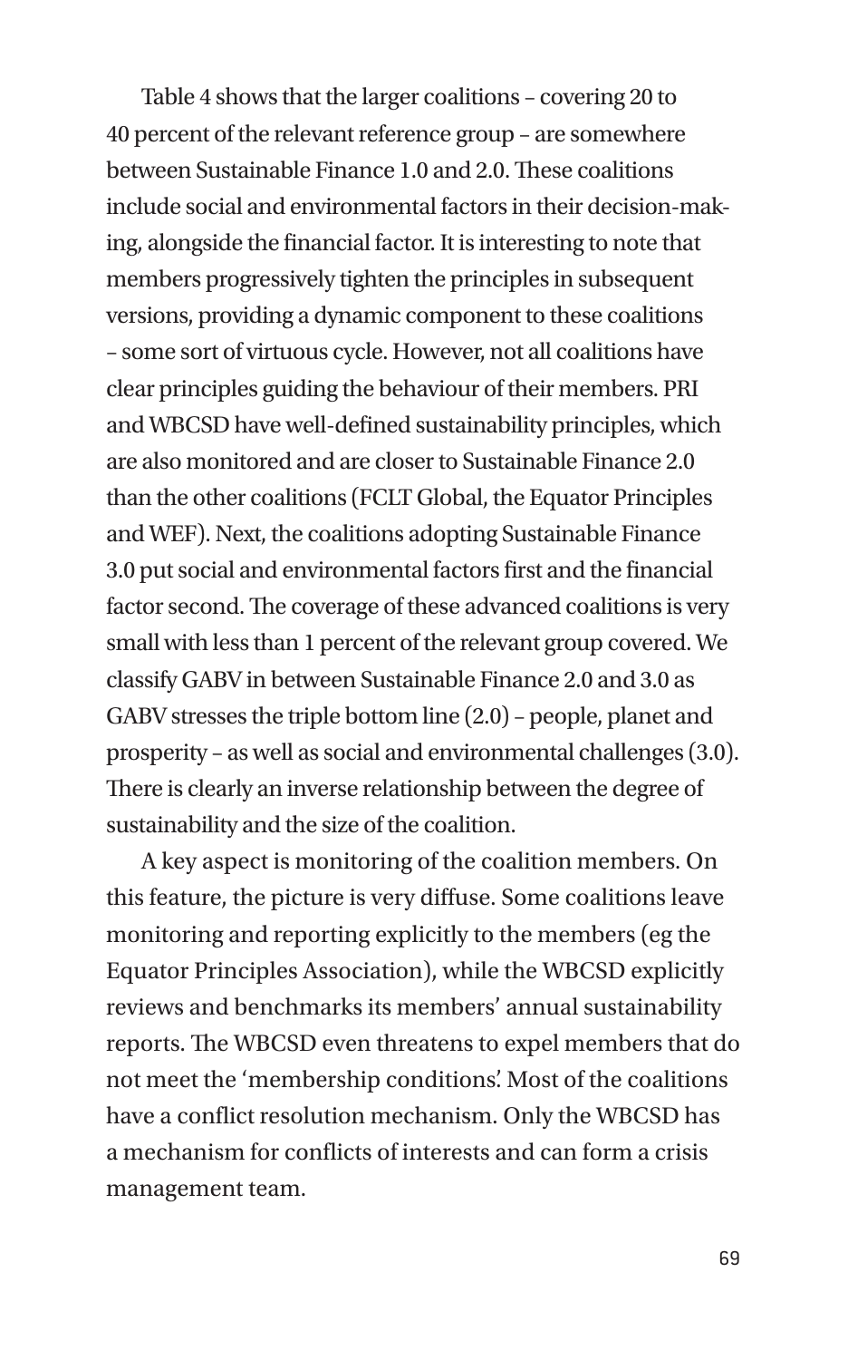Table 4 shows that the larger coalitions – covering 20 to 40 percent of the relevant reference group – are somewhere between Sustainable Finance 1.0 and 2.0. These coalitions include social and environmental factors in their decision-making, alongside the financial factor. It is interesting to note that members progressively tighten the principles in subsequent versions, providing a dynamic component to these coalitions – some sort of virtuous cycle. However, not all coalitions have clear principles guiding the behaviour of their members. PRI and WBCSD have well-defined sustainability principles, which are also monitored and are closer to Sustainable Finance 2.0 than the other coalitions (FCLT Global, the Equator Principles and WEF). Next, the coalitions adopting Sustainable Finance 3.0 put social and environmental factors first and the financial factor second. The coverage of these advanced coalitions is very small with less than 1 percent of the relevant group covered. We classify GABV in between Sustainable Finance 2.0 and 3.0 as GABV stresses the triple bottom line (2.0) – people, planet and prosperity – as well as social and environmental challenges (3.0). There is clearly an inverse relationship between the degree of sustainability and the size of the coalition.

A key aspect is monitoring of the coalition members. On this feature, the picture is very diffuse. Some coalitions leave monitoring and reporting explicitly to the members (eg the Equator Principles Association), while the WBCSD explicitly reviews and benchmarks its members' annual sustainability reports. The WBCSD even threatens to expel members that do not meet the 'membership conditions'. Most of the coalitions have a conflict resolution mechanism. Only the WBCSD has a mechanism for conflicts of interests and can form a crisis management team.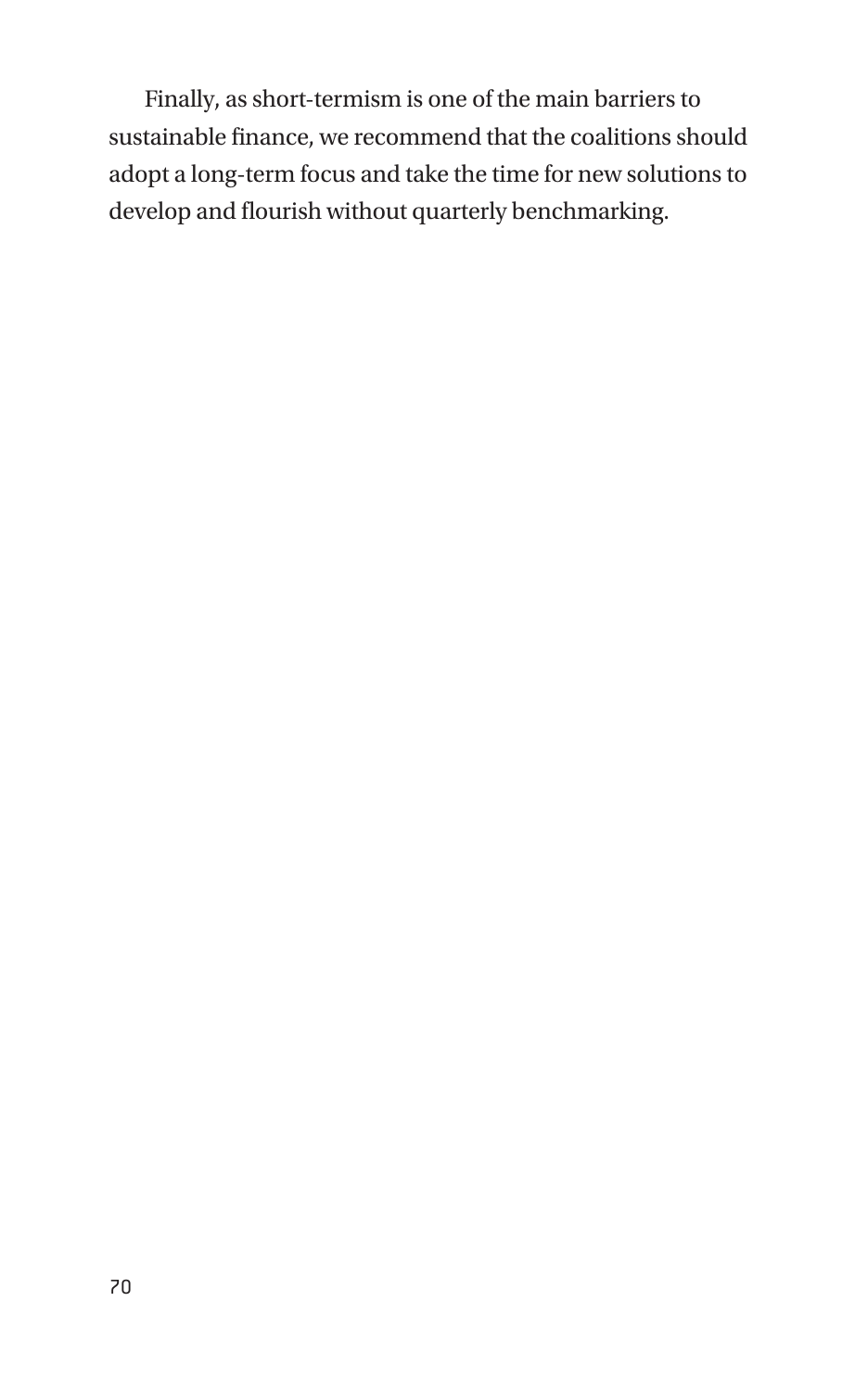Finally, as short-termism is one of the main barriers to sustainable finance, we recommend that the coalitions should adopt a long-term focus and take the time for new solutions to develop and flourish without quarterly benchmarking.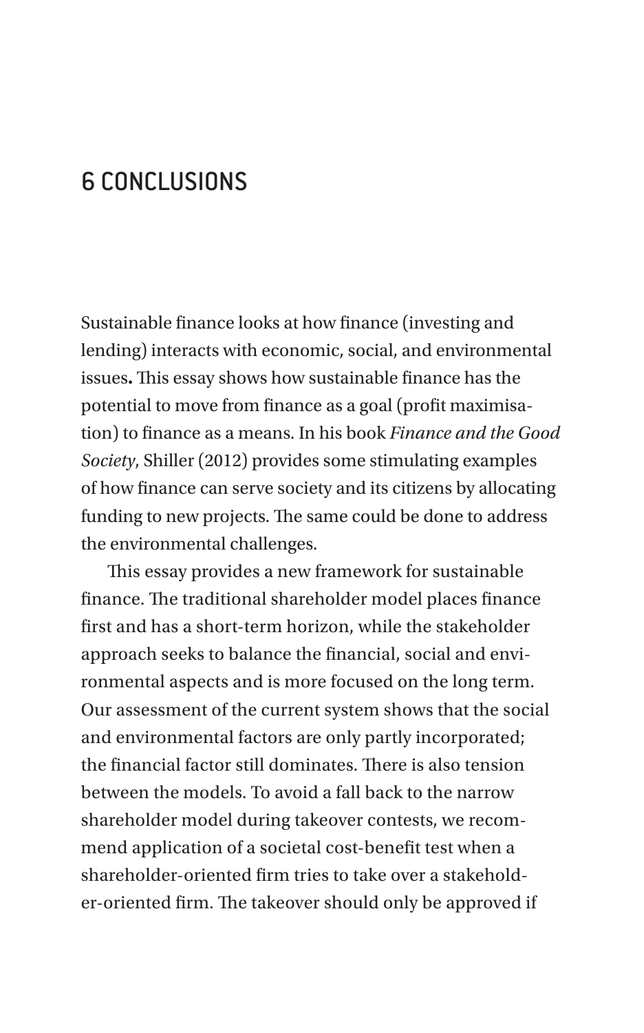# 6 CONCLUSIONS

Sustainable finance looks at how finance (investing and lending) interacts with economic, social, and environmental issues**.** This essay shows how sustainable finance has the potential to move from finance as a goal (profit maximisation) to finance as a means. In his book *Finance and the Good Society*, Shiller (2012) provides some stimulating examples of how finance can serve society and its citizens by allocating funding to new projects. The same could be done to address the environmental challenges.

This essay provides a new framework for sustainable finance. The traditional shareholder model places finance first and has a short-term horizon, while the stakeholder approach seeks to balance the financial, social and environmental aspects and is more focused on the long term. Our assessment of the current system shows that the social and environmental factors are only partly incorporated; the financial factor still dominates. There is also tension between the models. To avoid a fall back to the narrow shareholder model during takeover contests, we recommend application of a societal cost-benefit test when a shareholder-oriented firm tries to take over a stakeholder-oriented firm. The takeover should only be approved if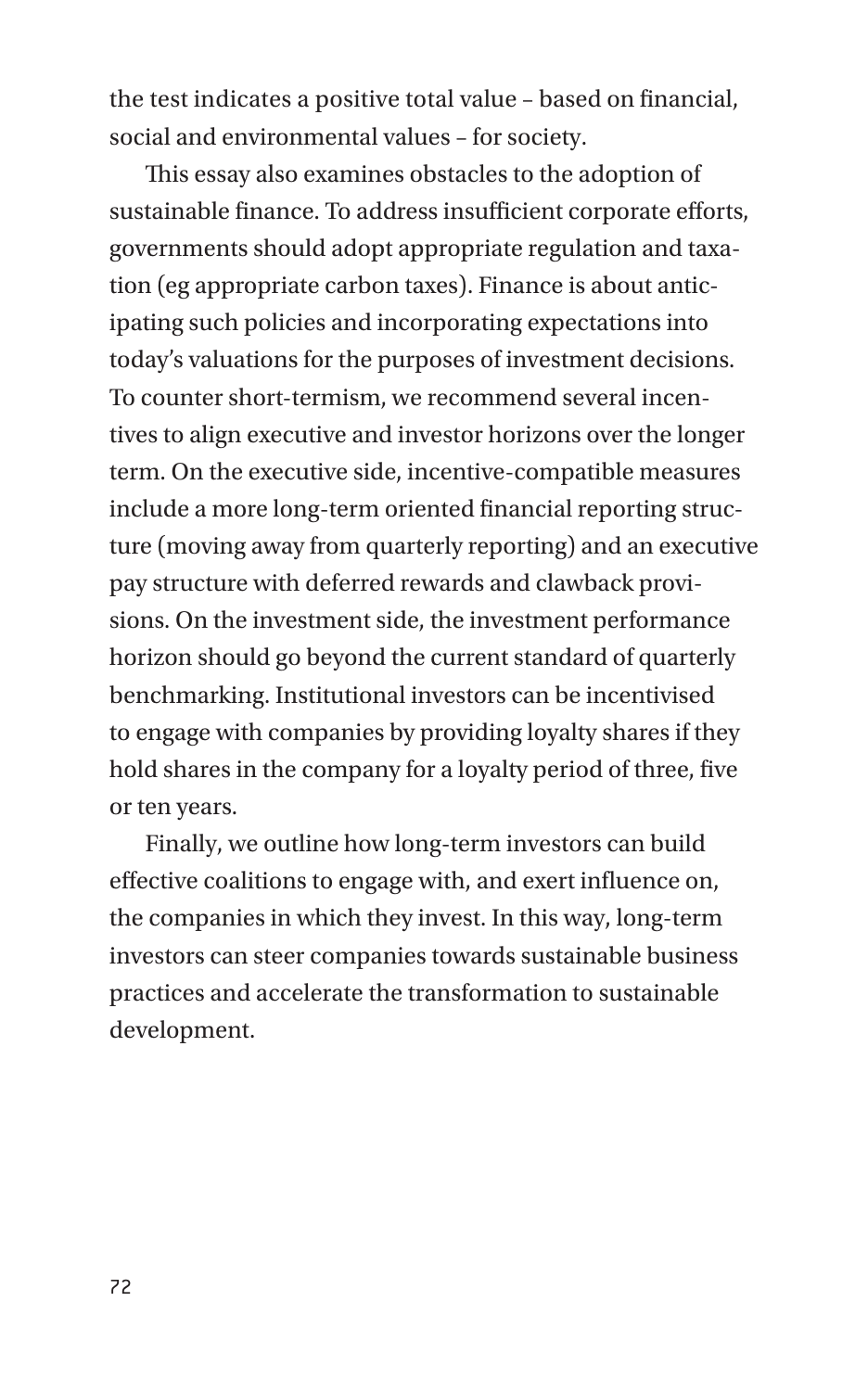the test indicates a positive total value – based on financial, social and environmental values – for society.

This essay also examines obstacles to the adoption of sustainable finance. To address insufficient corporate efforts, governments should adopt appropriate regulation and taxation (eg appropriate carbon taxes). Finance is about anticipating such policies and incorporating expectations into today's valuations for the purposes of investment decisions. To counter short-termism, we recommend several incentives to align executive and investor horizons over the longer term. On the executive side, incentive-compatible measures include a more long-term oriented financial reporting structure (moving away from quarterly reporting) and an executive pay structure with deferred rewards and clawback provisions. On the investment side, the investment performance horizon should go beyond the current standard of quarterly benchmarking. Institutional investors can be incentivised to engage with companies by providing loyalty shares if they hold shares in the company for a loyalty period of three, five or ten years.

Finally, we outline how long-term investors can build effective coalitions to engage with, and exert influence on, the companies in which they invest. In this way, long-term investors can steer companies towards sustainable business practices and accelerate the transformation to sustainable development.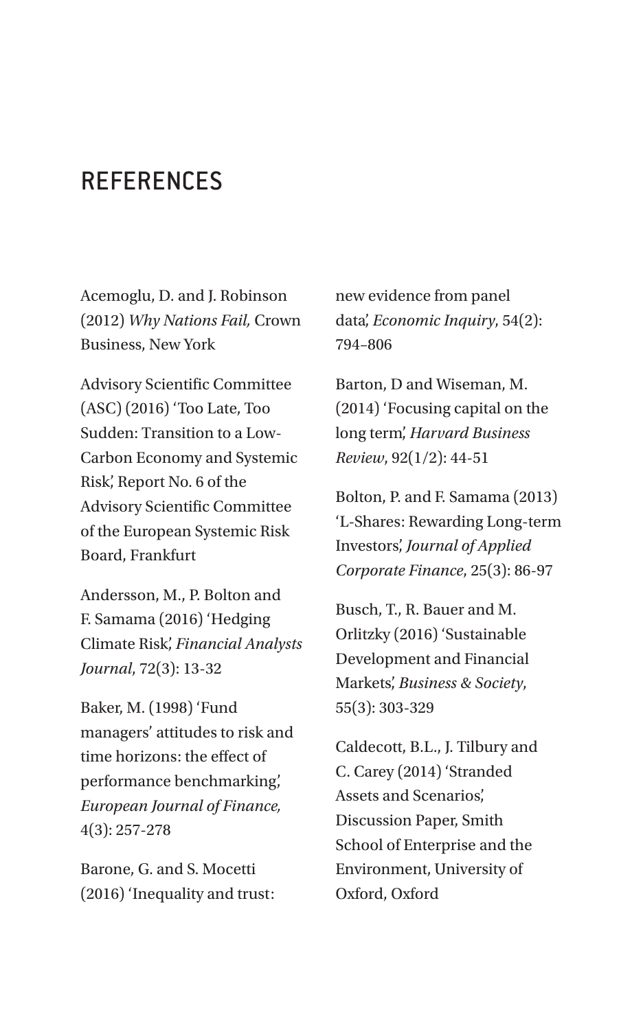# REFERENCES

Acemoglu, D. and J. Robinson (2012) *Why Nations Fail,* Crown Business, New York

Advisory Scientific Committee (ASC) (2016) 'Too Late, Too Sudden: Transition to a Low-Carbon Economy and Systemic Risk', Report No. 6 of the Advisory Scientific Committee of the European Systemic Risk Board, Frankfurt

Andersson, M., P. Bolton and F. Samama (2016) 'Hedging Climate Risk', *Financial Analysts Journal*, 72(3): 13-32

Baker, M. (1998) 'Fund managers' attitudes to risk and time horizons: the effect of performance benchmarking', *European Journal of Finance,* 4(3): 257-278

Barone, G. and S. Mocetti (2016) 'Inequality and trust: new evidence from panel data', *Economic Inquiry*, 54(2): 794–806

Barton, D and Wiseman, M. (2014) 'Focusing capital on the long term', *Harvard Business Review*, 92(1/2): 44-51

Bolton, P. and F. Samama (2013) 'L-Shares: Rewarding Long-term Investors', *Journal of Applied Corporate Finance*, 25(3): 86-97

Busch, T., R. Bauer and M. Orlitzky (2016) 'Sustainable Development and Financial Markets', *Business & Society*, 55(3): 303-329

Caldecott, B.L., J. Tilbury and C. Carey (2014) 'Stranded Assets and Scenarios', Discussion Paper, Smith School of Enterprise and the Environment, University of Oxford, Oxford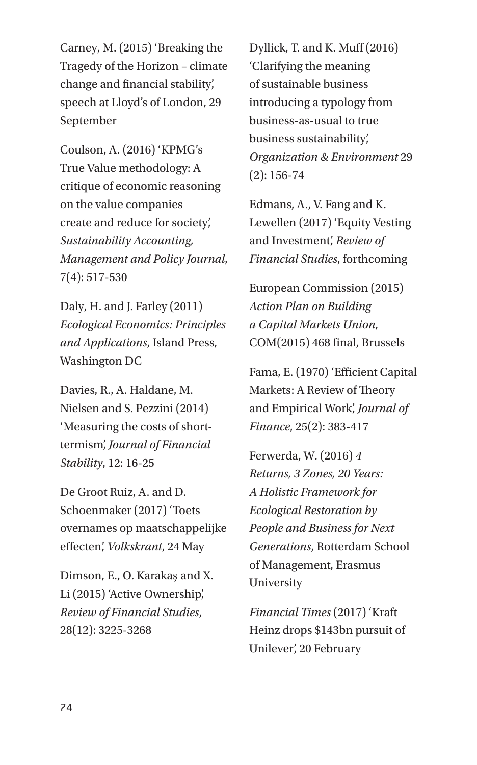Carney, M. (2015) 'Breaking the Tragedy of the Horizon – climate change and financial stability', speech at Lloyd's of London, 29 September

Coulson, A. (2016) 'KPMG's True Value methodology: A critique of economic reasoning on the value companies create and reduce for society', *Sustainability Accounting, Management and Policy Journal*, 7(4): 517-530

Daly, H. and J. Farley (2011) *Ecological Economics: Principles and Applications*, Island Press, Washington DC

Davies, R., A. Haldane, M. Nielsen and S. Pezzini (2014) 'Measuring the costs of short-termism', *Journal of Financial Stability*, 12: 16-25

De Groot Ruiz, A. and D. Schoenmaker (2017) 'Toets overnames op maatschappelijke effecten', *Volkskrant*, 24 May

Dimson, E., O. Karakaş and X. Li (2015) 'Active Ownership', *Review of Financial Studies*, 28(12): 3225-3268

Dyllick, T. and K. Muff (2016) 'Clarifying the meaning of sustainable business introducing a typology from business-as-usual to true business sustainability', *Organization & Environment* 29 (2): 156-74

Edmans, A., V. Fang and K. Lewellen (2017) 'Equity Vesting and Investment', *Review of Financial Studies*, forthcoming

European Commission (2015) *Action Plan on Building a Capital Markets Union*, COM(2015) 468 final, Brussels

Fama, E. (1970) 'Efficient Capital Markets: A Review of Theory and Empirical Work', *Journal of Finance*, 25(2): 383-417

Ferwerda, W. (2016) *4 Returns, 3 Zones, 20 Years: A Holistic Framework for Ecological Restoration by People and Business for Next Generations*, Rotterdam School of Management, Erasmus University

*Financial Times* (2017) 'Kraft Heinz drops $143bn pursuit of Unilever', 20 February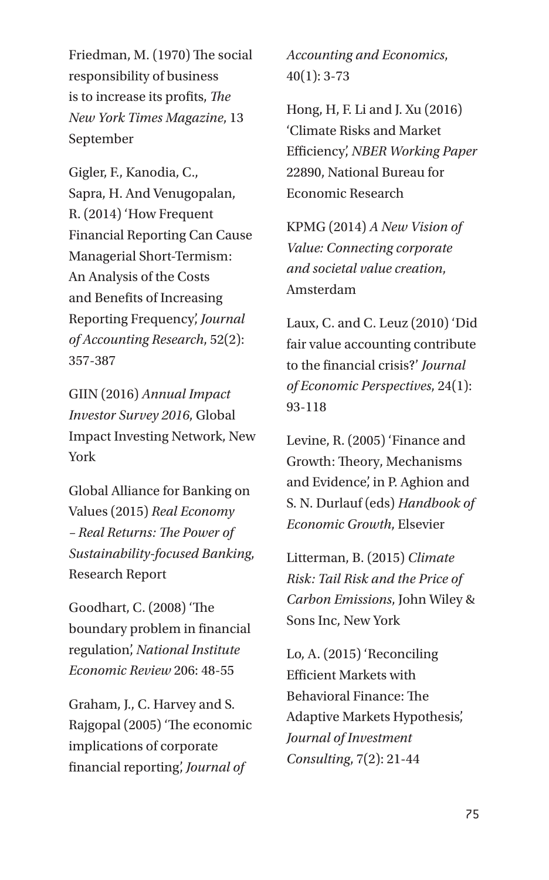Friedman, M. (1970) The social responsibility of business is to increase its profits, *The New York Times Magazine*, 13 September

Gigler, F., Kanodia, C., Sapra, H. And Venugopalan, R. (2014) 'How Frequent Financial Reporting Can Cause Managerial Short-Termism: An Analysis of the Costs and Benefits of Increasing Reporting Frequency', *Journal of Accounting Research*, 52(2): 357-387

GIIN (2016) *Annual Impact Investor Survey 2016*, Global Impact Investing Network, New York

Global Alliance for Banking on Values (2015) *Real Economy – Real Returns: The Power of Sustainability-focused Banking*, Research Report

Goodhart, C. (2008) 'The boundary problem in financial regulation', *National Institute Economic Review* 206: 48-55

Graham, J., C. Harvey and S. Rajgopal (2005) 'The economic implications of corporate financial reporting', *Journal of Accounting and Economics*, 40(1): 3-73

Hong, H, F. Li and J. Xu (2016) 'Climate Risks and Market Efficiency', *NBER Working Paper* 22890, National Bureau for Economic Research

KPMG (2014) *A New Vision of Value: Connecting corporate and societal value creation*, Amsterdam

Laux, C. and C. Leuz (2010) 'Did fair value accounting contribute to the financial crisis?' *Journal of Economic Perspectives*, 24(1): 93-118

Levine, R. (2005) 'Finance and Growth: Theory, Mechanisms and Evidence', in P. Aghion and S. N. Durlauf (eds) *Handbook of Economic Growth*, Elsevier

Litterman, B. (2015) *Climate Risk: Tail Risk and the Price of Carbon Emissions*, John Wiley & Sons Inc, New York

Lo, A. (2015) 'Reconciling Efficient Markets with Behavioral Finance: The Adaptive Markets Hypothesis', *Journal of Investment Consulting*, 7(2): 21-44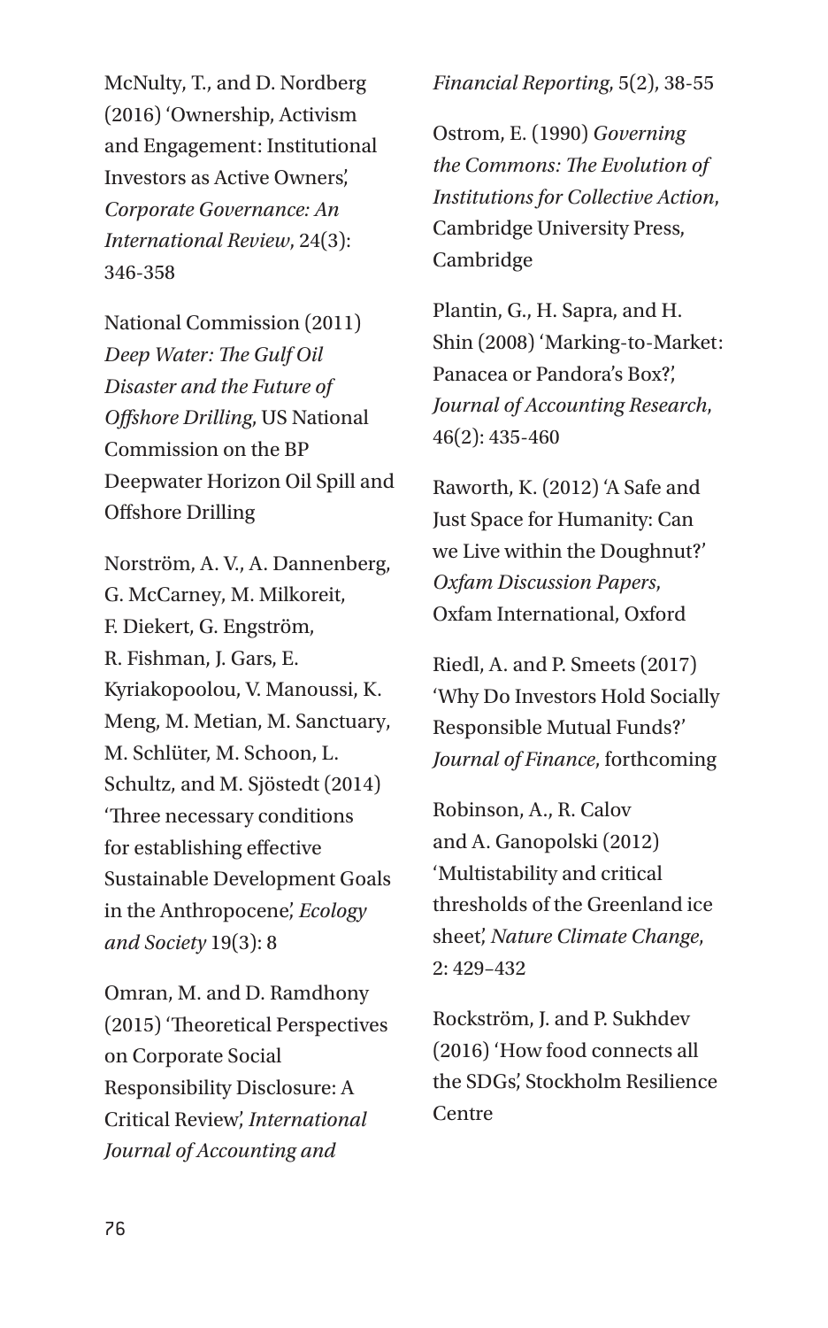McNulty, T., and D. Nordberg (2016) 'Ownership, Activism and Engagement: Institutional Investors as Active Owners', *Corporate Governance: An International Review*, 24(3): 346-358

National Commission (2011) *Deep Water: The Gulf Oil Disaster and the Future of Offshore Drilling*, US National Commission on the BP Deepwater Horizon Oil Spill and Offshore Drilling

Norström, A. V., A. Dannenberg, G. McCarney, M. Milkoreit, F. Diekert, G. Engström, R. Fishman, J. Gars, E. Kyriakopoolou, V. Manoussi, K. Meng, M. Metian, M. Sanctuary, M. Schlüter, M. Schoon, L. Schultz, and M. Sjöstedt (2014) 'Three necessary conditions for establishing effective Sustainable Development Goals in the Anthropocene', *Ecology and Society* 19(3): 8

Omran, M. and D. Ramdhony (2015) 'Theoretical Perspectives on Corporate Social Responsibility Disclosure: A Critical Review', *International Journal of Accounting and Financial Reporting*, 5(2), 38-55

Ostrom, E. (1990) *Governing the Commons: The Evolution of Institutions for Collective Action*, Cambridge University Press, Cambridge

Plantin, G., H. Sapra, and H. Shin (2008) 'Marking-to-Market: Panacea or Pandora's Box?', *Journal of Accounting Research*, 46(2): 435-460

Raworth, K. (2012) 'A Safe and Just Space for Humanity: Can we Live within the Doughnut?' *Oxfam Discussion Papers*, Oxfam International, Oxford

Riedl, A. and P. Smeets (2017) 'Why Do Investors Hold Socially Responsible Mutual Funds?' *Journal of Finance*, forthcoming

Robinson, A., R. Calov and A. Ganopolski (2012) 'Multistability and critical thresholds of the Greenland ice sheet', *Nature Climate Change*, 2: 429–432

Rockström, J. and P. Sukhdev (2016) 'How food connects all the SDGs', Stockholm Resilience Centre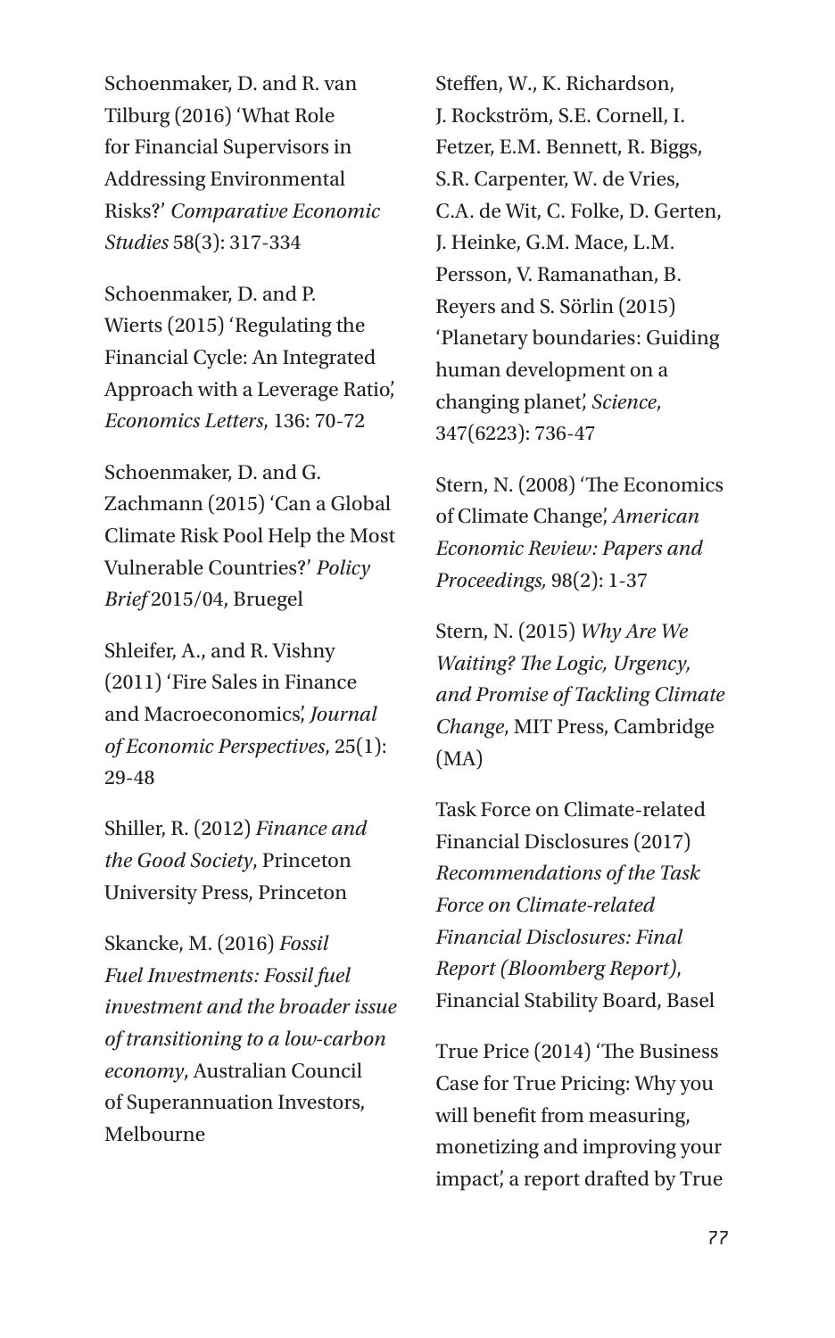Schoenmaker, D. and R. van Tilburg (2016) 'What Role for Financial Supervisors in Addressing Environmental Risks?' *Comparative Economic Studies* 58(3): 317-334

Schoenmaker, D. and P. Wierts (2015) 'Regulating the Financial Cycle: An Integrated Approach with a Leverage Ratio', *Economics Letters*, 136: 70-72

Schoenmaker, D. and G. Zachmann (2015) 'Can a Global Climate Risk Pool Help the Most Vulnerable Countries?' *Policy Brief* 2015/04, Bruegel

Shleifer, A., and R. Vishny (2011) 'Fire Sales in Finance and Macroeconomics', *Journal of Economic Perspectives*, 25(1): 29-48

Shiller, R. (2012) *Finance and the Good Society*, Princeton University Press, Princeton

Skancke, M. (2016) *Fossil Fuel Investments: Fossil fuel investment and the broader issue of transitioning to a low-carbon economy*, Australian Council of Superannuation Investors, Melbourne

Steffen, W., K. Richardson, J. Rockström, S.E. Cornell, I. Fetzer, E.M. Bennett, R. Biggs, S.R. Carpenter, W. de Vries, C.A. de Wit, C. Folke, D. Gerten, J. Heinke, G.M. Mace, L.M. Persson, V. Ramanathan, B. Reyers and S. Sörlin (2015) 'Planetary boundaries: Guiding human development on a changing planet', *Science*, 347(6223): 736-47

Stern, N. (2008) 'The Economics of Climate Change', *American Economic Review: Papers and Proceedings,* 98(2): 1-37

Stern, N. (2015) *Why Are We Waiting? The Logic, Urgency, and Promise of Tackling Climate Change*, MIT Press, Cambridge (MA)

Task Force on Climate-related Financial Disclosures (2017) *Recommendations of the Task Force on Climate-related Financial Disclosures: Final Report (Bloomberg Report)*, Financial Stability Board, Basel

True Price (2014) 'The Business Case for True Pricing: Why you will benefit from measuring, monetizing and improving your impact', a report drafted by True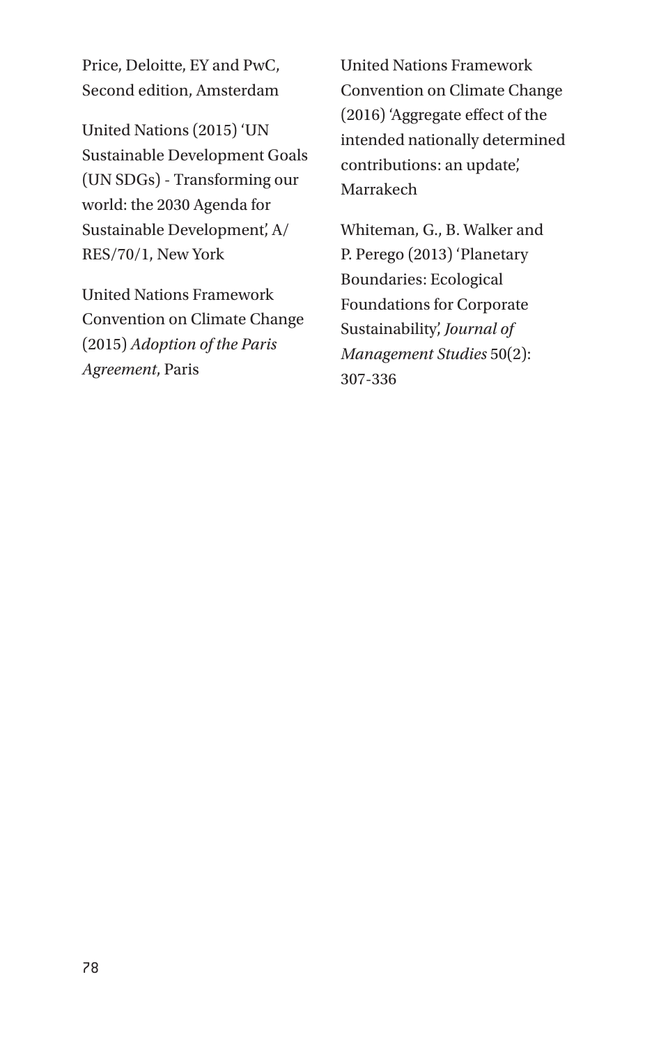Price, Deloitte, EY and PwC, Second edition, Amsterdam

United Nations (2015) 'UN Sustainable Development Goals (UN SDGs) - Transforming our world: the 2030 Agenda for Sustainable Development', A/RES/70/1, New York

United Nations Framework Convention on Climate Change (2015) *Adoption of the Paris Agreement*, Paris

United Nations Framework Convention on Climate Change (2016) 'Aggregate effect of the intended nationally determined contributions: an update', Marrakech

Whiteman, G., B. Walker and P. Perego (2013) 'Planetary Boundaries: Ecological Foundations for Corporate Sustainability', *Journal of Management Studies* 50(2): 307-336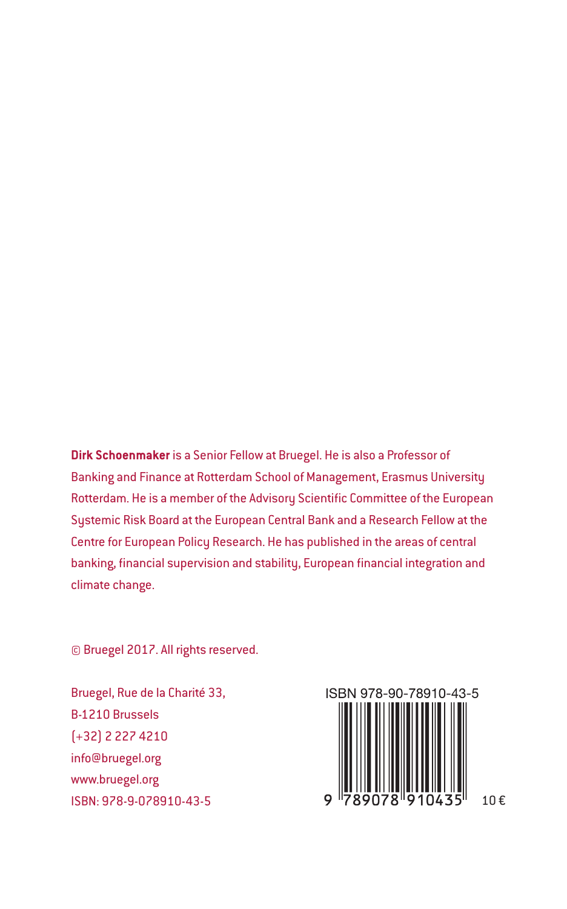**Dirk Schoenmaker** is a Senior Fellow at Bruegel. He is also a Professor of Banking and Finance at Rotterdam School of Management, Erasmus University Rotterdam. He is a member of the Advisory Scientific Committee of the European Systemic Risk Board at the European Central Bank and a Research Fellow at the Centre for European Policy Research. He has published in the areas of central banking, financial supervision and stability, European financial integration and climate change.

© Bruegel 2017. All rights reserved.

Bruegel, Rue de la Charité 33,
B-1210 Brussels
(+32) 2 227 4210
info@bruegel.org
www.bruegel.org
ISBN: 978-9-078910-43-5

ISBN 978-90-78910-43-5

9 789078 910435

10 €